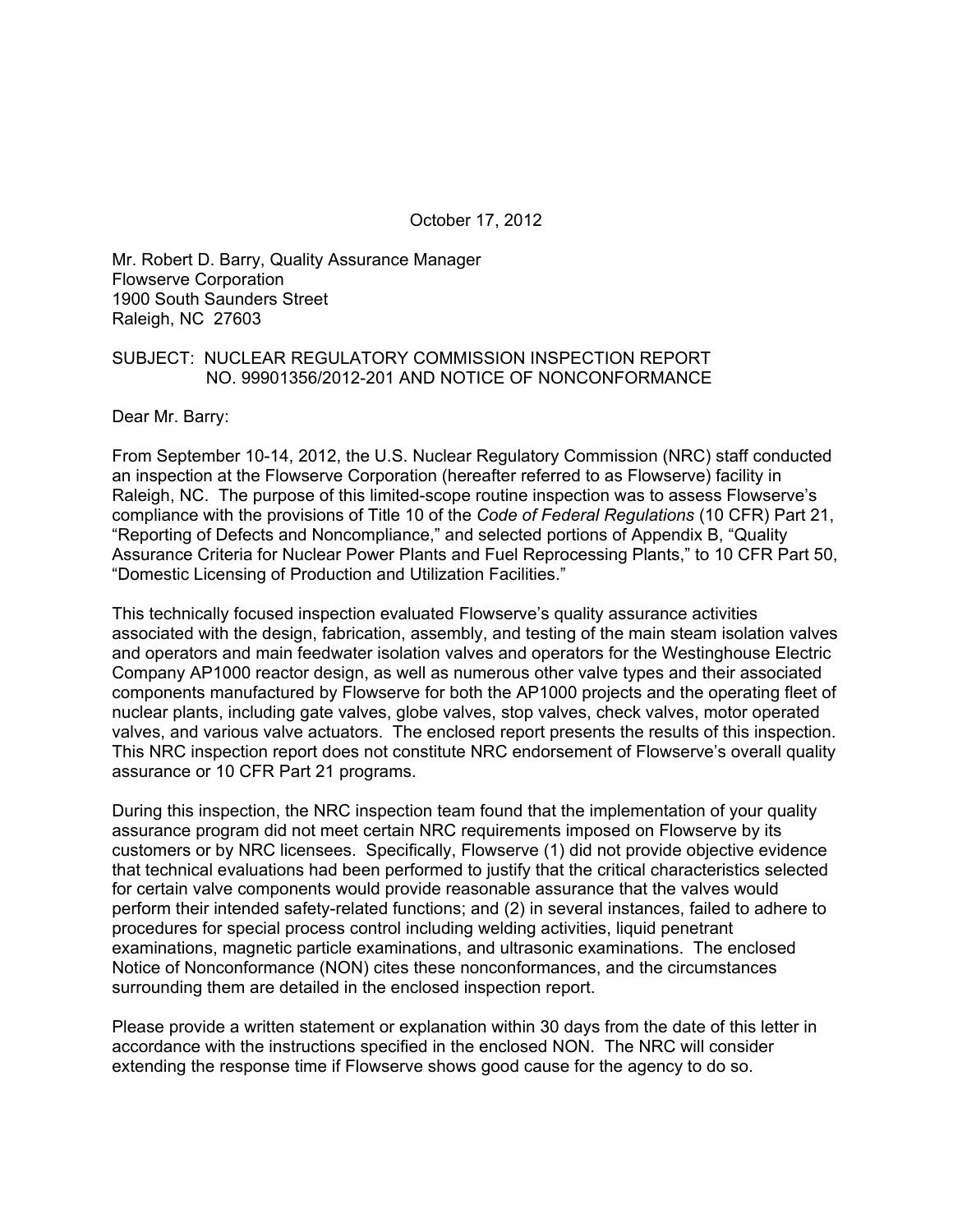October 17, 2012

Mr. Robert D. Barry, Quality Assurance Manager
Flowserve Corporation
1900 South Saunders Street
Raleigh, NC 27603

SUBJECT: NUCLEAR REGULATORY COMMISSION INSPECTION REPORT NO. 99901356/2012-201 AND NOTICE OF NONCONFORMANCE

Dear Mr. Barry:

From September 10-14, 2012, the U.S. Nuclear Regulatory Commission (NRC) staff conducted an inspection at the Flowserve Corporation (hereafter referred to as Flowserve) facility in Raleigh, NC. The purpose of this limited-scope routine inspection was to assess Flowserve's compliance with the provisions of Title 10 of the *Code of Federal Regulations* (10 CFR) Part 21, "Reporting of Defects and Noncompliance," and selected portions of Appendix B, "Quality Assurance Criteria for Nuclear Power Plants and Fuel Reprocessing Plants," to 10 CFR Part 50, "Domestic Licensing of Production and Utilization Facilities."

This technically focused inspection evaluated Flowserve's quality assurance activities associated with the design, fabrication, assembly, and testing of the main steam isolation valves and operators and main feedwater isolation valves and operators for the Westinghouse Electric Company AP1000 reactor design, as well as numerous other valve types and their associated components manufactured by Flowserve for both the AP1000 projects and the operating fleet of nuclear plants, including gate valves, globe valves, stop valves, check valves, motor operated valves, and various valve actuators. The enclosed report presents the results of this inspection. This NRC inspection report does not constitute NRC endorsement of Flowserve's overall quality assurance or 10 CFR Part 21 programs.

During this inspection, the NRC inspection team found that the implementation of your quality assurance program did not meet certain NRC requirements imposed on Flowserve by its customers or by NRC licensees. Specifically, Flowserve (1) did not provide objective evidence that technical evaluations had been performed to justify that the critical characteristics selected for certain valve components would provide reasonable assurance that the valves would perform their intended safety-related functions; and (2) in several instances, failed to adhere to procedures for special process control including welding activities, liquid penetrant examinations, magnetic particle examinations, and ultrasonic examinations. The enclosed Notice of Nonconformance (NON) cites these nonconformances, and the circumstances surrounding them are detailed in the enclosed inspection report.

Please provide a written statement or explanation within 30 days from the date of this letter in accordance with the instructions specified in the enclosed NON. The NRC will consider extending the response time if Flowserve shows good cause for the agency to do so.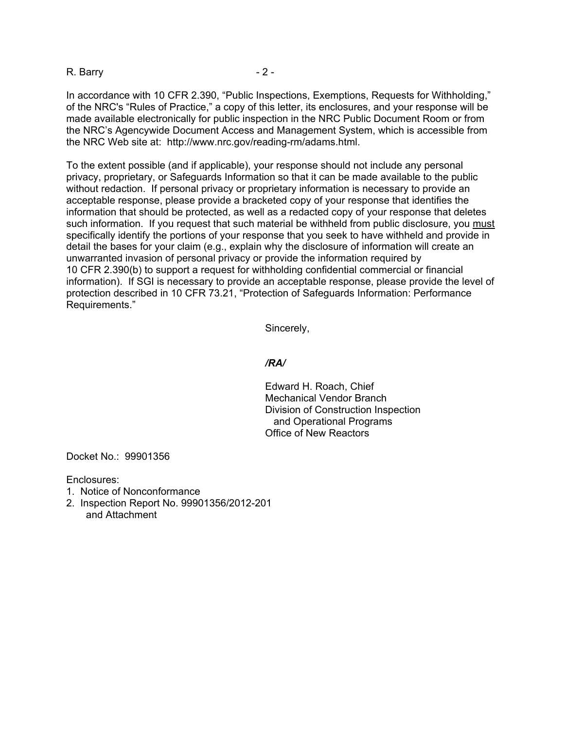In accordance with 10 CFR 2.390, "Public Inspections, Exemptions, Requests for Withholding," of the NRC's "Rules of Practice," a copy of this letter, its enclosures, and your response will be made available electronically for public inspection in the NRC Public Document Room or from the NRC's Agencywide Document Access and Management System, which is accessible from the NRC Web site at: http://www.nrc.gov/reading-rm/adams.html.

To the extent possible (and if applicable), your response should not include any personal privacy, proprietary, or Safeguards Information so that it can be made available to the public without redaction. If personal privacy or proprietary information is necessary to provide an acceptable response, please provide a bracketed copy of your response that identifies the information that should be protected, as well as a redacted copy of your response that deletes such information. If you request that such material be withheld from public disclosure, you <u>must</u> specifically identify the portions of your response that you seek to have withheld and provide in detail the bases for your claim (e.g., explain why the disclosure of information will create an unwarranted invasion of personal privacy or provide the information required by 10 CFR 2.390(b) to support a request for withholding confidential commercial or financial information). If SGI is necessary to provide an acceptable response, please provide the level of protection described in 10 CFR 73.21, "Protection of Safeguards Information: Performance Requirements."

Sincerely,

***/RA/***

Edward H. Roach, Chief
Mechanical Vendor Branch
Division of Construction Inspection
and Operational Programs
Office of New Reactors

Docket No.: 99901356

Enclosures:
1. Notice of Nonconformance
2. Inspection Report No. 99901356/2012-201
   and Attachment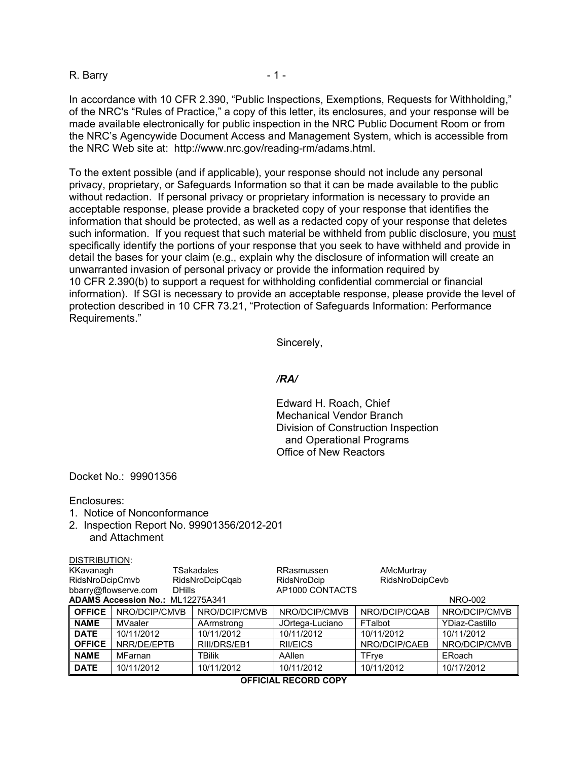In accordance with 10 CFR 2.390, "Public Inspections, Exemptions, Requests for Withholding," of the NRC's "Rules of Practice," a copy of this letter, its enclosures, and your response will be made available electronically for public inspection in the NRC Public Document Room or from the NRC's Agencywide Document Access and Management System, which is accessible from the NRC Web site at: http://www.nrc.gov/reading-rm/adams.html.

To the extent possible (and if applicable), your response should not include any personal privacy, proprietary, or Safeguards Information so that it can be made available to the public without redaction. If personal privacy or proprietary information is necessary to provide an acceptable response, please provide a bracketed copy of your response that identifies the information that should be protected, as well as a redacted copy of your response that deletes such information. If you request that such material be withheld from public disclosure, you must specifically identify the portions of your response that you seek to have withheld and provide in detail the bases for your claim (e.g., explain why the disclosure of information will create an unwarranted invasion of personal privacy or provide the information required by 10 CFR 2.390(b) to support a request for withholding confidential commercial or financial information). If SGI is necessary to provide an acceptable response, please provide the level of protection described in 10 CFR 73.21, "Protection of Safeguards Information: Performance Requirements."

Sincerely,

*/RA/*

Edward H. Roach, Chief
Mechanical Vendor Branch
Division of Construction Inspection
and Operational Programs
Office of New Reactors

Docket No.: 99901356

Enclosures:
1. Notice of Nonconformance
2. Inspection Report No. 99901356/2012-201
   and Attachment

DISTRIBUTION:

| | | | |
|---|---|---|---|
| KKavanagh | TSakadales | RRasmussen | AMcMurtray |
| RidsNroDcipCmvb | RidsNroDcipCqab | RidsNroDcip | RidsNroDcipCevb |
| bbarry@flowserve.com | DHills | AP1000 CONTACTS | |

**ADAMS Accession No.:** ML12275A341 NRO-002

| **OFFICE** | NRO/DCIP/CMVB | NRO/DCIP/CMVB | NRO/DCIP/CMVB | NRO/DCIP/CQAB | NRO/DCIP/CMVB |
|---|---|---|---|---|---|
| **NAME** | MVaaler | AArmstrong | JOrtega-Luciano | FTalbot | YDiaz-Castillo |
| **DATE** | 10/11/2012 | 10/11/2012 | 10/11/2012 | 10/11/2012 | 10/11/2012 |
| **OFFICE** | NRR/DE/EPTB | RIII/DRS/EB1 | RII/EICS | NRO/DCIP/CAEB | NRO/DCIP/CMVB |
| **NAME** | MFarnan | TBilik | AAllen | TFrye | ERoach |
| **DATE** | 10/11/2012 | 10/11/2012 | 10/11/2012 | 10/11/2012 | 10/17/2012 |

**OFFICIAL RECORD COPY**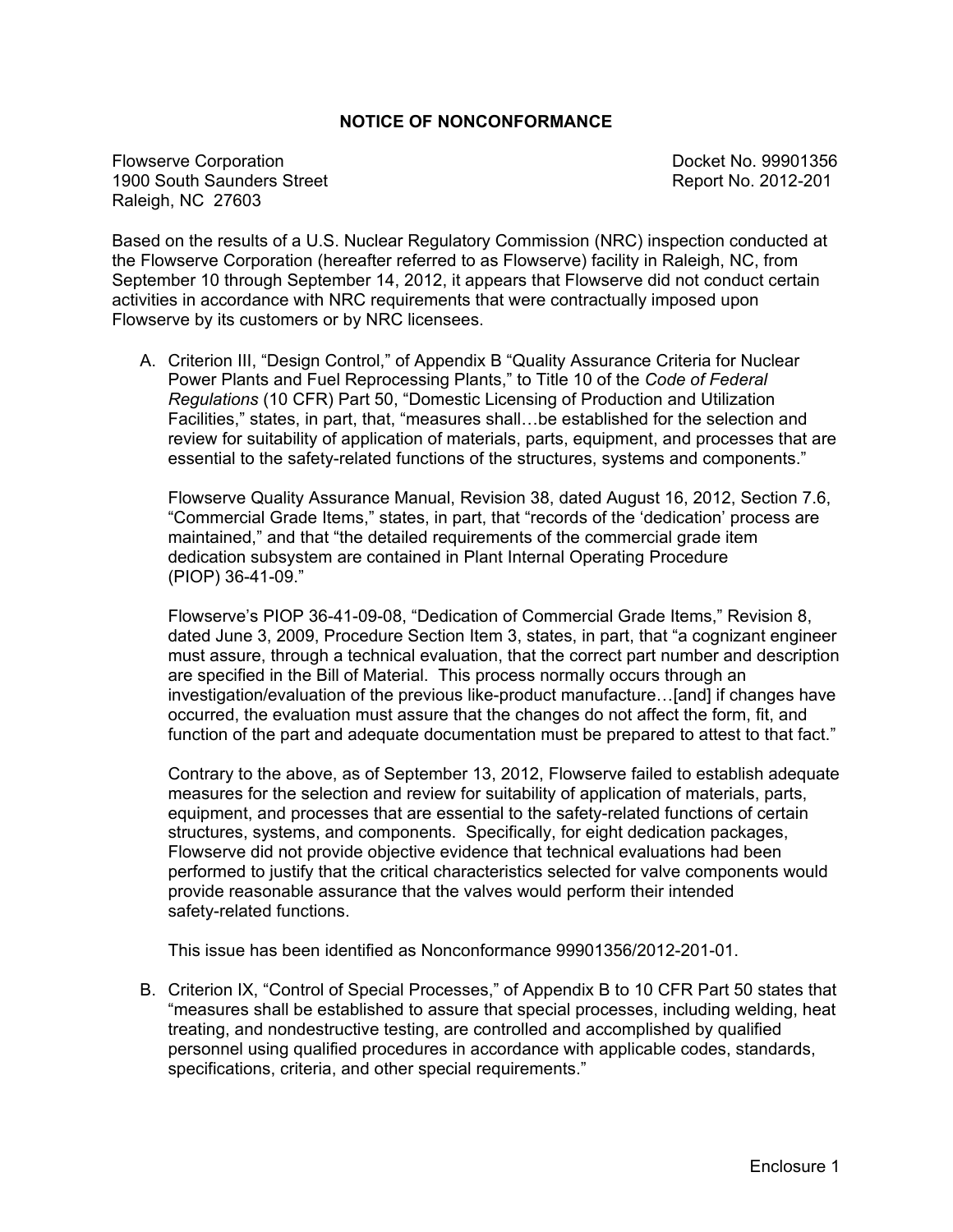## NOTICE OF NONCONFORMANCE

Flowserve Corporation
1900 South Saunders Street
Raleigh, NC 27603

Docket No. 99901356
Report No. 2012-201

Based on the results of a U.S. Nuclear Regulatory Commission (NRC) inspection conducted at the Flowserve Corporation (hereafter referred to as Flowserve) facility in Raleigh, NC, from September 10 through September 14, 2012, it appears that Flowserve did not conduct certain activities in accordance with NRC requirements that were contractually imposed upon Flowserve by its customers or by NRC licensees.

A. Criterion III, "Design Control," of Appendix B "Quality Assurance Criteria for Nuclear Power Plants and Fuel Reprocessing Plants," to Title 10 of the *Code of Federal Regulations* (10 CFR) Part 50, "Domestic Licensing of Production and Utilization Facilities," states, in part, that, "measures shall…be established for the selection and review for suitability of application of materials, parts, equipment, and processes that are essential to the safety-related functions of the structures, systems and components."

   Flowserve Quality Assurance Manual, Revision 38, dated August 16, 2012, Section 7.6, "Commercial Grade Items," states, in part, that "records of the 'dedication' process are maintained," and that "the detailed requirements of the commercial grade item dedication subsystem are contained in Plant Internal Operating Procedure (PIOP) 36-41-09."

   Flowserve's PIOP 36-41-09-08, "Dedication of Commercial Grade Items," Revision 8, dated June 3, 2009, Procedure Section Item 3, states, in part, that "a cognizant engineer must assure, through a technical evaluation, that the correct part number and description are specified in the Bill of Material. This process normally occurs through an investigation/evaluation of the previous like-product manufacture…[and] if changes have occurred, the evaluation must assure that the changes do not affect the form, fit, and function of the part and adequate documentation must be prepared to attest to that fact."

   Contrary to the above, as of September 13, 2012, Flowserve failed to establish adequate measures for the selection and review for suitability of application of materials, parts, equipment, and processes that are essential to the safety-related functions of certain structures, systems, and components. Specifically, for eight dedication packages, Flowserve did not provide objective evidence that technical evaluations had been performed to justify that the critical characteristics selected for valve components would provide reasonable assurance that the valves would perform their intended safety-related functions.

   This issue has been identified as Nonconformance 99901356/2012-201-01.

B. Criterion IX, "Control of Special Processes," of Appendix B to 10 CFR Part 50 states that "measures shall be established to assure that special processes, including welding, heat treating, and nondestructive testing, are controlled and accomplished by qualified personnel using qualified procedures in accordance with applicable codes, standards, specifications, criteria, and other special requirements."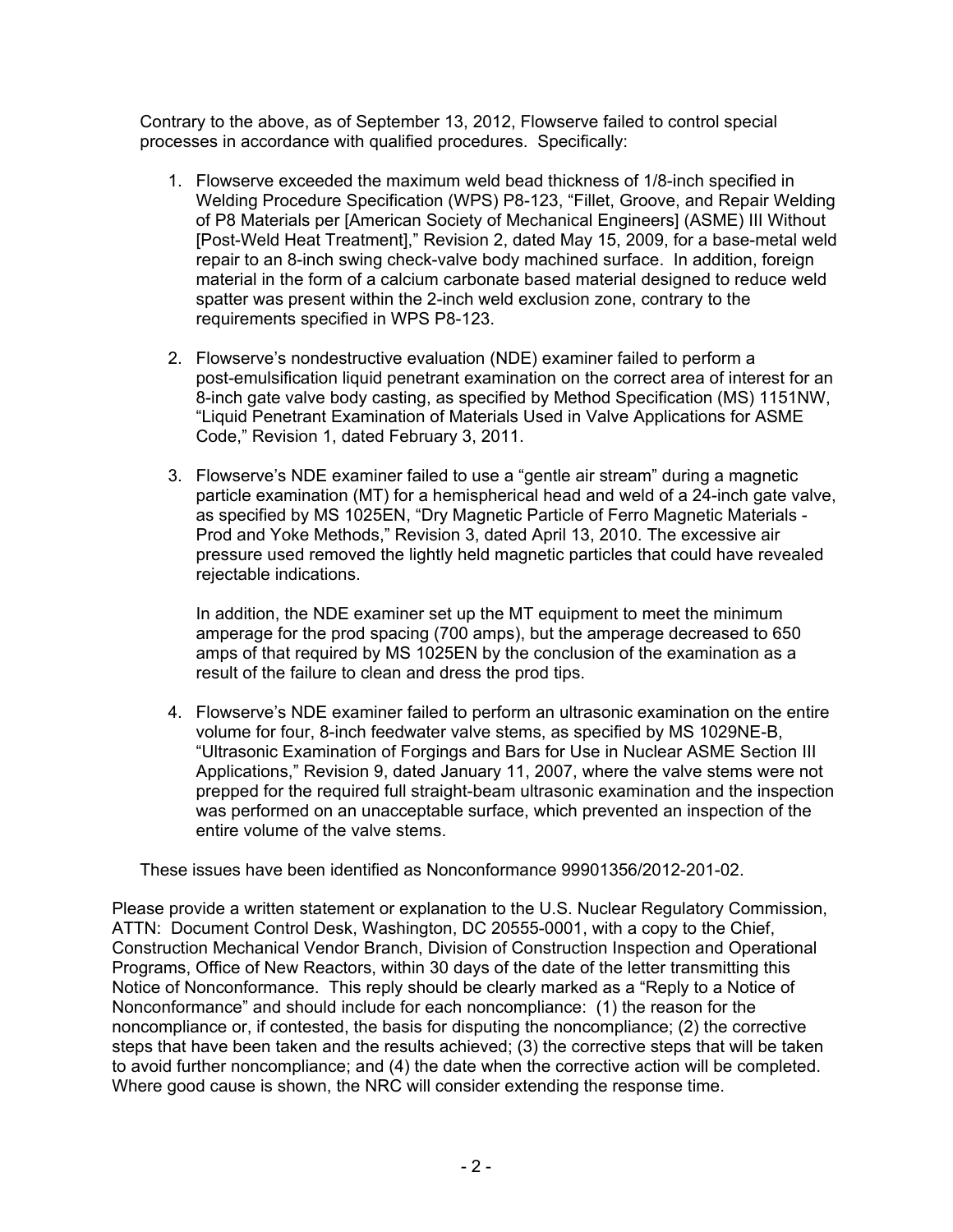Contrary to the above, as of September 13, 2012, Flowserve failed to control special processes in accordance with qualified procedures. Specifically:

1. Flowserve exceeded the maximum weld bead thickness of 1/8-inch specified in Welding Procedure Specification (WPS) P8-123, "Fillet, Groove, and Repair Welding of P8 Materials per [American Society of Mechanical Engineers] (ASME) III Without [Post-Weld Heat Treatment]," Revision 2, dated May 15, 2009, for a base-metal weld repair to an 8-inch swing check-valve body machined surface. In addition, foreign material in the form of a calcium carbonate based material designed to reduce weld spatter was present within the 2-inch weld exclusion zone, contrary to the requirements specified in WPS P8-123.

2. Flowserve's nondestructive evaluation (NDE) examiner failed to perform a post-emulsification liquid penetrant examination on the correct area of interest for an 8-inch gate valve body casting, as specified by Method Specification (MS) 1151NW, "Liquid Penetrant Examination of Materials Used in Valve Applications for ASME Code," Revision 1, dated February 3, 2011.

3. Flowserve's NDE examiner failed to use a "gentle air stream" during a magnetic particle examination (MT) for a hemispherical head and weld of a 24-inch gate valve, as specified by MS 1025EN, "Dry Magnetic Particle of Ferro Magnetic Materials - Prod and Yoke Methods," Revision 3, dated April 13, 2010. The excessive air pressure used removed the lightly held magnetic particles that could have revealed rejectable indications.

   In addition, the NDE examiner set up the MT equipment to meet the minimum amperage for the prod spacing (700 amps), but the amperage decreased to 650 amps of that required by MS 1025EN by the conclusion of the examination as a result of the failure to clean and dress the prod tips.

4. Flowserve's NDE examiner failed to perform an ultrasonic examination on the entire volume for four, 8-inch feedwater valve stems, as specified by MS 1029NE-B, "Ultrasonic Examination of Forgings and Bars for Use in Nuclear ASME Section III Applications," Revision 9, dated January 11, 2007, where the valve stems were not prepped for the required full straight-beam ultrasonic examination and the inspection was performed on an unacceptable surface, which prevented an inspection of the entire volume of the valve stems.

These issues have been identified as Nonconformance 99901356/2012-201-02.

Please provide a written statement or explanation to the U.S. Nuclear Regulatory Commission, ATTN: Document Control Desk, Washington, DC 20555-0001, with a copy to the Chief, Construction Mechanical Vendor Branch, Division of Construction Inspection and Operational Programs, Office of New Reactors, within 30 days of the date of the letter transmitting this Notice of Nonconformance. This reply should be clearly marked as a "Reply to a Notice of Nonconformance" and should include for each noncompliance: (1) the reason for the noncompliance or, if contested, the basis for disputing the noncompliance; (2) the corrective steps that have been taken and the results achieved; (3) the corrective steps that will be taken to avoid further noncompliance; and (4) the date when the corrective action will be completed. Where good cause is shown, the NRC will consider extending the response time.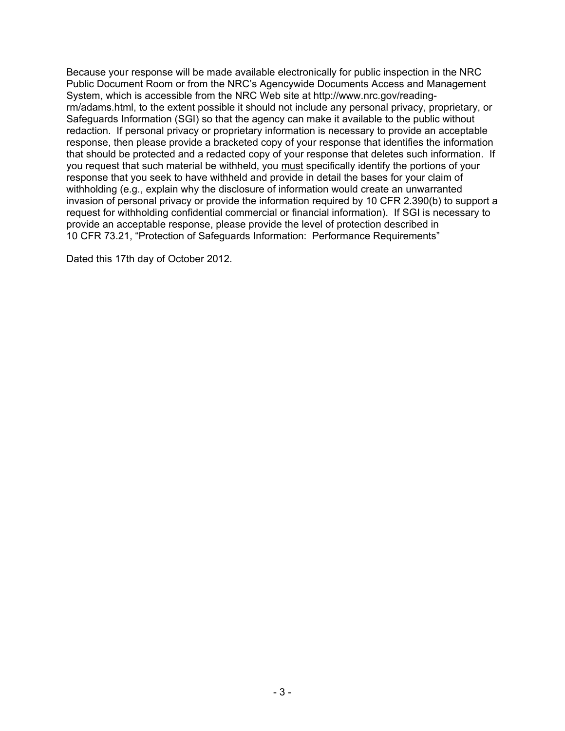Because your response will be made available electronically for public inspection in the NRC Public Document Room or from the NRC's Agencywide Documents Access and Management System, which is accessible from the NRC Web site at http://www.nrc.gov/reading-rm/adams.html, to the extent possible it should not include any personal privacy, proprietary, or Safeguards Information (SGI) so that the agency can make it available to the public without redaction. If personal privacy or proprietary information is necessary to provide an acceptable response, then please provide a bracketed copy of your response that identifies the information that should be protected and a redacted copy of your response that deletes such information. If you request that such material be withheld, you must specifically identify the portions of your response that you seek to have withheld and provide in detail the bases for your claim of withholding (e.g., explain why the disclosure of information would create an unwarranted invasion of personal privacy or provide the information required by 10 CFR 2.390(b) to support a request for withholding confidential commercial or financial information). If SGI is necessary to provide an acceptable response, please provide the level of protection described in 10 CFR 73.21, "Protection of Safeguards Information: Performance Requirements"

Dated this 17th day of October 2012.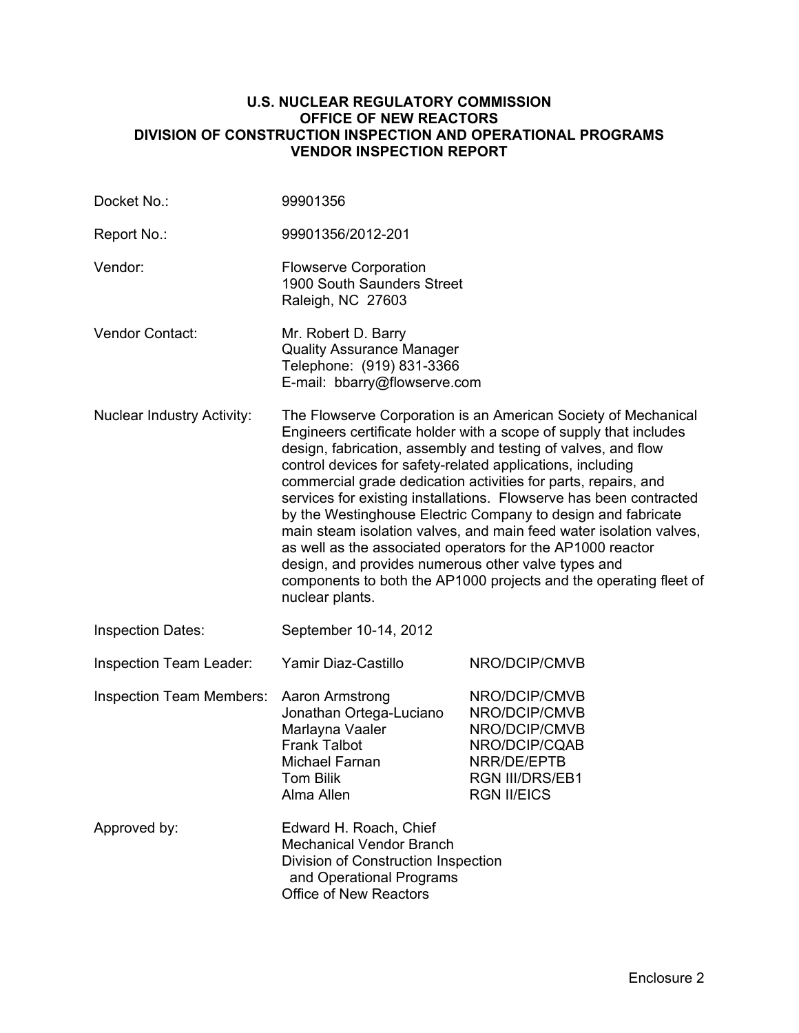**U.S. NUCLEAR REGULATORY COMMISSION**
**OFFICE OF NEW REACTORS**
**DIVISION OF CONSTRUCTION INSPECTION AND OPERATIONAL PROGRAMS**
**VENDOR INSPECTION REPORT**

| | | |
|---|---|---|
| Docket No.: | 99901356 | |
| Report No.: | 99901356/2012-201 | |
| Vendor: | Flowserve Corporation<br>1900 South Saunders Street<br>Raleigh, NC 27603 | |
| Vendor Contact: | Mr. Robert D. Barry<br>Quality Assurance Manager<br>Telephone: (919) 831-3366<br>E-mail: bbarry@flowserve.com | |
| Nuclear Industry Activity: | The Flowserve Corporation is an American Society of Mechanical Engineers certificate holder with a scope of supply that includes design, fabrication, assembly and testing of valves, and flow control devices for safety-related applications, including commercial grade dedication activities for parts, repairs, and services for existing installations. Flowserve has been contracted by the Westinghouse Electric Company to design and fabricate main steam isolation valves, and main feed water isolation valves, as well as the associated operators for the AP1000 reactor design, and provides numerous other valve types and components to both the AP1000 projects and the operating fleet of nuclear plants. | |
| Inspection Dates: | September 10-14, 2012 | |
| Inspection Team Leader: | Yamir Diaz-Castillo | NRO/DCIP/CMVB |
| Inspection Team Members: | Aaron Armstrong<br>Jonathan Ortega-Luciano<br>Marlayna Vaaler<br>Frank Talbot<br>Michael Farnan<br>Tom Bilik<br>Alma Allen | NRO/DCIP/CMVB<br>NRO/DCIP/CMVB<br>NRO/DCIP/CMVB<br>NRO/DCIP/CQAB<br>NRR/DE/EPTB<br>RGN III/DRS/EB1<br>RGN II/EICS |
| Approved by: | Edward H. Roach, Chief<br>Mechanical Vendor Branch<br>Division of Construction Inspection and Operational Programs<br>Office of New Reactors | |

Enclosure 2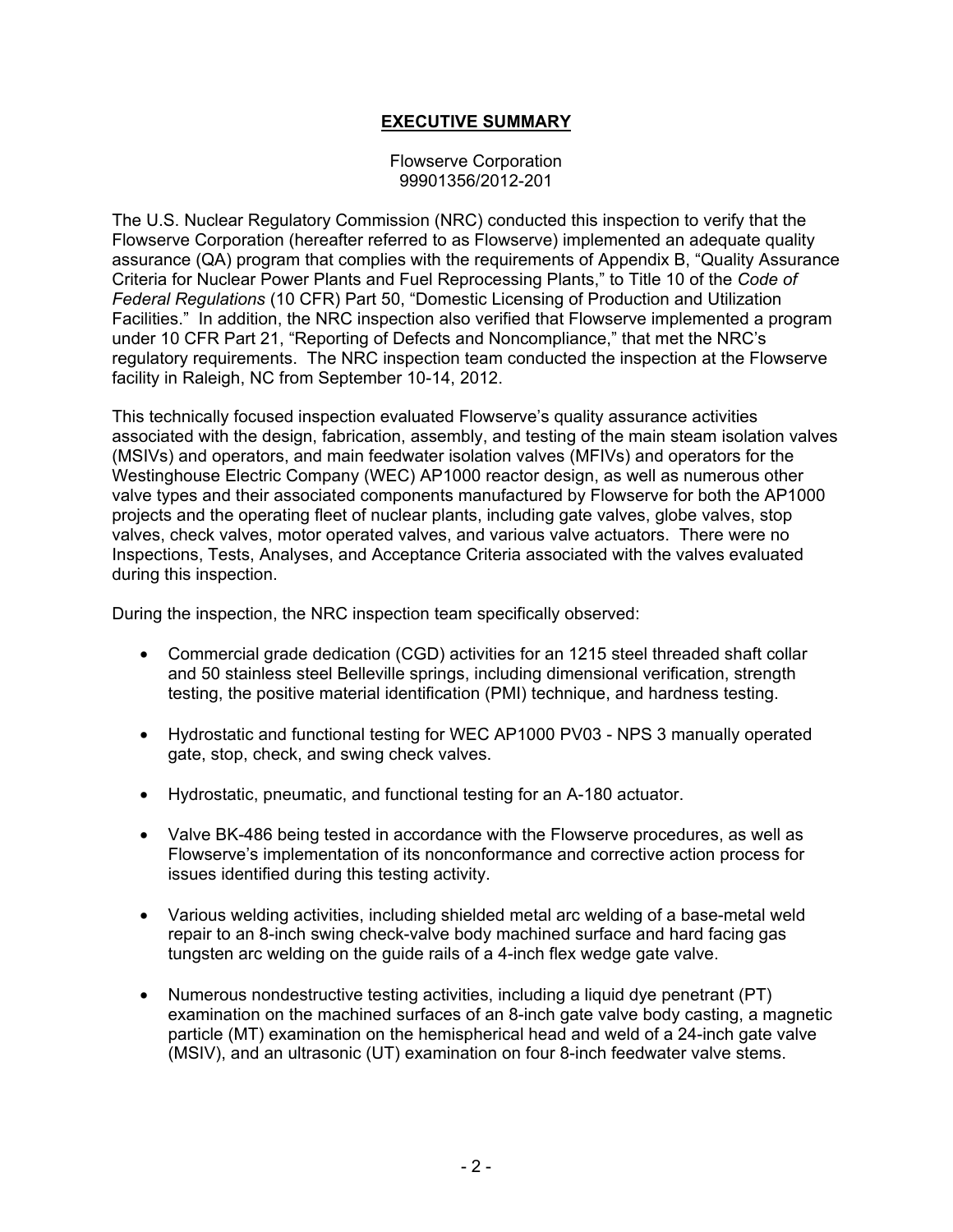## EXECUTIVE SUMMARY

Flowserve Corporation
99901356/2012-201

The U.S. Nuclear Regulatory Commission (NRC) conducted this inspection to verify that the Flowserve Corporation (hereafter referred to as Flowserve) implemented an adequate quality assurance (QA) program that complies with the requirements of Appendix B, "Quality Assurance Criteria for Nuclear Power Plants and Fuel Reprocessing Plants," to Title 10 of the *Code of Federal Regulations* (10 CFR) Part 50, "Domestic Licensing of Production and Utilization Facilities." In addition, the NRC inspection also verified that Flowserve implemented a program under 10 CFR Part 21, "Reporting of Defects and Noncompliance," that met the NRC's regulatory requirements. The NRC inspection team conducted the inspection at the Flowserve facility in Raleigh, NC from September 10-14, 2012.

This technically focused inspection evaluated Flowserve's quality assurance activities associated with the design, fabrication, assembly, and testing of the main steam isolation valves (MSIVs) and operators, and main feedwater isolation valves (MFIVs) and operators for the Westinghouse Electric Company (WEC) AP1000 reactor design, as well as numerous other valve types and their associated components manufactured by Flowserve for both the AP1000 projects and the operating fleet of nuclear plants, including gate valves, globe valves, stop valves, check valves, motor operated valves, and various valve actuators. There were no Inspections, Tests, Analyses, and Acceptance Criteria associated with the valves evaluated during this inspection.

During the inspection, the NRC inspection team specifically observed:

- Commercial grade dedication (CGD) activities for an 1215 steel threaded shaft collar and 50 stainless steel Belleville springs, including dimensional verification, strength testing, the positive material identification (PMI) technique, and hardness testing.
- Hydrostatic and functional testing for WEC AP1000 PV03 - NPS 3 manually operated gate, stop, check, and swing check valves.
- Hydrostatic, pneumatic, and functional testing for an A-180 actuator.
- Valve BK-486 being tested in accordance with the Flowserve procedures, as well as Flowserve's implementation of its nonconformance and corrective action process for issues identified during this testing activity.
- Various welding activities, including shielded metal arc welding of a base-metal weld repair to an 8-inch swing check-valve body machined surface and hard facing gas tungsten arc welding on the guide rails of a 4-inch flex wedge gate valve.
- Numerous nondestructive testing activities, including a liquid dye penetrant (PT) examination on the machined surfaces of an 8-inch gate valve body casting, a magnetic particle (MT) examination on the hemispherical head and weld of a 24-inch gate valve (MSIV), and an ultrasonic (UT) examination on four 8-inch feedwater valve stems.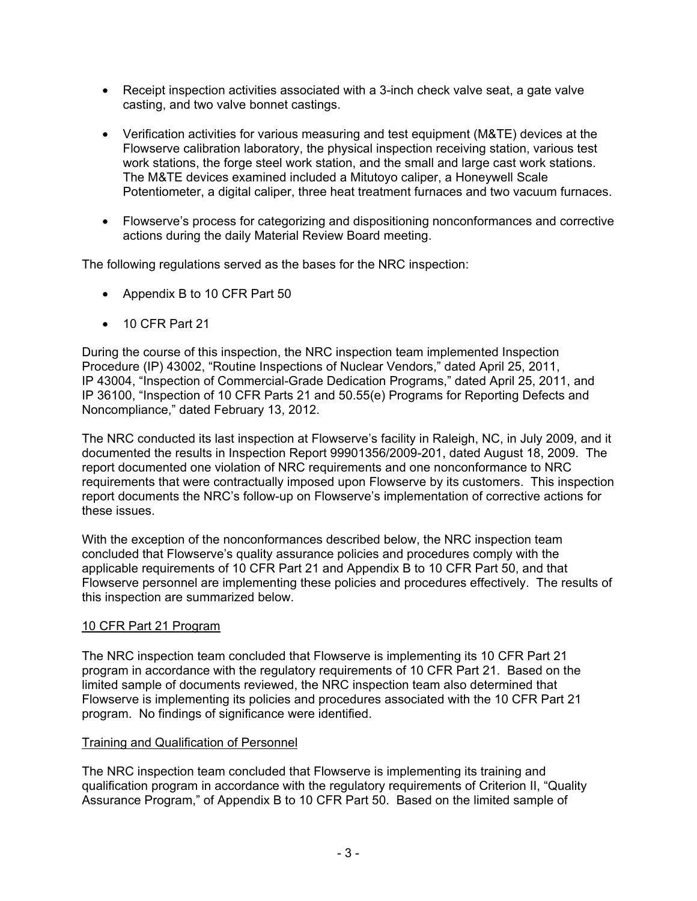- Receipt inspection activities associated with a 3-inch check valve seat, a gate valve casting, and two valve bonnet castings.

- Verification activities for various measuring and test equipment (M&TE) devices at the Flowserve calibration laboratory, the physical inspection receiving station, various test work stations, the forge steel work station, and the small and large cast work stations. The M&TE devices examined included a Mitutoyo caliper, a Honeywell Scale Potentiometer, a digital caliper, three heat treatment furnaces and two vacuum furnaces.

- Flowserve's process for categorizing and dispositioning nonconformances and corrective actions during the daily Material Review Board meeting.

The following regulations served as the bases for the NRC inspection:

- Appendix B to 10 CFR Part 50

- 10 CFR Part 21

During the course of this inspection, the NRC inspection team implemented Inspection Procedure (IP) 43002, "Routine Inspections of Nuclear Vendors," dated April 25, 2011, IP 43004, "Inspection of Commercial-Grade Dedication Programs," dated April 25, 2011, and IP 36100, "Inspection of 10 CFR Parts 21 and 50.55(e) Programs for Reporting Defects and Noncompliance," dated February 13, 2012.

The NRC conducted its last inspection at Flowserve's facility in Raleigh, NC, in July 2009, and it documented the results in Inspection Report 99901356/2009-201, dated August 18, 2009. The report documented one violation of NRC requirements and one nonconformance to NRC requirements that were contractually imposed upon Flowserve by its customers. This inspection report documents the NRC's follow-up on Flowserve's implementation of corrective actions for these issues.

With the exception of the nonconformances described below, the NRC inspection team concluded that Flowserve's quality assurance policies and procedures comply with the applicable requirements of 10 CFR Part 21 and Appendix B to 10 CFR Part 50, and that Flowserve personnel are implementing these policies and procedures effectively. The results of this inspection are summarized below.

<u>10 CFR Part 21 Program</u>

The NRC inspection team concluded that Flowserve is implementing its 10 CFR Part 21 program in accordance with the regulatory requirements of 10 CFR Part 21. Based on the limited sample of documents reviewed, the NRC inspection team also determined that Flowserve is implementing its policies and procedures associated with the 10 CFR Part 21 program. No findings of significance were identified.

<u>Training and Qualification of Personnel</u>

The NRC inspection team concluded that Flowserve is implementing its training and qualification program in accordance with the regulatory requirements of Criterion II, "Quality Assurance Program," of Appendix B to 10 CFR Part 50. Based on the limited sample of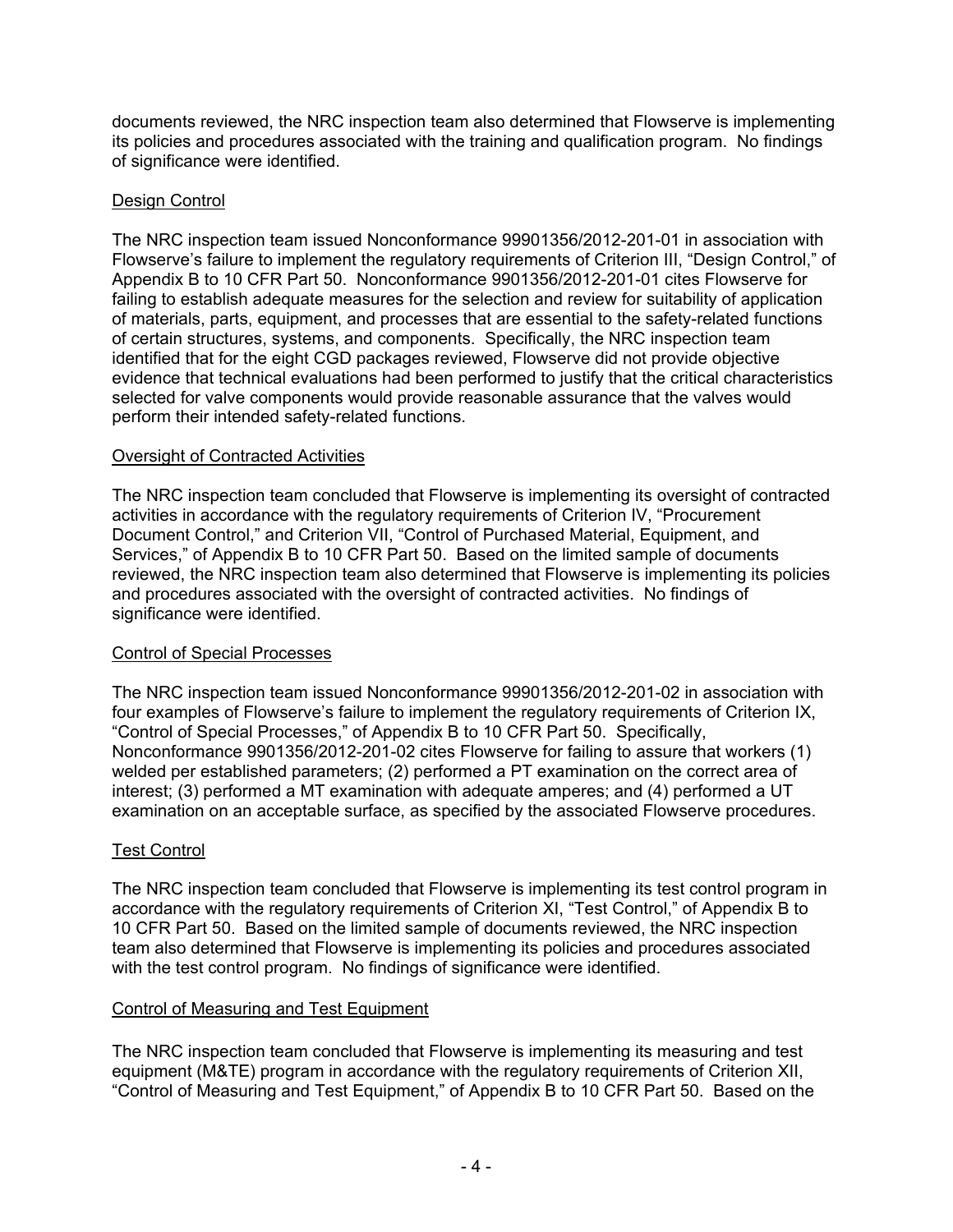documents reviewed, the NRC inspection team also determined that Flowserve is implementing its policies and procedures associated with the training and qualification program. No findings of significance were identified.

## Design Control

The NRC inspection team issued Nonconformance 99901356/2012-201-01 in association with Flowserve's failure to implement the regulatory requirements of Criterion III, "Design Control," of Appendix B to 10 CFR Part 50. Nonconformance 9901356/2012-201-01 cites Flowserve for failing to establish adequate measures for the selection and review for suitability of application of materials, parts, equipment, and processes that are essential to the safety-related functions of certain structures, systems, and components. Specifically, the NRC inspection team identified that for the eight CGD packages reviewed, Flowserve did not provide objective evidence that technical evaluations had been performed to justify that the critical characteristics selected for valve components would provide reasonable assurance that the valves would perform their intended safety-related functions.

## Oversight of Contracted Activities

The NRC inspection team concluded that Flowserve is implementing its oversight of contracted activities in accordance with the regulatory requirements of Criterion IV, "Procurement Document Control," and Criterion VII, "Control of Purchased Material, Equipment, and Services," of Appendix B to 10 CFR Part 50. Based on the limited sample of documents reviewed, the NRC inspection team also determined that Flowserve is implementing its policies and procedures associated with the oversight of contracted activities. No findings of significance were identified.

## Control of Special Processes

The NRC inspection team issued Nonconformance 99901356/2012-201-02 in association with four examples of Flowserve's failure to implement the regulatory requirements of Criterion IX, "Control of Special Processes," of Appendix B to 10 CFR Part 50. Specifically, Nonconformance 9901356/2012-201-02 cites Flowserve for failing to assure that workers (1) welded per established parameters; (2) performed a PT examination on the correct area of interest; (3) performed a MT examination with adequate amperes; and (4) performed a UT examination on an acceptable surface, as specified by the associated Flowserve procedures.

## Test Control

The NRC inspection team concluded that Flowserve is implementing its test control program in accordance with the regulatory requirements of Criterion XI, "Test Control," of Appendix B to 10 CFR Part 50. Based on the limited sample of documents reviewed, the NRC inspection team also determined that Flowserve is implementing its policies and procedures associated with the test control program. No findings of significance were identified.

## Control of Measuring and Test Equipment

The NRC inspection team concluded that Flowserve is implementing its measuring and test equipment (M&TE) program in accordance with the regulatory requirements of Criterion XII, "Control of Measuring and Test Equipment," of Appendix B to 10 CFR Part 50. Based on the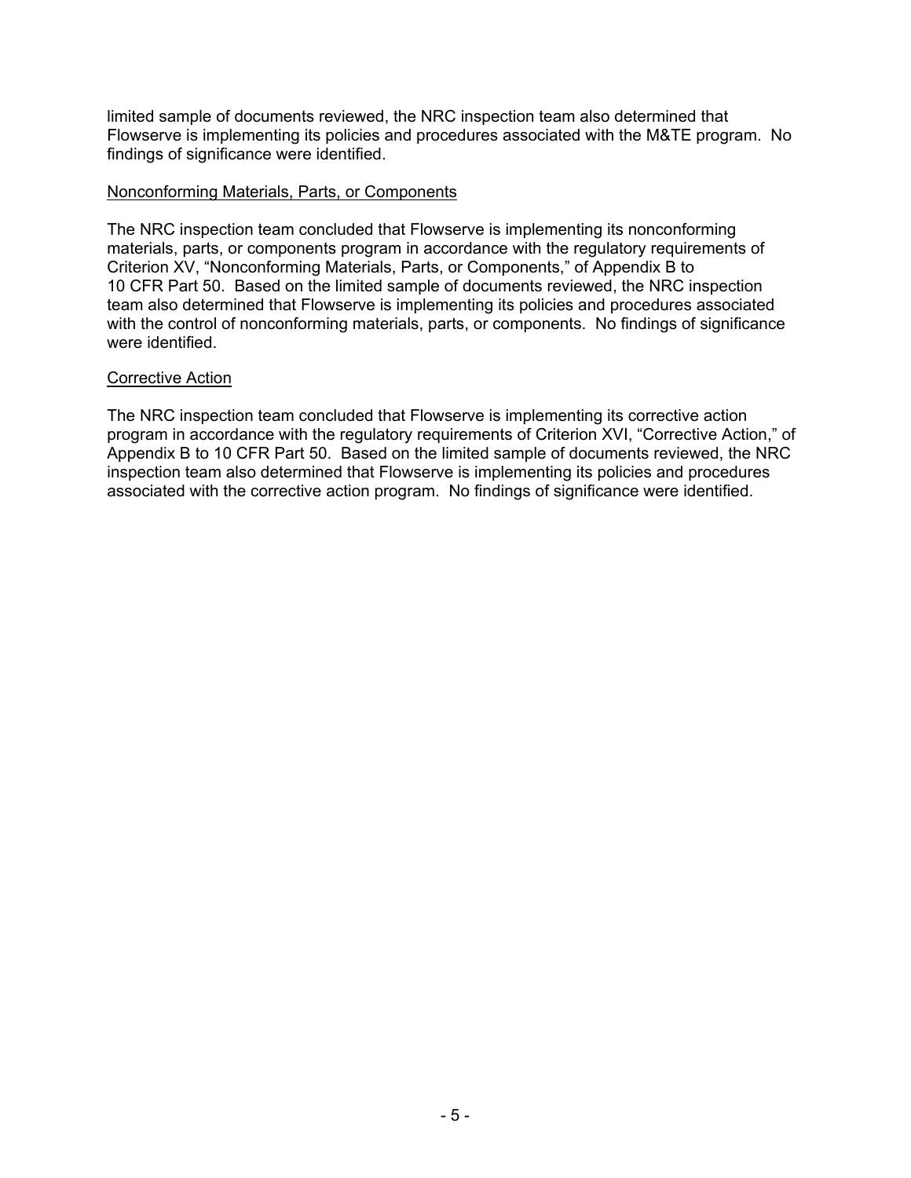limited sample of documents reviewed, the NRC inspection team also determined that Flowserve is implementing its policies and procedures associated with the M&TE program. No findings of significance were identified.

<u>Nonconforming Materials, Parts, or Components</u>

The NRC inspection team concluded that Flowserve is implementing its nonconforming materials, parts, or components program in accordance with the regulatory requirements of Criterion XV, “Nonconforming Materials, Parts, or Components,” of Appendix B to 10 CFR Part 50. Based on the limited sample of documents reviewed, the NRC inspection team also determined that Flowserve is implementing its policies and procedures associated with the control of nonconforming materials, parts, or components. No findings of significance were identified.

<u>Corrective Action</u>

The NRC inspection team concluded that Flowserve is implementing its corrective action program in accordance with the regulatory requirements of Criterion XVI, “Corrective Action,” of Appendix B to 10 CFR Part 50. Based on the limited sample of documents reviewed, the NRC inspection team also determined that Flowserve is implementing its policies and procedures associated with the corrective action program. No findings of significance were identified.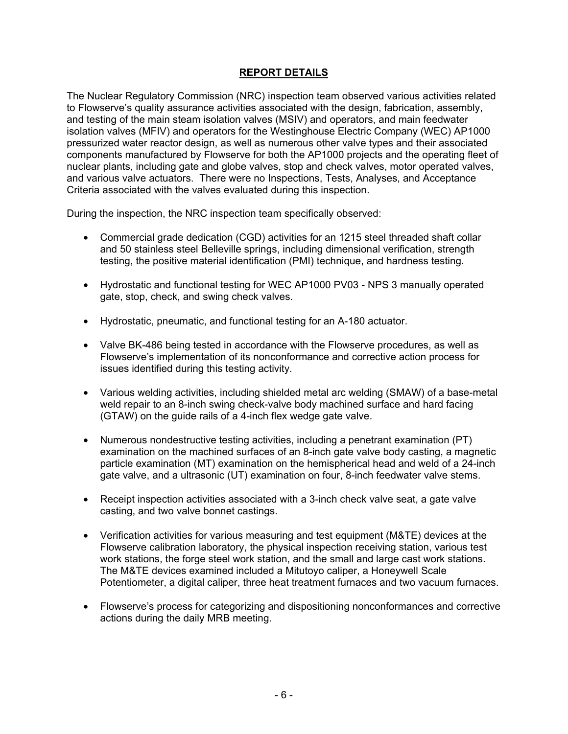## REPORT DETAILS

The Nuclear Regulatory Commission (NRC) inspection team observed various activities related to Flowserve's quality assurance activities associated with the design, fabrication, assembly, and testing of the main steam isolation valves (MSIV) and operators, and main feedwater isolation valves (MFIV) and operators for the Westinghouse Electric Company (WEC) AP1000 pressurized water reactor design, as well as numerous other valve types and their associated components manufactured by Flowserve for both the AP1000 projects and the operating fleet of nuclear plants, including gate and globe valves, stop and check valves, motor operated valves, and various valve actuators. There were no Inspections, Tests, Analyses, and Acceptance Criteria associated with the valves evaluated during this inspection.

During the inspection, the NRC inspection team specifically observed:

- Commercial grade dedication (CGD) activities for an 1215 steel threaded shaft collar and 50 stainless steel Belleville springs, including dimensional verification, strength testing, the positive material identification (PMI) technique, and hardness testing.
- Hydrostatic and functional testing for WEC AP1000 PV03 - NPS 3 manually operated gate, stop, check, and swing check valves.
- Hydrostatic, pneumatic, and functional testing for an A-180 actuator.
- Valve BK-486 being tested in accordance with the Flowserve procedures, as well as Flowserve's implementation of its nonconformance and corrective action process for issues identified during this testing activity.
- Various welding activities, including shielded metal arc welding (SMAW) of a base-metal weld repair to an 8-inch swing check-valve body machined surface and hard facing (GTAW) on the guide rails of a 4-inch flex wedge gate valve.
- Numerous nondestructive testing activities, including a penetrant examination (PT) examination on the machined surfaces of an 8-inch gate valve body casting, a magnetic particle examination (MT) examination on the hemispherical head and weld of a 24-inch gate valve, and a ultrasonic (UT) examination on four, 8-inch feedwater valve stems.
- Receipt inspection activities associated with a 3-inch check valve seat, a gate valve casting, and two valve bonnet castings.
- Verification activities for various measuring and test equipment (M&TE) devices at the Flowserve calibration laboratory, the physical inspection receiving station, various test work stations, the forge steel work station, and the small and large cast work stations. The M&TE devices examined included a Mitutoyo caliper, a Honeywell Scale Potentiometer, a digital caliper, three heat treatment furnaces and two vacuum furnaces.
- Flowserve's process for categorizing and dispositioning nonconformances and corrective actions during the daily MRB meeting.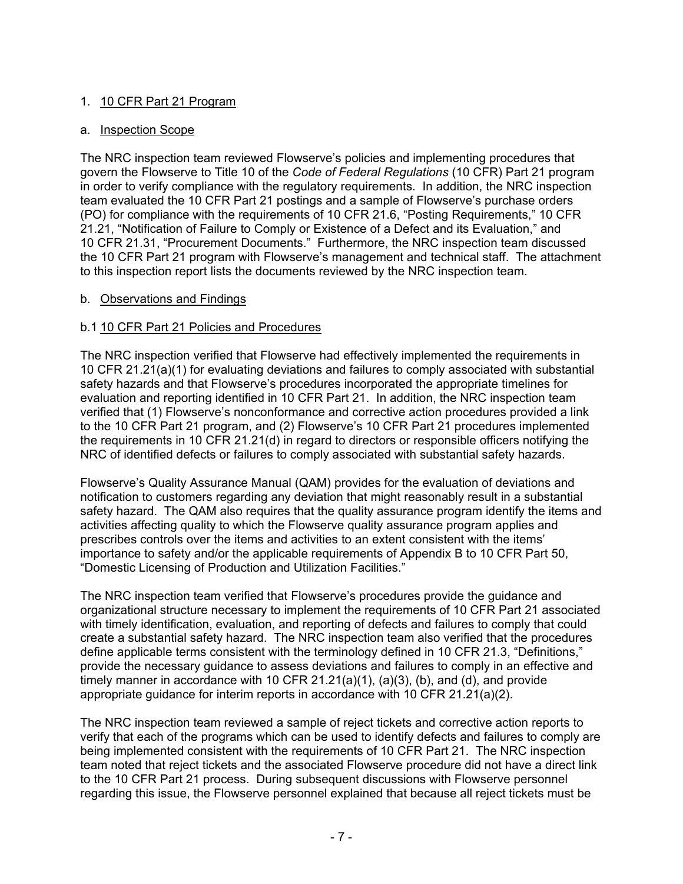1. 10 CFR Part 21 Program

a. Inspection Scope

The NRC inspection team reviewed Flowserve's policies and implementing procedures that govern the Flowserve to Title 10 of the *Code of Federal Regulations* (10 CFR) Part 21 program in order to verify compliance with the regulatory requirements. In addition, the NRC inspection team evaluated the 10 CFR Part 21 postings and a sample of Flowserve's purchase orders (PO) for compliance with the requirements of 10 CFR 21.6, "Posting Requirements," 10 CFR 21.21, "Notification of Failure to Comply or Existence of a Defect and its Evaluation," and 10 CFR 21.31, "Procurement Documents." Furthermore, the NRC inspection team discussed the 10 CFR Part 21 program with Flowserve's management and technical staff. The attachment to this inspection report lists the documents reviewed by the NRC inspection team.

b. Observations and Findings

b.1 10 CFR Part 21 Policies and Procedures

The NRC inspection verified that Flowserve had effectively implemented the requirements in 10 CFR 21.21(a)(1) for evaluating deviations and failures to comply associated with substantial safety hazards and that Flowserve's procedures incorporated the appropriate timelines for evaluation and reporting identified in 10 CFR Part 21. In addition, the NRC inspection team verified that (1) Flowserve's nonconformance and corrective action procedures provided a link to the 10 CFR Part 21 program, and (2) Flowserve's 10 CFR Part 21 procedures implemented the requirements in 10 CFR 21.21(d) in regard to directors or responsible officers notifying the NRC of identified defects or failures to comply associated with substantial safety hazards.

Flowserve's Quality Assurance Manual (QAM) provides for the evaluation of deviations and notification to customers regarding any deviation that might reasonably result in a substantial safety hazard. The QAM also requires that the quality assurance program identify the items and activities affecting quality to which the Flowserve quality assurance program applies and prescribes controls over the items and activities to an extent consistent with the items' importance to safety and/or the applicable requirements of Appendix B to 10 CFR Part 50, "Domestic Licensing of Production and Utilization Facilities."

The NRC inspection team verified that Flowserve's procedures provide the guidance and organizational structure necessary to implement the requirements of 10 CFR Part 21 associated with timely identification, evaluation, and reporting of defects and failures to comply that could create a substantial safety hazard. The NRC inspection team also verified that the procedures define applicable terms consistent with the terminology defined in 10 CFR 21.3, "Definitions," provide the necessary guidance to assess deviations and failures to comply in an effective and timely manner in accordance with 10 CFR 21.21(a)(1), (a)(3), (b), and (d), and provide appropriate guidance for interim reports in accordance with 10 CFR 21.21(a)(2).

The NRC inspection team reviewed a sample of reject tickets and corrective action reports to verify that each of the programs which can be used to identify defects and failures to comply are being implemented consistent with the requirements of 10 CFR Part 21. The NRC inspection team noted that reject tickets and the associated Flowserve procedure did not have a direct link to the 10 CFR Part 21 process. During subsequent discussions with Flowserve personnel regarding this issue, the Flowserve personnel explained that because all reject tickets must be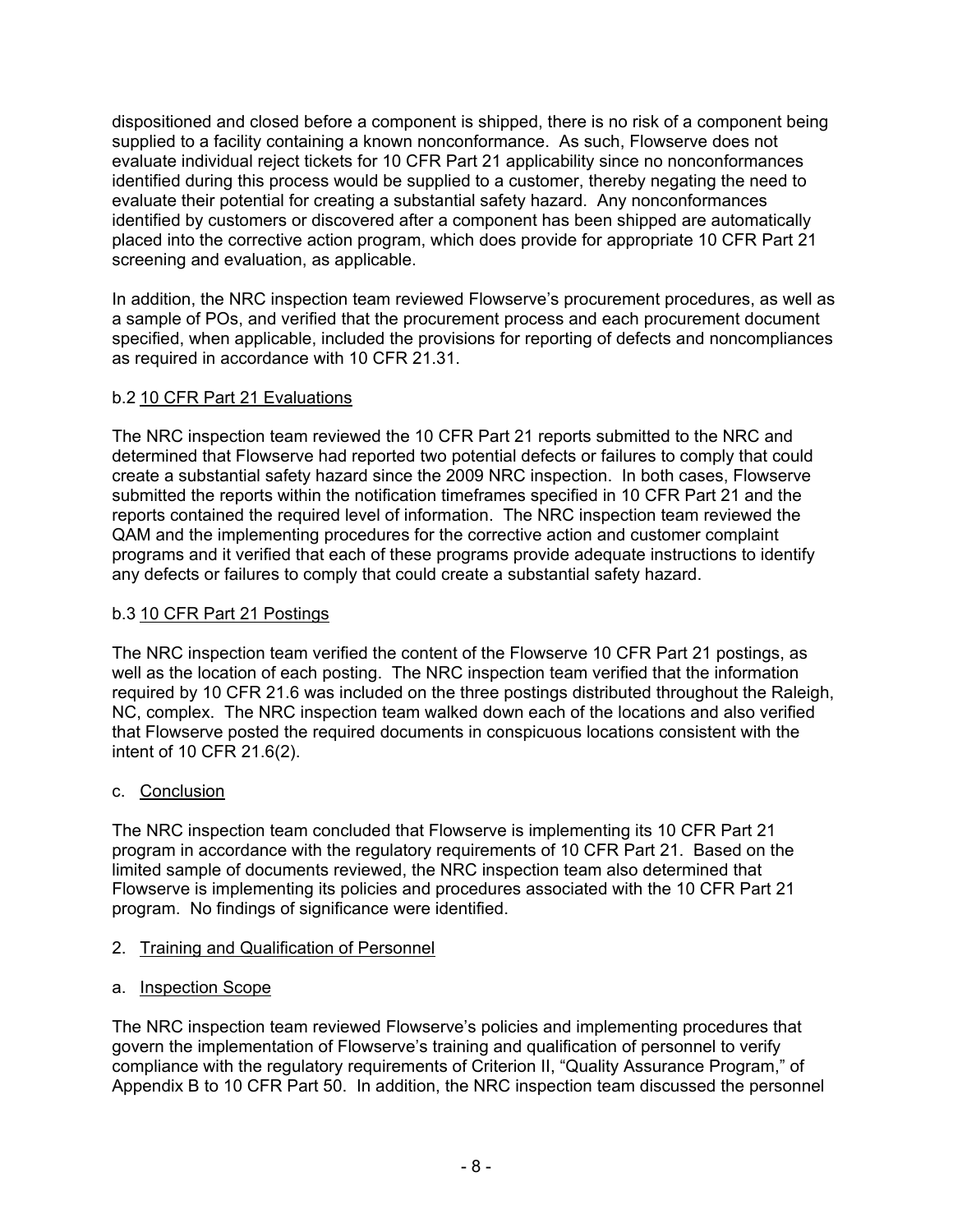dispositioned and closed before a component is shipped, there is no risk of a component being supplied to a facility containing a known nonconformance. As such, Flowserve does not evaluate individual reject tickets for 10 CFR Part 21 applicability since no nonconformances identified during this process would be supplied to a customer, thereby negating the need to evaluate their potential for creating a substantial safety hazard. Any nonconformances identified by customers or discovered after a component has been shipped are automatically placed into the corrective action program, which does provide for appropriate 10 CFR Part 21 screening and evaluation, as applicable.

In addition, the NRC inspection team reviewed Flowserve's procurement procedures, as well as a sample of POs, and verified that the procurement process and each procurement document specified, when applicable, included the provisions for reporting of defects and noncompliances as required in accordance with 10 CFR 21.31.

b.2 <u>10 CFR Part 21 Evaluations</u>

The NRC inspection team reviewed the 10 CFR Part 21 reports submitted to the NRC and determined that Flowserve had reported two potential defects or failures to comply that could create a substantial safety hazard since the 2009 NRC inspection. In both cases, Flowserve submitted the reports within the notification timeframes specified in 10 CFR Part 21 and the reports contained the required level of information. The NRC inspection team reviewed the QAM and the implementing procedures for the corrective action and customer complaint programs and it verified that each of these programs provide adequate instructions to identify any defects or failures to comply that could create a substantial safety hazard.

b.3 <u>10 CFR Part 21 Postings</u>

The NRC inspection team verified the content of the Flowserve 10 CFR Part 21 postings, as well as the location of each posting. The NRC inspection team verified that the information required by 10 CFR 21.6 was included on the three postings distributed throughout the Raleigh, NC, complex. The NRC inspection team walked down each of the locations and also verified that Flowserve posted the required documents in conspicuous locations consistent with the intent of 10 CFR 21.6(2).

c. <u>Conclusion</u>

The NRC inspection team concluded that Flowserve is implementing its 10 CFR Part 21 program in accordance with the regulatory requirements of 10 CFR Part 21. Based on the limited sample of documents reviewed, the NRC inspection team also determined that Flowserve is implementing its policies and procedures associated with the 10 CFR Part 21 program. No findings of significance were identified.

2. <u>Training and Qualification of Personnel</u>

a. <u>Inspection Scope</u>

The NRC inspection team reviewed Flowserve's policies and implementing procedures that govern the implementation of Flowserve's training and qualification of personnel to verify compliance with the regulatory requirements of Criterion II, "Quality Assurance Program," of Appendix B to 10 CFR Part 50. In addition, the NRC inspection team discussed the personnel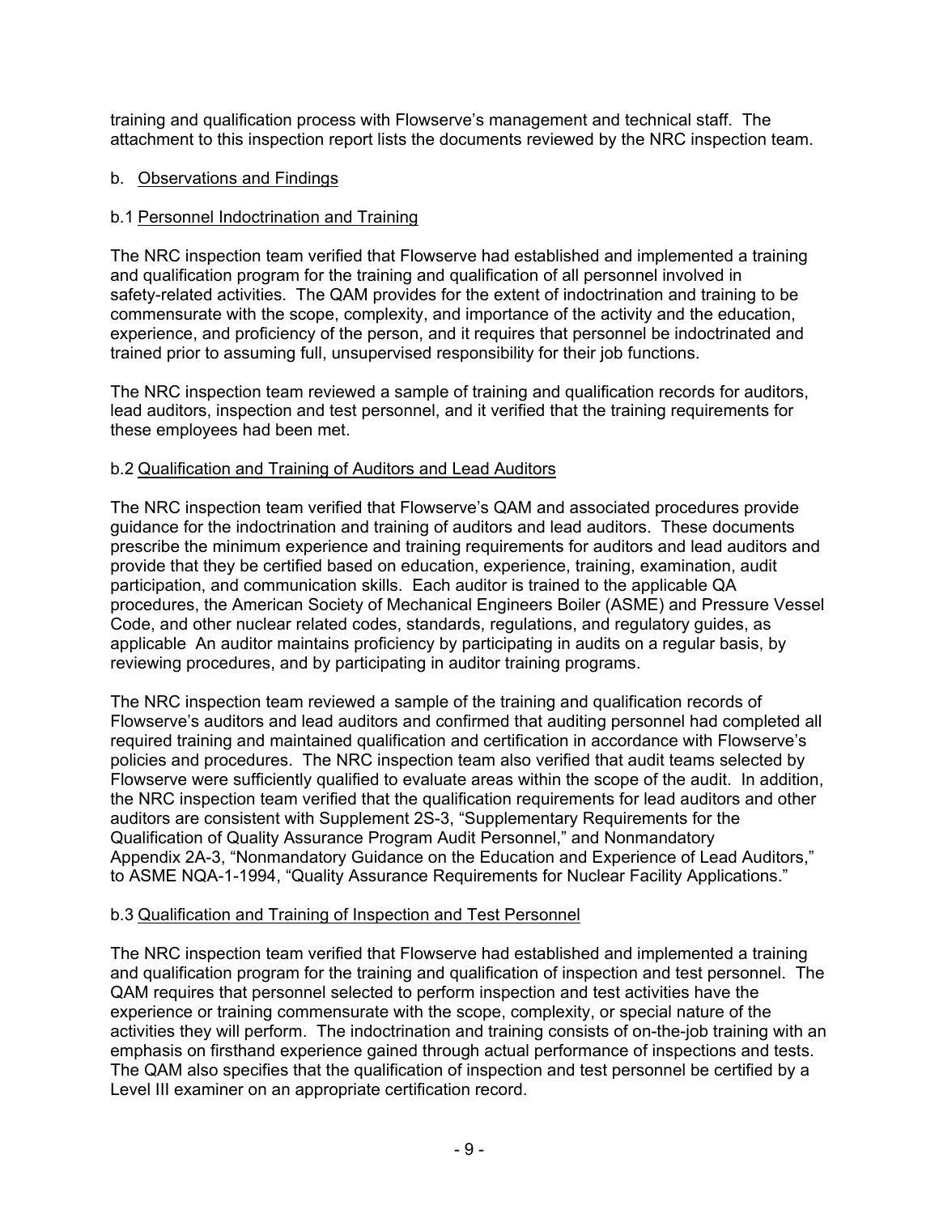training and qualification process with Flowserve's management and technical staff. The attachment to this inspection report lists the documents reviewed by the NRC inspection team.

b. Observations and Findings

b.1 Personnel Indoctrination and Training

The NRC inspection team verified that Flowserve had established and implemented a training and qualification program for the training and qualification of all personnel involved in safety-related activities. The QAM provides for the extent of indoctrination and training to be commensurate with the scope, complexity, and importance of the activity and the education, experience, and proficiency of the person, and it requires that personnel be indoctrinated and trained prior to assuming full, unsupervised responsibility for their job functions.

The NRC inspection team reviewed a sample of training and qualification records for auditors, lead auditors, inspection and test personnel, and it verified that the training requirements for these employees had been met.

b.2 Qualification and Training of Auditors and Lead Auditors

The NRC inspection team verified that Flowserve's QAM and associated procedures provide guidance for the indoctrination and training of auditors and lead auditors. These documents prescribe the minimum experience and training requirements for auditors and lead auditors and provide that they be certified based on education, experience, training, examination, audit participation, and communication skills. Each auditor is trained to the applicable QA procedures, the American Society of Mechanical Engineers Boiler (ASME) and Pressure Vessel Code, and other nuclear related codes, standards, regulations, and regulatory guides, as applicable An auditor maintains proficiency by participating in audits on a regular basis, by reviewing procedures, and by participating in auditor training programs.

The NRC inspection team reviewed a sample of the training and qualification records of Flowserve's auditors and lead auditors and confirmed that auditing personnel had completed all required training and maintained qualification and certification in accordance with Flowserve's policies and procedures. The NRC inspection team also verified that audit teams selected by Flowserve were sufficiently qualified to evaluate areas within the scope of the audit. In addition, the NRC inspection team verified that the qualification requirements for lead auditors and other auditors are consistent with Supplement 2S-3, "Supplementary Requirements for the Qualification of Quality Assurance Program Audit Personnel," and Nonmandatory Appendix 2A-3, "Nonmandatory Guidance on the Education and Experience of Lead Auditors," to ASME NQA-1-1994, "Quality Assurance Requirements for Nuclear Facility Applications."

b.3 Qualification and Training of Inspection and Test Personnel

The NRC inspection team verified that Flowserve had established and implemented a training and qualification program for the training and qualification of inspection and test personnel. The QAM requires that personnel selected to perform inspection and test activities have the experience or training commensurate with the scope, complexity, or special nature of the activities they will perform. The indoctrination and training consists of on-the-job training with an emphasis on firsthand experience gained through actual performance of inspections and tests. The QAM also specifies that the qualification of inspection and test personnel be certified by a Level III examiner on an appropriate certification record.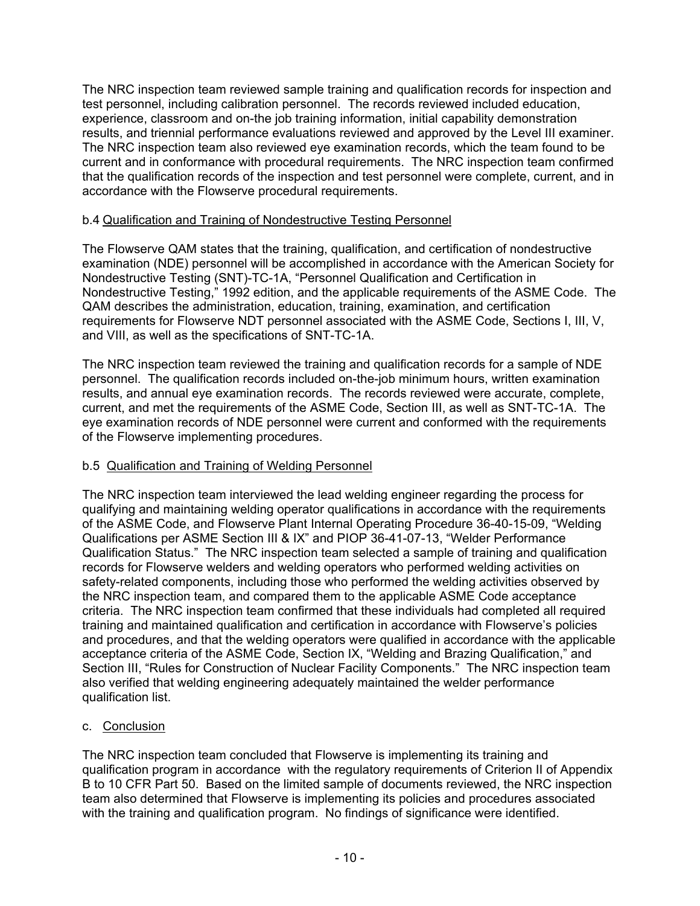The NRC inspection team reviewed sample training and qualification records for inspection and test personnel, including calibration personnel. The records reviewed included education, experience, classroom and on-the job training information, initial capability demonstration results, and triennial performance evaluations reviewed and approved by the Level III examiner. The NRC inspection team also reviewed eye examination records, which the team found to be current and in conformance with procedural requirements. The NRC inspection team confirmed that the qualification records of the inspection and test personnel were complete, current, and in accordance with the Flowserve procedural requirements.

b.4 Qualification and Training of Nondestructive Testing Personnel

The Flowserve QAM states that the training, qualification, and certification of nondestructive examination (NDE) personnel will be accomplished in accordance with the American Society for Nondestructive Testing (SNT)-TC-1A, "Personnel Qualification and Certification in Nondestructive Testing," 1992 edition, and the applicable requirements of the ASME Code. The QAM describes the administration, education, training, examination, and certification requirements for Flowserve NDT personnel associated with the ASME Code, Sections I, III, V, and VIII, as well as the specifications of SNT-TC-1A.

The NRC inspection team reviewed the training and qualification records for a sample of NDE personnel. The qualification records included on-the-job minimum hours, written examination results, and annual eye examination records. The records reviewed were accurate, complete, current, and met the requirements of the ASME Code, Section III, as well as SNT-TC-1A. The eye examination records of NDE personnel were current and conformed with the requirements of the Flowserve implementing procedures.

b.5 Qualification and Training of Welding Personnel

The NRC inspection team interviewed the lead welding engineer regarding the process for qualifying and maintaining welding operator qualifications in accordance with the requirements of the ASME Code, and Flowserve Plant Internal Operating Procedure 36-40-15-09, "Welding Qualifications per ASME Section III & IX" and PIOP 36-41-07-13, "Welder Performance Qualification Status." The NRC inspection team selected a sample of training and qualification records for Flowserve welders and welding operators who performed welding activities on safety-related components, including those who performed the welding activities observed by the NRC inspection team, and compared them to the applicable ASME Code acceptance criteria. The NRC inspection team confirmed that these individuals had completed all required training and maintained qualification and certification in accordance with Flowserve's policies and procedures, and that the welding operators were qualified in accordance with the applicable acceptance criteria of the ASME Code, Section IX, "Welding and Brazing Qualification," and Section III, "Rules for Construction of Nuclear Facility Components." The NRC inspection team also verified that welding engineering adequately maintained the welder performance qualification list.

c. Conclusion

The NRC inspection team concluded that Flowserve is implementing its training and qualification program in accordance with the regulatory requirements of Criterion II of Appendix B to 10 CFR Part 50. Based on the limited sample of documents reviewed, the NRC inspection team also determined that Flowserve is implementing its policies and procedures associated with the training and qualification program. No findings of significance were identified.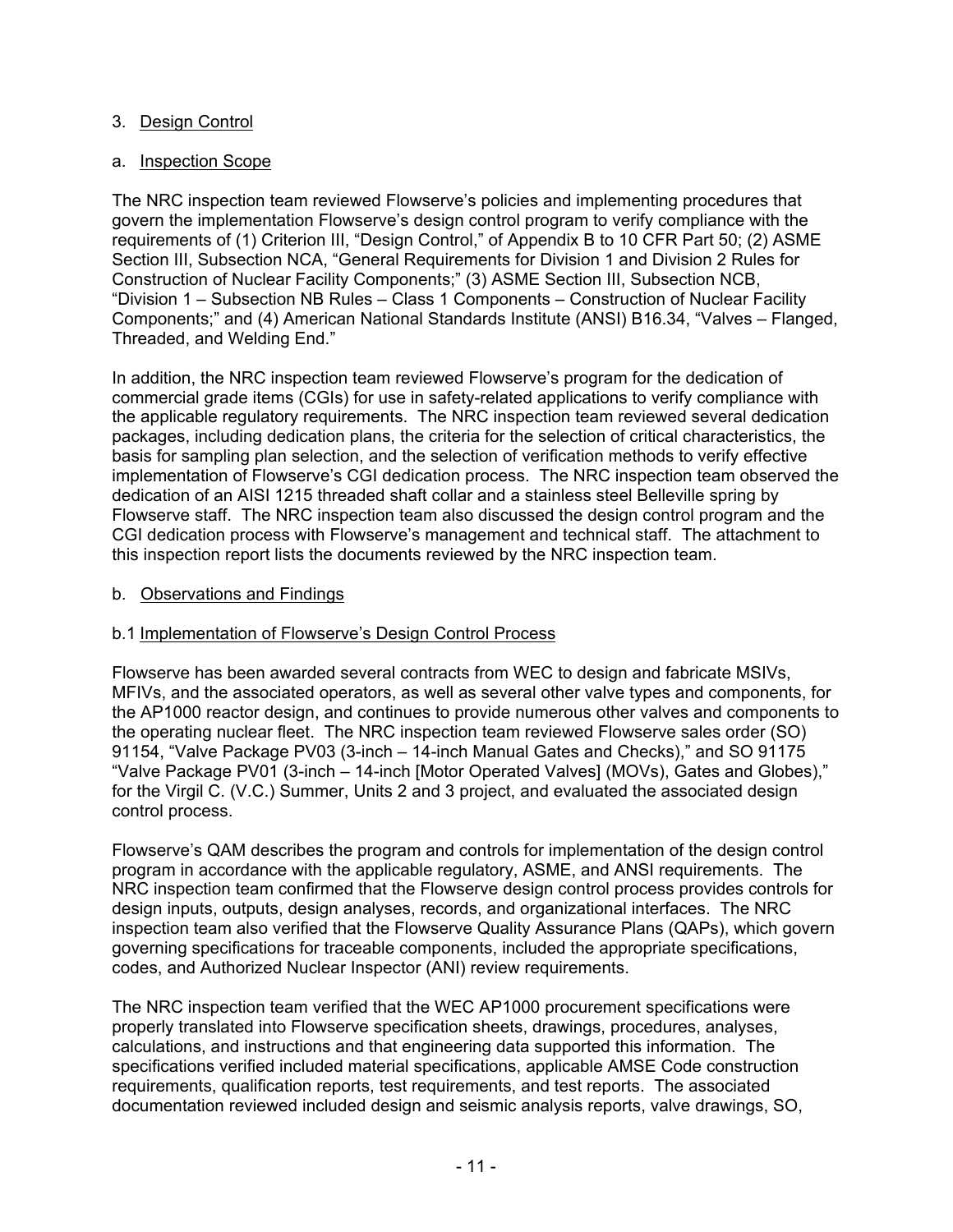3. Design Control

a. Inspection Scope

The NRC inspection team reviewed Flowserve's policies and implementing procedures that govern the implementation Flowserve's design control program to verify compliance with the requirements of (1) Criterion III, "Design Control," of Appendix B to 10 CFR Part 50; (2) ASME Section III, Subsection NCA, "General Requirements for Division 1 and Division 2 Rules for Construction of Nuclear Facility Components;" (3) ASME Section III, Subsection NCB, "Division 1 – Subsection NB Rules – Class 1 Components – Construction of Nuclear Facility Components;" and (4) American National Standards Institute (ANSI) B16.34, "Valves – Flanged, Threaded, and Welding End."

In addition, the NRC inspection team reviewed Flowserve's program for the dedication of commercial grade items (CGIs) for use in safety-related applications to verify compliance with the applicable regulatory requirements. The NRC inspection team reviewed several dedication packages, including dedication plans, the criteria for the selection of critical characteristics, the basis for sampling plan selection, and the selection of verification methods to verify effective implementation of Flowserve's CGI dedication process. The NRC inspection team observed the dedication of an AISI 1215 threaded shaft collar and a stainless steel Belleville spring by Flowserve staff. The NRC inspection team also discussed the design control program and the CGI dedication process with Flowserve's management and technical staff. The attachment to this inspection report lists the documents reviewed by the NRC inspection team.

b. Observations and Findings

b.1 Implementation of Flowserve's Design Control Process

Flowserve has been awarded several contracts from WEC to design and fabricate MSIVs, MFIVs, and the associated operators, as well as several other valve types and components, for the AP1000 reactor design, and continues to provide numerous other valves and components to the operating nuclear fleet. The NRC inspection team reviewed Flowserve sales order (SO) 91154, "Valve Package PV03 (3-inch – 14-inch Manual Gates and Checks)," and SO 91175 "Valve Package PV01 (3-inch – 14-inch [Motor Operated Valves] (MOVs), Gates and Globes)," for the Virgil C. (V.C.) Summer, Units 2 and 3 project, and evaluated the associated design control process.

Flowserve's QAM describes the program and controls for implementation of the design control program in accordance with the applicable regulatory, ASME, and ANSI requirements. The NRC inspection team confirmed that the Flowserve design control process provides controls for design inputs, outputs, design analyses, records, and organizational interfaces. The NRC inspection team also verified that the Flowserve Quality Assurance Plans (QAPs), which govern governing specifications for traceable components, included the appropriate specifications, codes, and Authorized Nuclear Inspector (ANI) review requirements.

The NRC inspection team verified that the WEC AP1000 procurement specifications were properly translated into Flowserve specification sheets, drawings, procedures, analyses, calculations, and instructions and that engineering data supported this information. The specifications verified included material specifications, applicable AMSE Code construction requirements, qualification reports, test requirements, and test reports. The associated documentation reviewed included design and seismic analysis reports, valve drawings, SO,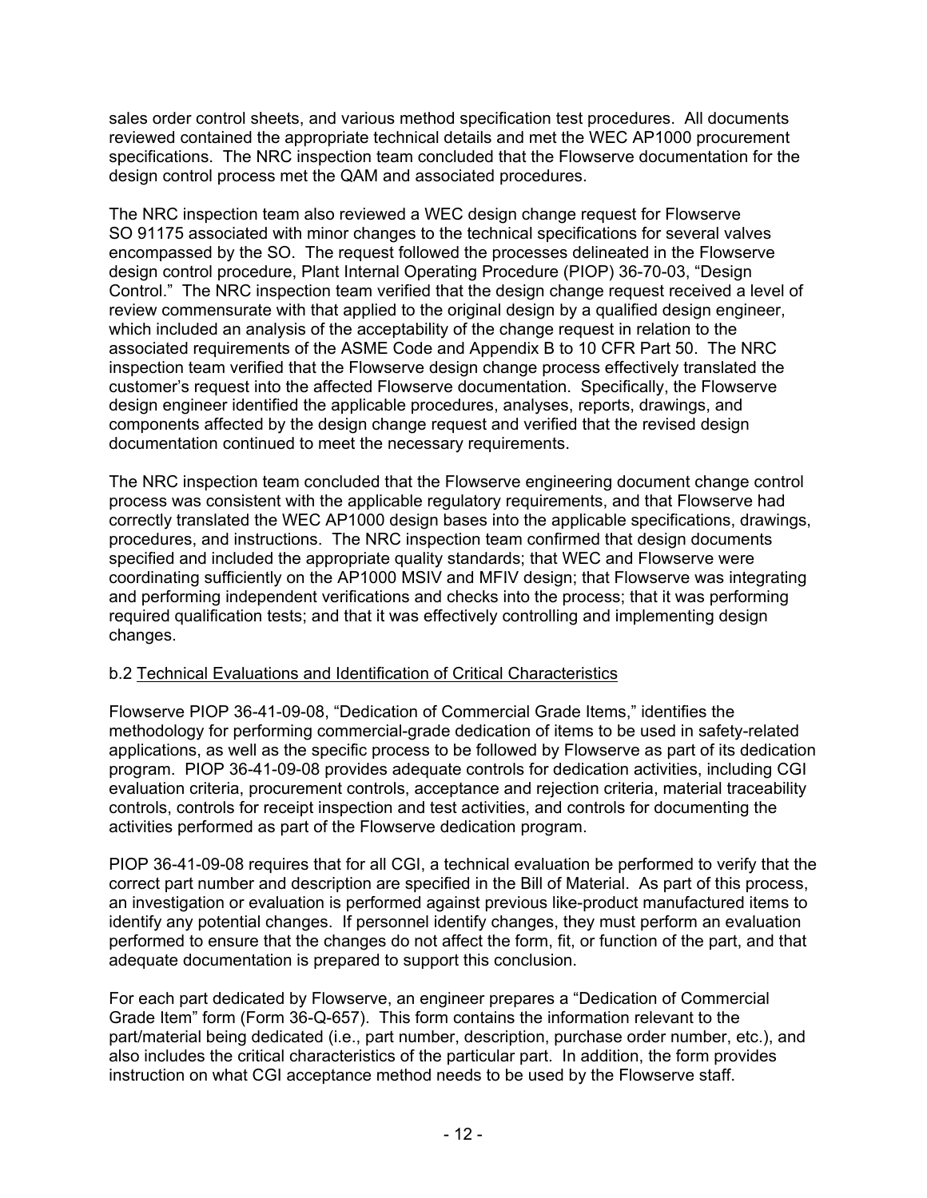sales order control sheets, and various method specification test procedures. All documents reviewed contained the appropriate technical details and met the WEC AP1000 procurement specifications. The NRC inspection team concluded that the Flowserve documentation for the design control process met the QAM and associated procedures.

The NRC inspection team also reviewed a WEC design change request for Flowserve SO 91175 associated with minor changes to the technical specifications for several valves encompassed by the SO. The request followed the processes delineated in the Flowserve design control procedure, Plant Internal Operating Procedure (PIOP) 36-70-03, "Design Control." The NRC inspection team verified that the design change request received a level of review commensurate with that applied to the original design by a qualified design engineer, which included an analysis of the acceptability of the change request in relation to the associated requirements of the ASME Code and Appendix B to 10 CFR Part 50. The NRC inspection team verified that the Flowserve design change process effectively translated the customer's request into the affected Flowserve documentation. Specifically, the Flowserve design engineer identified the applicable procedures, analyses, reports, drawings, and components affected by the design change request and verified that the revised design documentation continued to meet the necessary requirements.

The NRC inspection team concluded that the Flowserve engineering document change control process was consistent with the applicable regulatory requirements, and that Flowserve had correctly translated the WEC AP1000 design bases into the applicable specifications, drawings, procedures, and instructions. The NRC inspection team confirmed that design documents specified and included the appropriate quality standards; that WEC and Flowserve were coordinating sufficiently on the AP1000 MSIV and MFIV design; that Flowserve was integrating and performing independent verifications and checks into the process; that it was performing required qualification tests; and that it was effectively controlling and implementing design changes.

b.2 Technical Evaluations and Identification of Critical Characteristics

Flowserve PIOP 36-41-09-08, "Dedication of Commercial Grade Items," identifies the methodology for performing commercial-grade dedication of items to be used in safety-related applications, as well as the specific process to be followed by Flowserve as part of its dedication program. PIOP 36-41-09-08 provides adequate controls for dedication activities, including CGI evaluation criteria, procurement controls, acceptance and rejection criteria, material traceability controls, controls for receipt inspection and test activities, and controls for documenting the activities performed as part of the Flowserve dedication program.

PIOP 36-41-09-08 requires that for all CGI, a technical evaluation be performed to verify that the correct part number and description are specified in the Bill of Material. As part of this process, an investigation or evaluation is performed against previous like-product manufactured items to identify any potential changes. If personnel identify changes, they must perform an evaluation performed to ensure that the changes do not affect the form, fit, or function of the part, and that adequate documentation is prepared to support this conclusion.

For each part dedicated by Flowserve, an engineer prepares a "Dedication of Commercial Grade Item" form (Form 36-Q-657). This form contains the information relevant to the part/material being dedicated (i.e., part number, description, purchase order number, etc.), and also includes the critical characteristics of the particular part. In addition, the form provides instruction on what CGI acceptance method needs to be used by the Flowserve staff.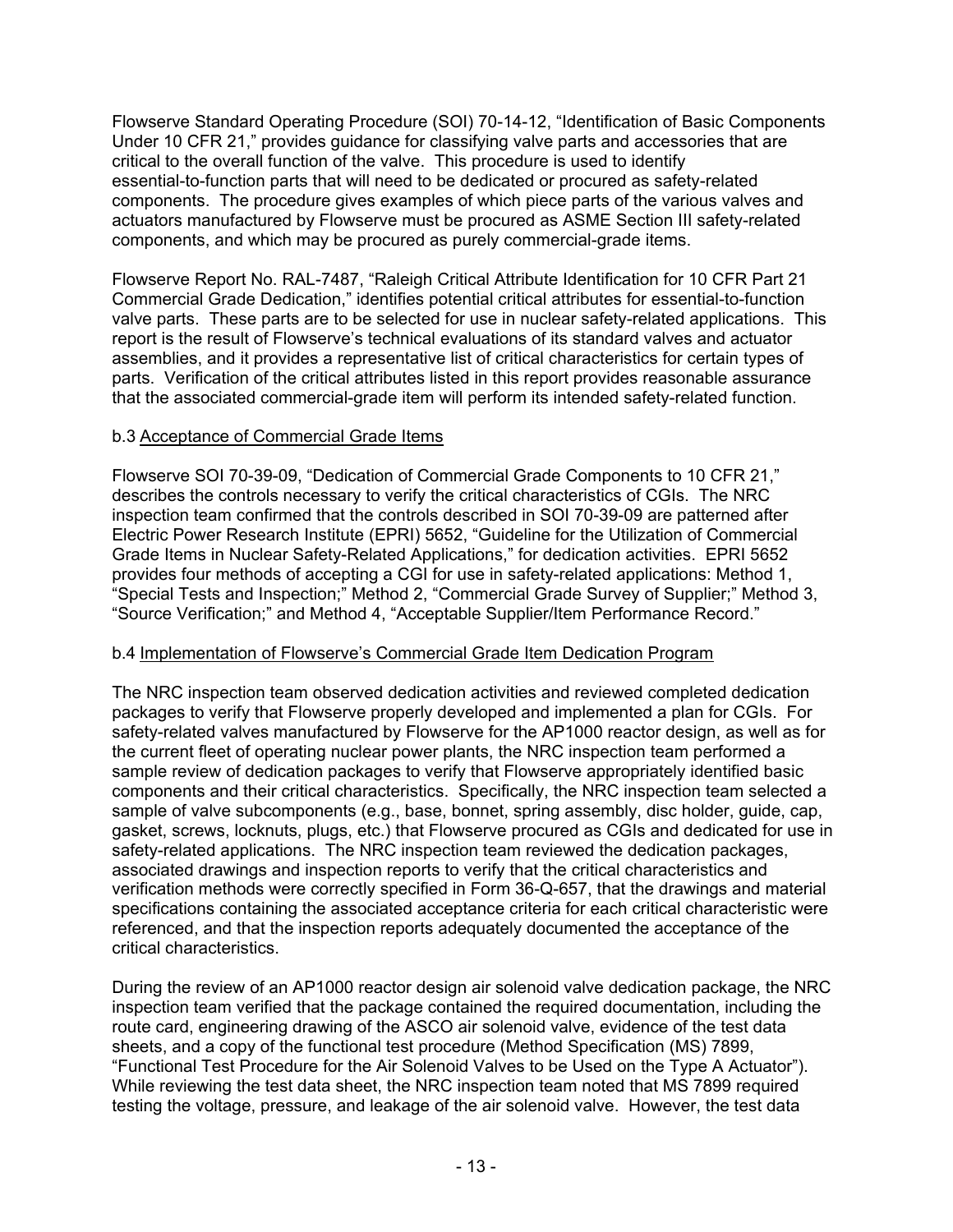Flowserve Standard Operating Procedure (SOI) 70-14-12, "Identification of Basic Components Under 10 CFR 21," provides guidance for classifying valve parts and accessories that are critical to the overall function of the valve. This procedure is used to identify essential-to-function parts that will need to be dedicated or procured as safety-related components. The procedure gives examples of which piece parts of the various valves and actuators manufactured by Flowserve must be procured as ASME Section III safety-related components, and which may be procured as purely commercial-grade items.

Flowserve Report No. RAL-7487, "Raleigh Critical Attribute Identification for 10 CFR Part 21 Commercial Grade Dedication," identifies potential critical attributes for essential-to-function valve parts. These parts are to be selected for use in nuclear safety-related applications. This report is the result of Flowserve's technical evaluations of its standard valves and actuator assemblies, and it provides a representative list of critical characteristics for certain types of parts. Verification of the critical attributes listed in this report provides reasonable assurance that the associated commercial-grade item will perform its intended safety-related function.

b.3 Acceptance of Commercial Grade Items

Flowserve SOI 70-39-09, "Dedication of Commercial Grade Components to 10 CFR 21," describes the controls necessary to verify the critical characteristics of CGIs. The NRC inspection team confirmed that the controls described in SOI 70-39-09 are patterned after Electric Power Research Institute (EPRI) 5652, "Guideline for the Utilization of Commercial Grade Items in Nuclear Safety-Related Applications," for dedication activities. EPRI 5652 provides four methods of accepting a CGI for use in safety-related applications: Method 1, "Special Tests and Inspection;" Method 2, "Commercial Grade Survey of Supplier;" Method 3, "Source Verification;" and Method 4, "Acceptable Supplier/Item Performance Record."

b.4 Implementation of Flowserve's Commercial Grade Item Dedication Program

The NRC inspection team observed dedication activities and reviewed completed dedication packages to verify that Flowserve properly developed and implemented a plan for CGIs. For safety-related valves manufactured by Flowserve for the AP1000 reactor design, as well as for the current fleet of operating nuclear power plants, the NRC inspection team performed a sample review of dedication packages to verify that Flowserve appropriately identified basic components and their critical characteristics. Specifically, the NRC inspection team selected a sample of valve subcomponents (e.g., base, bonnet, spring assembly, disc holder, guide, cap, gasket, screws, locknuts, plugs, etc.) that Flowserve procured as CGIs and dedicated for use in safety-related applications. The NRC inspection team reviewed the dedication packages, associated drawings and inspection reports to verify that the critical characteristics and verification methods were correctly specified in Form 36-Q-657, that the drawings and material specifications containing the associated acceptance criteria for each critical characteristic were referenced, and that the inspection reports adequately documented the acceptance of the critical characteristics.

During the review of an AP1000 reactor design air solenoid valve dedication package, the NRC inspection team verified that the package contained the required documentation, including the route card, engineering drawing of the ASCO air solenoid valve, evidence of the test data sheets, and a copy of the functional test procedure (Method Specification (MS) 7899, "Functional Test Procedure for the Air Solenoid Valves to be Used on the Type A Actuator"). While reviewing the test data sheet, the NRC inspection team noted that MS 7899 required testing the voltage, pressure, and leakage of the air solenoid valve. However, the test data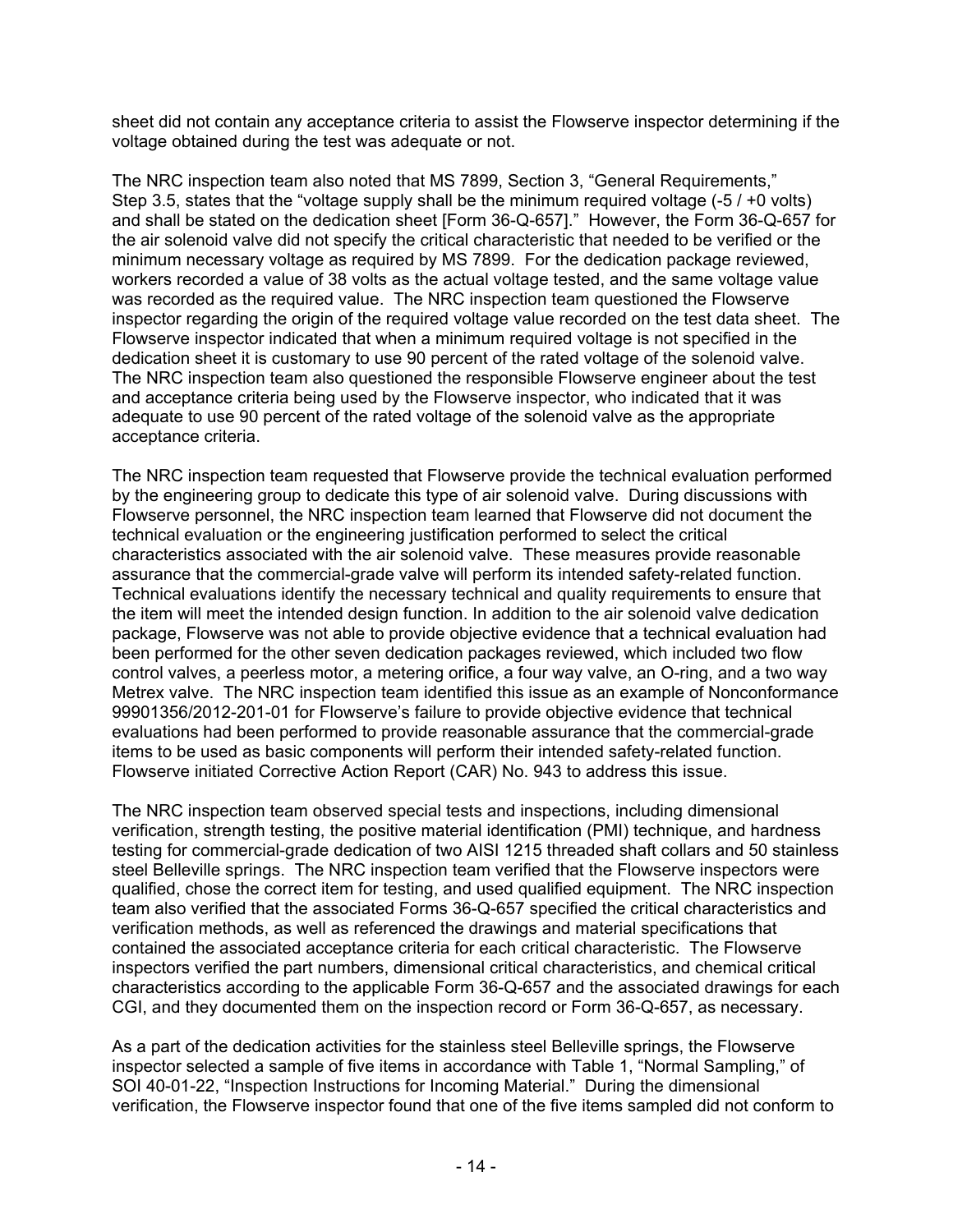sheet did not contain any acceptance criteria to assist the Flowserve inspector determining if the voltage obtained during the test was adequate or not.

The NRC inspection team also noted that MS 7899, Section 3, "General Requirements," Step 3.5, states that the "voltage supply shall be the minimum required voltage (-5 / +0 volts) and shall be stated on the dedication sheet [Form 36-Q-657]." However, the Form 36-Q-657 for the air solenoid valve did not specify the critical characteristic that needed to be verified or the minimum necessary voltage as required by MS 7899. For the dedication package reviewed, workers recorded a value of 38 volts as the actual voltage tested, and the same voltage value was recorded as the required value. The NRC inspection team questioned the Flowserve inspector regarding the origin of the required voltage value recorded on the test data sheet. The Flowserve inspector indicated that when a minimum required voltage is not specified in the dedication sheet it is customary to use 90 percent of the rated voltage of the solenoid valve. The NRC inspection team also questioned the responsible Flowserve engineer about the test and acceptance criteria being used by the Flowserve inspector, who indicated that it was adequate to use 90 percent of the rated voltage of the solenoid valve as the appropriate acceptance criteria.

The NRC inspection team requested that Flowserve provide the technical evaluation performed by the engineering group to dedicate this type of air solenoid valve. During discussions with Flowserve personnel, the NRC inspection team learned that Flowserve did not document the technical evaluation or the engineering justification performed to select the critical characteristics associated with the air solenoid valve. These measures provide reasonable assurance that the commercial-grade valve will perform its intended safety-related function. Technical evaluations identify the necessary technical and quality requirements to ensure that the item will meet the intended design function. In addition to the air solenoid valve dedication package, Flowserve was not able to provide objective evidence that a technical evaluation had been performed for the other seven dedication packages reviewed, which included two flow control valves, a peerless motor, a metering orifice, a four way valve, an O-ring, and a two way Metrex valve. The NRC inspection team identified this issue as an example of Nonconformance 99901356/2012-201-01 for Flowserve's failure to provide objective evidence that technical evaluations had been performed to provide reasonable assurance that the commercial-grade items to be used as basic components will perform their intended safety-related function. Flowserve initiated Corrective Action Report (CAR) No. 943 to address this issue.

The NRC inspection team observed special tests and inspections, including dimensional verification, strength testing, the positive material identification (PMI) technique, and hardness testing for commercial-grade dedication of two AISI 1215 threaded shaft collars and 50 stainless steel Belleville springs. The NRC inspection team verified that the Flowserve inspectors were qualified, chose the correct item for testing, and used qualified equipment. The NRC inspection team also verified that the associated Forms 36-Q-657 specified the critical characteristics and verification methods, as well as referenced the drawings and material specifications that contained the associated acceptance criteria for each critical characteristic. The Flowserve inspectors verified the part numbers, dimensional critical characteristics, and chemical critical characteristics according to the applicable Form 36-Q-657 and the associated drawings for each CGI, and they documented them on the inspection record or Form 36-Q-657, as necessary.

As a part of the dedication activities for the stainless steel Belleville springs, the Flowserve inspector selected a sample of five items in accordance with Table 1, "Normal Sampling," of SOI 40-01-22, "Inspection Instructions for Incoming Material." During the dimensional verification, the Flowserve inspector found that one of the five items sampled did not conform to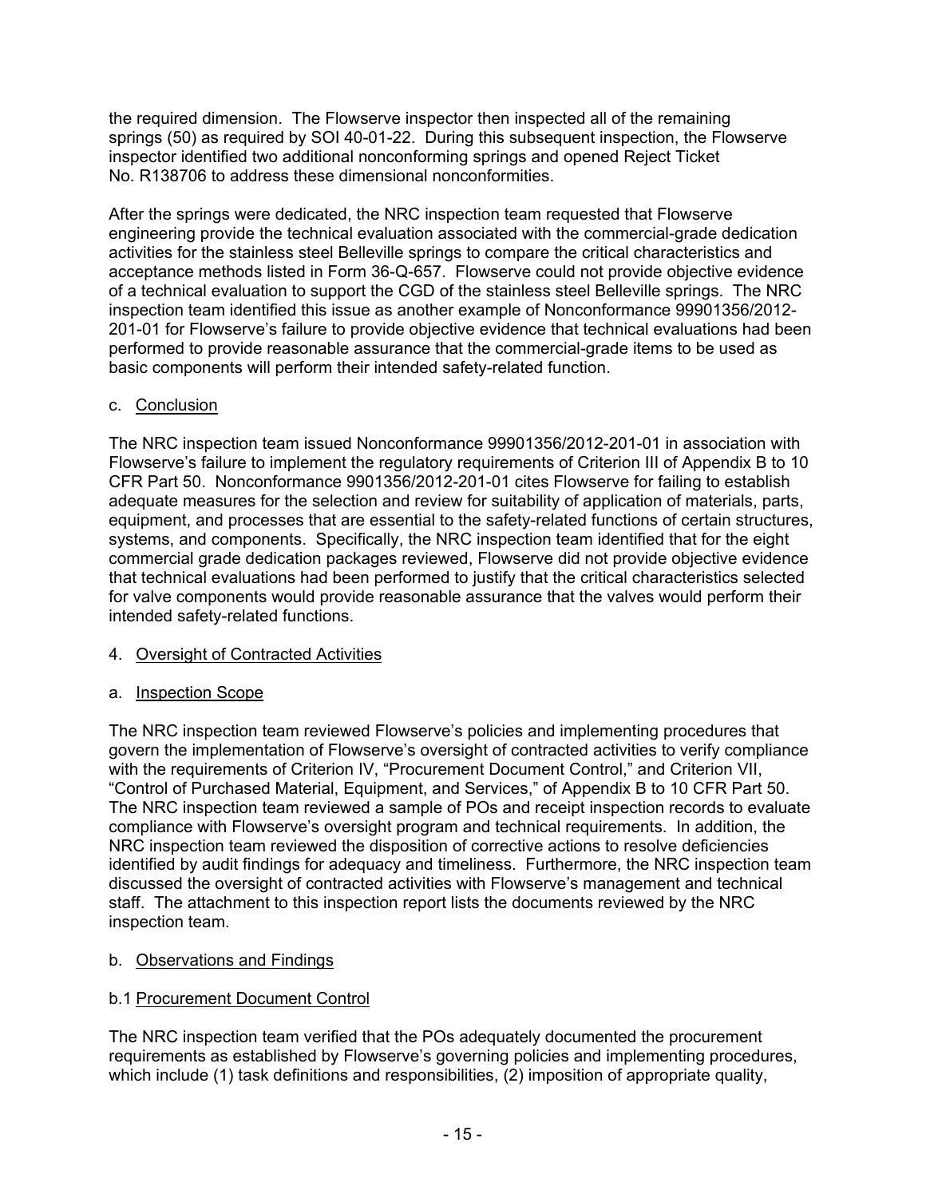the required dimension. The Flowserve inspector then inspected all of the remaining springs (50) as required by SOI 40-01-22. During this subsequent inspection, the Flowserve inspector identified two additional nonconforming springs and opened Reject Ticket No. R138706 to address these dimensional nonconformities.

After the springs were dedicated, the NRC inspection team requested that Flowserve engineering provide the technical evaluation associated with the commercial-grade dedication activities for the stainless steel Belleville springs to compare the critical characteristics and acceptance methods listed in Form 36-Q-657. Flowserve could not provide objective evidence of a technical evaluation to support the CGD of the stainless steel Belleville springs. The NRC inspection team identified this issue as another example of Nonconformance 99901356/2012-201-01 for Flowserve's failure to provide objective evidence that technical evaluations had been performed to provide reasonable assurance that the commercial-grade items to be used as basic components will perform their intended safety-related function.

c. Conclusion

The NRC inspection team issued Nonconformance 99901356/2012-201-01 in association with Flowserve's failure to implement the regulatory requirements of Criterion III of Appendix B to 10 CFR Part 50. Nonconformance 9901356/2012-201-01 cites Flowserve for failing to establish adequate measures for the selection and review for suitability of application of materials, parts, equipment, and processes that are essential to the safety-related functions of certain structures, systems, and components. Specifically, the NRC inspection team identified that for the eight commercial grade dedication packages reviewed, Flowserve did not provide objective evidence that technical evaluations had been performed to justify that the critical characteristics selected for valve components would provide reasonable assurance that the valves would perform their intended safety-related functions.

4. Oversight of Contracted Activities

a. Inspection Scope

The NRC inspection team reviewed Flowserve's policies and implementing procedures that govern the implementation of Flowserve's oversight of contracted activities to verify compliance with the requirements of Criterion IV, "Procurement Document Control," and Criterion VII, "Control of Purchased Material, Equipment, and Services," of Appendix B to 10 CFR Part 50. The NRC inspection team reviewed a sample of POs and receipt inspection records to evaluate compliance with Flowserve's oversight program and technical requirements. In addition, the NRC inspection team reviewed the disposition of corrective actions to resolve deficiencies identified by audit findings for adequacy and timeliness. Furthermore, the NRC inspection team discussed the oversight of contracted activities with Flowserve's management and technical staff. The attachment to this inspection report lists the documents reviewed by the NRC inspection team.

b. Observations and Findings

b.1 Procurement Document Control

The NRC inspection team verified that the POs adequately documented the procurement requirements as established by Flowserve's governing policies and implementing procedures, which include (1) task definitions and responsibilities, (2) imposition of appropriate quality,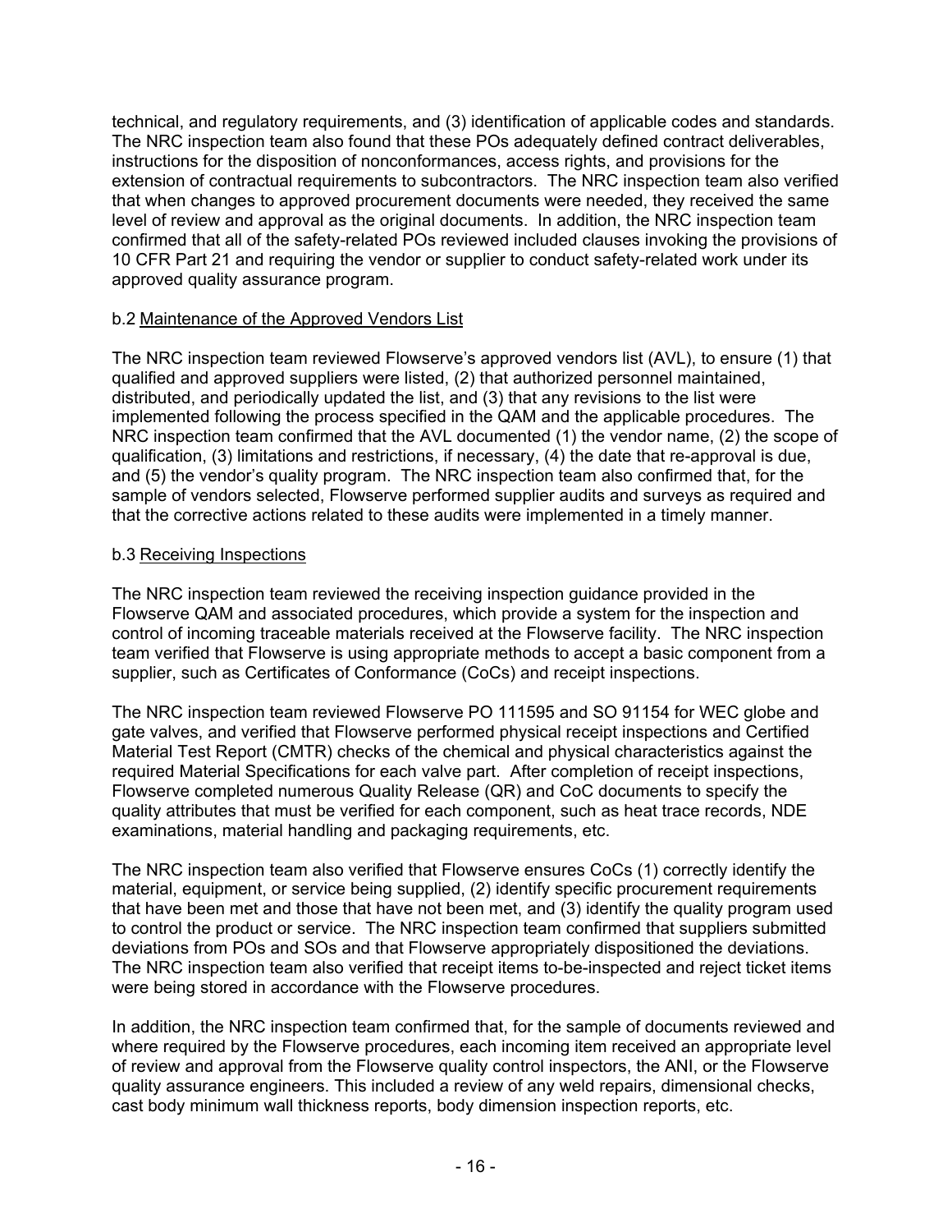technical, and regulatory requirements, and (3) identification of applicable codes and standards. The NRC inspection team also found that these POs adequately defined contract deliverables, instructions for the disposition of nonconformances, access rights, and provisions for the extension of contractual requirements to subcontractors. The NRC inspection team also verified that when changes to approved procurement documents were needed, they received the same level of review and approval as the original documents. In addition, the NRC inspection team confirmed that all of the safety-related POs reviewed included clauses invoking the provisions of 10 CFR Part 21 and requiring the vendor or supplier to conduct safety-related work under its approved quality assurance program.

b.2 Maintenance of the Approved Vendors List

The NRC inspection team reviewed Flowserve's approved vendors list (AVL), to ensure (1) that qualified and approved suppliers were listed, (2) that authorized personnel maintained, distributed, and periodically updated the list, and (3) that any revisions to the list were implemented following the process specified in the QAM and the applicable procedures. The NRC inspection team confirmed that the AVL documented (1) the vendor name, (2) the scope of qualification, (3) limitations and restrictions, if necessary, (4) the date that re-approval is due, and (5) the vendor's quality program. The NRC inspection team also confirmed that, for the sample of vendors selected, Flowserve performed supplier audits and surveys as required and that the corrective actions related to these audits were implemented in a timely manner.

b.3 Receiving Inspections

The NRC inspection team reviewed the receiving inspection guidance provided in the Flowserve QAM and associated procedures, which provide a system for the inspection and control of incoming traceable materials received at the Flowserve facility. The NRC inspection team verified that Flowserve is using appropriate methods to accept a basic component from a supplier, such as Certificates of Conformance (CoCs) and receipt inspections.

The NRC inspection team reviewed Flowserve PO 111595 and SO 91154 for WEC globe and gate valves, and verified that Flowserve performed physical receipt inspections and Certified Material Test Report (CMTR) checks of the chemical and physical characteristics against the required Material Specifications for each valve part. After completion of receipt inspections, Flowserve completed numerous Quality Release (QR) and CoC documents to specify the quality attributes that must be verified for each component, such as heat trace records, NDE examinations, material handling and packaging requirements, etc.

The NRC inspection team also verified that Flowserve ensures CoCs (1) correctly identify the material, equipment, or service being supplied, (2) identify specific procurement requirements that have been met and those that have not been met, and (3) identify the quality program used to control the product or service. The NRC inspection team confirmed that suppliers submitted deviations from POs and SOs and that Flowserve appropriately dispositioned the deviations. The NRC inspection team also verified that receipt items to-be-inspected and reject ticket items were being stored in accordance with the Flowserve procedures.

In addition, the NRC inspection team confirmed that, for the sample of documents reviewed and where required by the Flowserve procedures, each incoming item received an appropriate level of review and approval from the Flowserve quality control inspectors, the ANI, or the Flowserve quality assurance engineers. This included a review of any weld repairs, dimensional checks, cast body minimum wall thickness reports, body dimension inspection reports, etc.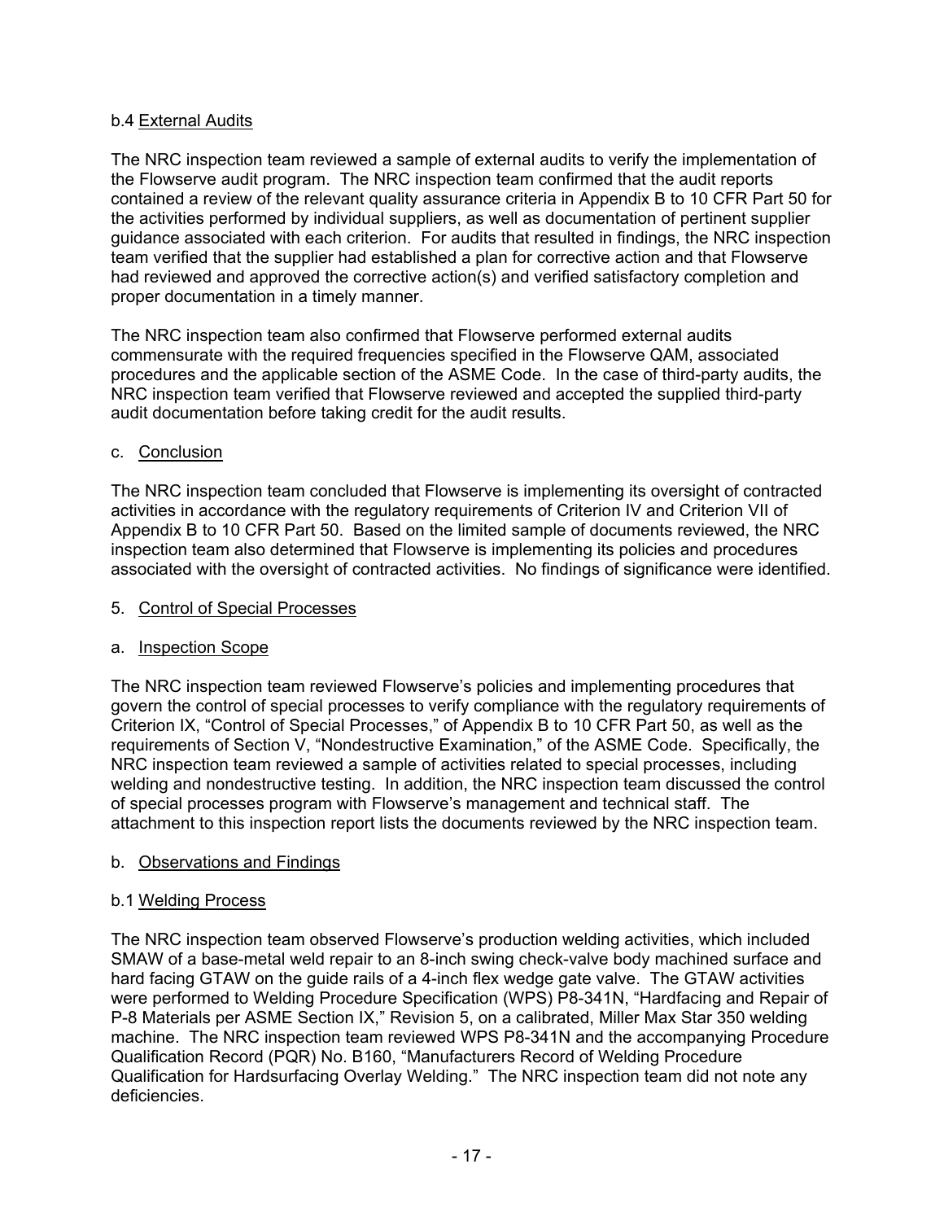b.4 External Audits

The NRC inspection team reviewed a sample of external audits to verify the implementation of the Flowserve audit program. The NRC inspection team confirmed that the audit reports contained a review of the relevant quality assurance criteria in Appendix B to 10 CFR Part 50 for the activities performed by individual suppliers, as well as documentation of pertinent supplier guidance associated with each criterion. For audits that resulted in findings, the NRC inspection team verified that the supplier had established a plan for corrective action and that Flowserve had reviewed and approved the corrective action(s) and verified satisfactory completion and proper documentation in a timely manner.

The NRC inspection team also confirmed that Flowserve performed external audits commensurate with the required frequencies specified in the Flowserve QAM, associated procedures and the applicable section of the ASME Code. In the case of third-party audits, the NRC inspection team verified that Flowserve reviewed and accepted the supplied third-party audit documentation before taking credit for the audit results.

c. Conclusion

The NRC inspection team concluded that Flowserve is implementing its oversight of contracted activities in accordance with the regulatory requirements of Criterion IV and Criterion VII of Appendix B to 10 CFR Part 50. Based on the limited sample of documents reviewed, the NRC inspection team also determined that Flowserve is implementing its policies and procedures associated with the oversight of contracted activities. No findings of significance were identified.

5. Control of Special Processes

a. Inspection Scope

The NRC inspection team reviewed Flowserve's policies and implementing procedures that govern the control of special processes to verify compliance with the regulatory requirements of Criterion IX, "Control of Special Processes," of Appendix B to 10 CFR Part 50, as well as the requirements of Section V, "Nondestructive Examination," of the ASME Code. Specifically, the NRC inspection team reviewed a sample of activities related to special processes, including welding and nondestructive testing. In addition, the NRC inspection team discussed the control of special processes program with Flowserve's management and technical staff. The attachment to this inspection report lists the documents reviewed by the NRC inspection team.

b. Observations and Findings

b.1 Welding Process

The NRC inspection team observed Flowserve's production welding activities, which included SMAW of a base-metal weld repair to an 8-inch swing check-valve body machined surface and hard facing GTAW on the guide rails of a 4-inch flex wedge gate valve. The GTAW activities were performed to Welding Procedure Specification (WPS) P8-341N, "Hardfacing and Repair of P-8 Materials per ASME Section IX," Revision 5, on a calibrated, Miller Max Star 350 welding machine. The NRC inspection team reviewed WPS P8-341N and the accompanying Procedure Qualification Record (PQR) No. B160, "Manufacturers Record of Welding Procedure Qualification for Hardsurfacing Overlay Welding." The NRC inspection team did not note any deficiencies.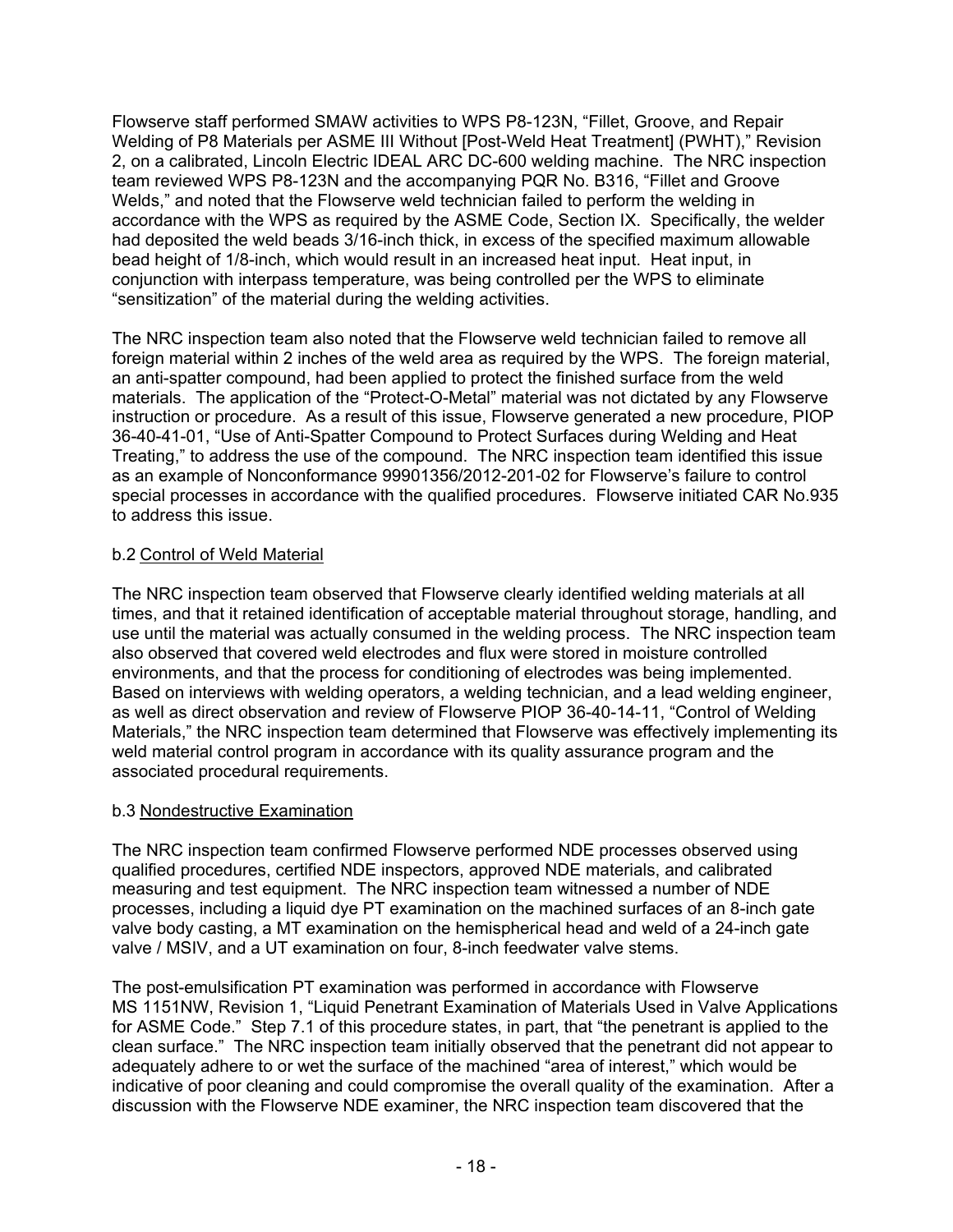Flowserve staff performed SMAW activities to WPS P8-123N, "Fillet, Groove, and Repair Welding of P8 Materials per ASME III Without [Post-Weld Heat Treatment] (PWHT)," Revision 2, on a calibrated, Lincoln Electric IDEAL ARC DC-600 welding machine. The NRC inspection team reviewed WPS P8-123N and the accompanying PQR No. B316, "Fillet and Groove Welds," and noted that the Flowserve weld technician failed to perform the welding in accordance with the WPS as required by the ASME Code, Section IX. Specifically, the welder had deposited the weld beads 3/16-inch thick, in excess of the specified maximum allowable bead height of 1/8-inch, which would result in an increased heat input. Heat input, in conjunction with interpass temperature, was being controlled per the WPS to eliminate "sensitization" of the material during the welding activities.

The NRC inspection team also noted that the Flowserve weld technician failed to remove all foreign material within 2 inches of the weld area as required by the WPS. The foreign material, an anti-spatter compound, had been applied to protect the finished surface from the weld materials. The application of the "Protect-O-Metal" material was not dictated by any Flowserve instruction or procedure. As a result of this issue, Flowserve generated a new procedure, PIOP 36-40-41-01, "Use of Anti-Spatter Compound to Protect Surfaces during Welding and Heat Treating," to address the use of the compound. The NRC inspection team identified this issue as an example of Nonconformance 99901356/2012-201-02 for Flowserve's failure to control special processes in accordance with the qualified procedures. Flowserve initiated CAR No.935 to address this issue.

b.2 Control of Weld Material

The NRC inspection team observed that Flowserve clearly identified welding materials at all times, and that it retained identification of acceptable material throughout storage, handling, and use until the material was actually consumed in the welding process. The NRC inspection team also observed that covered weld electrodes and flux were stored in moisture controlled environments, and that the process for conditioning of electrodes was being implemented. Based on interviews with welding operators, a welding technician, and a lead welding engineer, as well as direct observation and review of Flowserve PIOP 36-40-14-11, "Control of Welding Materials," the NRC inspection team determined that Flowserve was effectively implementing its weld material control program in accordance with its quality assurance program and the associated procedural requirements.

b.3 Nondestructive Examination

The NRC inspection team confirmed Flowserve performed NDE processes observed using qualified procedures, certified NDE inspectors, approved NDE materials, and calibrated measuring and test equipment. The NRC inspection team witnessed a number of NDE processes, including a liquid dye PT examination on the machined surfaces of an 8-inch gate valve body casting, a MT examination on the hemispherical head and weld of a 24-inch gate valve / MSIV, and a UT examination on four, 8-inch feedwater valve stems.

The post-emulsification PT examination was performed in accordance with Flowserve MS 1151NW, Revision 1, "Liquid Penetrant Examination of Materials Used in Valve Applications for ASME Code." Step 7.1 of this procedure states, in part, that "the penetrant is applied to the clean surface." The NRC inspection team initially observed that the penetrant did not appear to adequately adhere to or wet the surface of the machined "area of interest," which would be indicative of poor cleaning and could compromise the overall quality of the examination. After a discussion with the Flowserve NDE examiner, the NRC inspection team discovered that the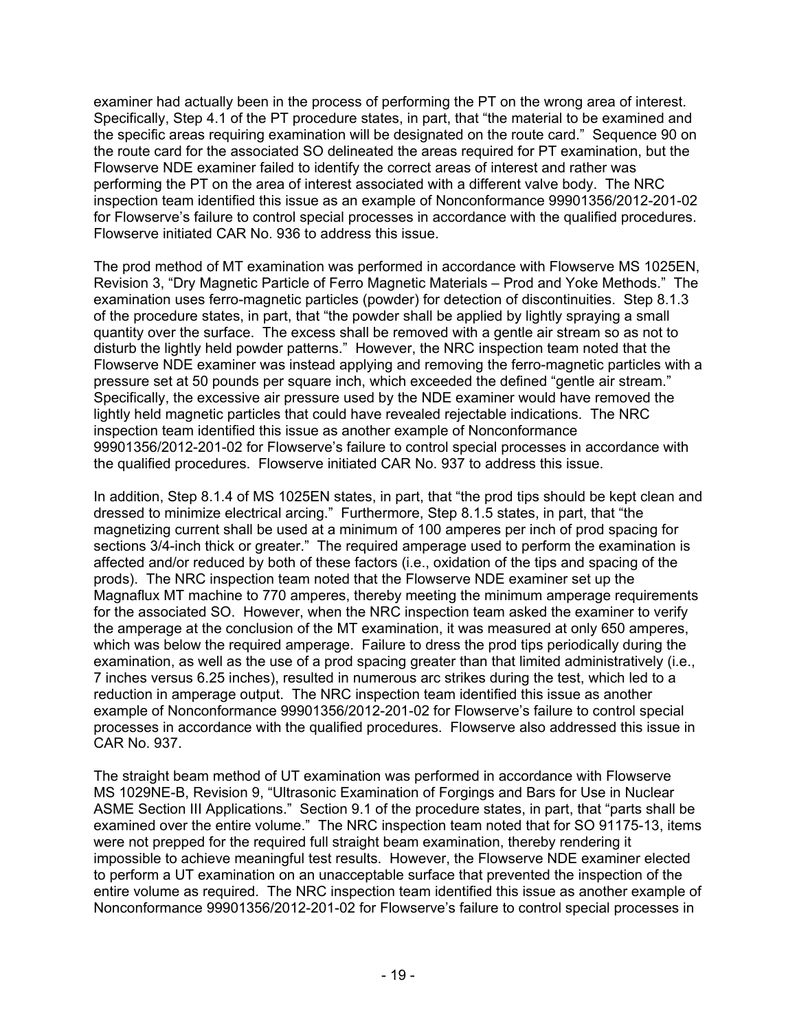examiner had actually been in the process of performing the PT on the wrong area of interest. Specifically, Step 4.1 of the PT procedure states, in part, that "the material to be examined and the specific areas requiring examination will be designated on the route card." Sequence 90 on the route card for the associated SO delineated the areas required for PT examination, but the Flowserve NDE examiner failed to identify the correct areas of interest and rather was performing the PT on the area of interest associated with a different valve body. The NRC inspection team identified this issue as an example of Nonconformance 99901356/2012-201-02 for Flowserve's failure to control special processes in accordance with the qualified procedures. Flowserve initiated CAR No. 936 to address this issue.

The prod method of MT examination was performed in accordance with Flowserve MS 1025EN, Revision 3, "Dry Magnetic Particle of Ferro Magnetic Materials – Prod and Yoke Methods." The examination uses ferro-magnetic particles (powder) for detection of discontinuities. Step 8.1.3 of the procedure states, in part, that "the powder shall be applied by lightly spraying a small quantity over the surface. The excess shall be removed with a gentle air stream so as not to disturb the lightly held powder patterns." However, the NRC inspection team noted that the Flowserve NDE examiner was instead applying and removing the ferro-magnetic particles with a pressure set at 50 pounds per square inch, which exceeded the defined "gentle air stream." Specifically, the excessive air pressure used by the NDE examiner would have removed the lightly held magnetic particles that could have revealed rejectable indications. The NRC inspection team identified this issue as another example of Nonconformance 99901356/2012-201-02 for Flowserve's failure to control special processes in accordance with the qualified procedures. Flowserve initiated CAR No. 937 to address this issue.

In addition, Step 8.1.4 of MS 1025EN states, in part, that "the prod tips should be kept clean and dressed to minimize electrical arcing." Furthermore, Step 8.1.5 states, in part, that "the magnetizing current shall be used at a minimum of 100 amperes per inch of prod spacing for sections 3/4-inch thick or greater." The required amperage used to perform the examination is affected and/or reduced by both of these factors (i.e., oxidation of the tips and spacing of the prods). The NRC inspection team noted that the Flowserve NDE examiner set up the Magnaflux MT machine to 770 amperes, thereby meeting the minimum amperage requirements for the associated SO. However, when the NRC inspection team asked the examiner to verify the amperage at the conclusion of the MT examination, it was measured at only 650 amperes, which was below the required amperage. Failure to dress the prod tips periodically during the examination, as well as the use of a prod spacing greater than that limited administratively (i.e., 7 inches versus 6.25 inches), resulted in numerous arc strikes during the test, which led to a reduction in amperage output. The NRC inspection team identified this issue as another example of Nonconformance 99901356/2012-201-02 for Flowserve's failure to control special processes in accordance with the qualified procedures. Flowserve also addressed this issue in CAR No. 937.

The straight beam method of UT examination was performed in accordance with Flowserve MS 1029NE-B, Revision 9, "Ultrasonic Examination of Forgings and Bars for Use in Nuclear ASME Section III Applications." Section 9.1 of the procedure states, in part, that "parts shall be examined over the entire volume." The NRC inspection team noted that for SO 91175-13, items were not prepped for the required full straight beam examination, thereby rendering it impossible to achieve meaningful test results. However, the Flowserve NDE examiner elected to perform a UT examination on an unacceptable surface that prevented the inspection of the entire volume as required. The NRC inspection team identified this issue as another example of Nonconformance 99901356/2012-201-02 for Flowserve's failure to control special processes in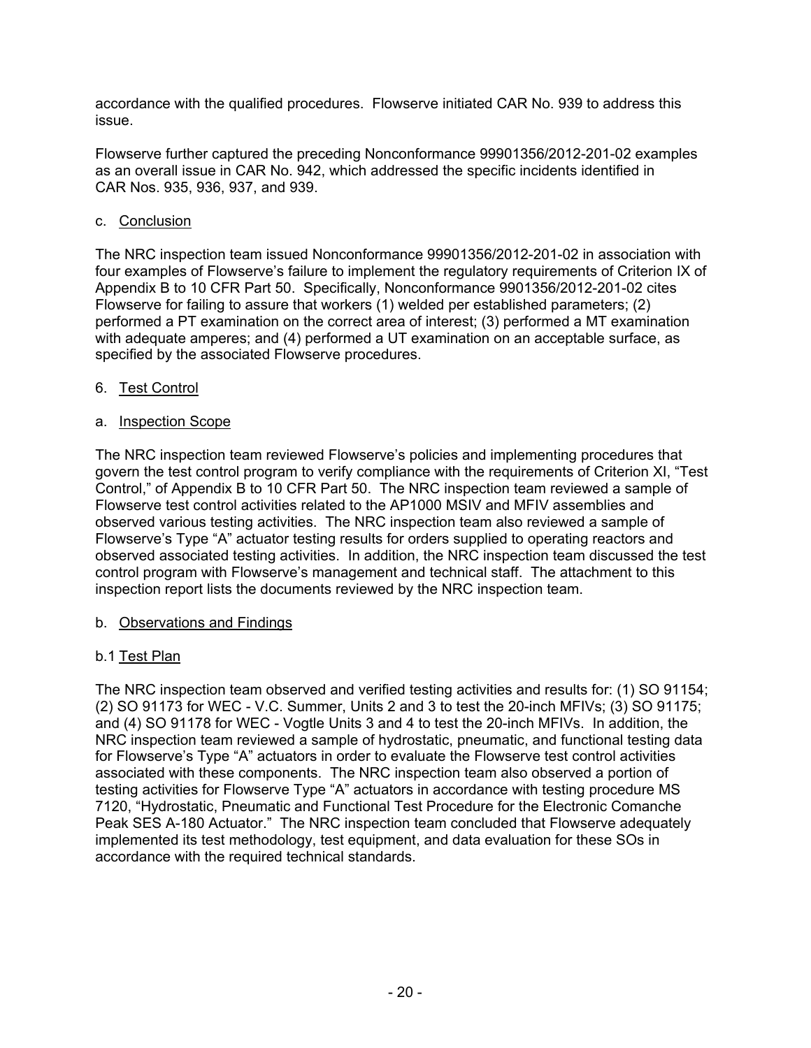accordance with the qualified procedures. Flowserve initiated CAR No. 939 to address this issue.

Flowserve further captured the preceding Nonconformance 99901356/2012-201-02 examples as an overall issue in CAR No. 942, which addressed the specific incidents identified in CAR Nos. 935, 936, 937, and 939.

c. Conclusion

The NRC inspection team issued Nonconformance 99901356/2012-201-02 in association with four examples of Flowserve's failure to implement the regulatory requirements of Criterion IX of Appendix B to 10 CFR Part 50. Specifically, Nonconformance 9901356/2012-201-02 cites Flowserve for failing to assure that workers (1) welded per established parameters; (2) performed a PT examination on the correct area of interest; (3) performed a MT examination with adequate amperes; and (4) performed a UT examination on an acceptable surface, as specified by the associated Flowserve procedures.

6. Test Control

a. Inspection Scope

The NRC inspection team reviewed Flowserve's policies and implementing procedures that govern the test control program to verify compliance with the requirements of Criterion XI, "Test Control," of Appendix B to 10 CFR Part 50. The NRC inspection team reviewed a sample of Flowserve test control activities related to the AP1000 MSIV and MFIV assemblies and observed various testing activities. The NRC inspection team also reviewed a sample of Flowserve's Type "A" actuator testing results for orders supplied to operating reactors and observed associated testing activities. In addition, the NRC inspection team discussed the test control program with Flowserve's management and technical staff. The attachment to this inspection report lists the documents reviewed by the NRC inspection team.

b. Observations and Findings

b.1 Test Plan

The NRC inspection team observed and verified testing activities and results for: (1) SO 91154; (2) SO 91173 for WEC - V.C. Summer, Units 2 and 3 to test the 20-inch MFIVs; (3) SO 91175; and (4) SO 91178 for WEC - Vogtle Units 3 and 4 to test the 20-inch MFIVs. In addition, the NRC inspection team reviewed a sample of hydrostatic, pneumatic, and functional testing data for Flowserve's Type "A" actuators in order to evaluate the Flowserve test control activities associated with these components. The NRC inspection team also observed a portion of testing activities for Flowserve Type "A" actuators in accordance with testing procedure MS 7120, "Hydrostatic, Pneumatic and Functional Test Procedure for the Electronic Comanche Peak SES A-180 Actuator." The NRC inspection team concluded that Flowserve adequately implemented its test methodology, test equipment, and data evaluation for these SOs in accordance with the required technical standards.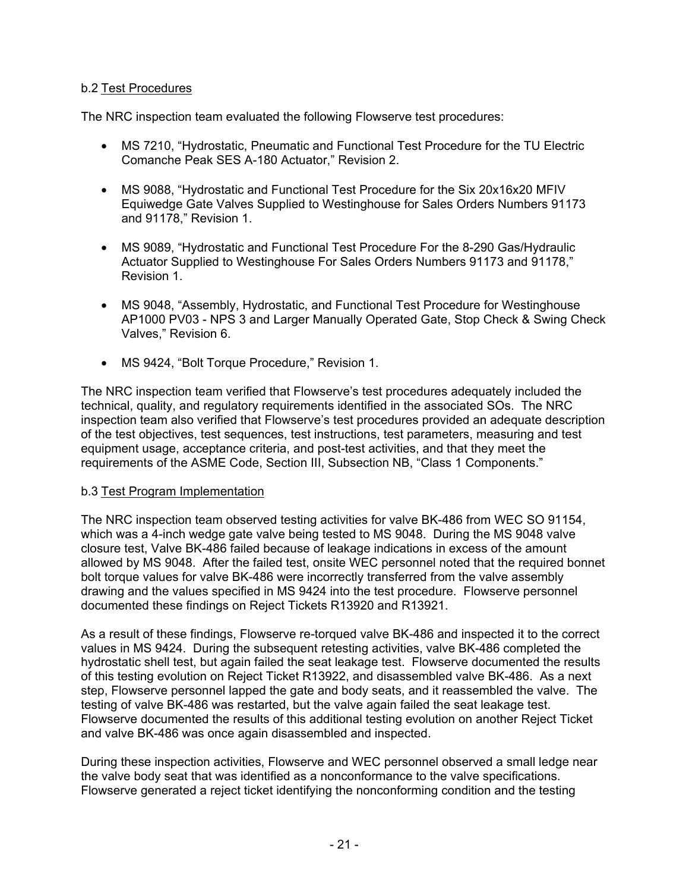b.2 Test Procedures

The NRC inspection team evaluated the following Flowserve test procedures:

- MS 7210, "Hydrostatic, Pneumatic and Functional Test Procedure for the TU Electric Comanche Peak SES A-180 Actuator," Revision 2.
- MS 9088, "Hydrostatic and Functional Test Procedure for the Six 20x16x20 MFIV Equiwedge Gate Valves Supplied to Westinghouse for Sales Orders Numbers 91173 and 91178," Revision 1.
- MS 9089, "Hydrostatic and Functional Test Procedure For the 8-290 Gas/Hydraulic Actuator Supplied to Westinghouse For Sales Orders Numbers 91173 and 91178," Revision 1.
- MS 9048, "Assembly, Hydrostatic, and Functional Test Procedure for Westinghouse AP1000 PV03 - NPS 3 and Larger Manually Operated Gate, Stop Check & Swing Check Valves," Revision 6.
- MS 9424, "Bolt Torque Procedure," Revision 1.

The NRC inspection team verified that Flowserve's test procedures adequately included the technical, quality, and regulatory requirements identified in the associated SOs. The NRC inspection team also verified that Flowserve's test procedures provided an adequate description of the test objectives, test sequences, test instructions, test parameters, measuring and test equipment usage, acceptance criteria, and post-test activities, and that they meet the requirements of the ASME Code, Section III, Subsection NB, "Class 1 Components."

b.3 Test Program Implementation

The NRC inspection team observed testing activities for valve BK-486 from WEC SO 91154, which was a 4-inch wedge gate valve being tested to MS 9048. During the MS 9048 valve closure test, Valve BK-486 failed because of leakage indications in excess of the amount allowed by MS 9048. After the failed test, onsite WEC personnel noted that the required bonnet bolt torque values for valve BK-486 were incorrectly transferred from the valve assembly drawing and the values specified in MS 9424 into the test procedure. Flowserve personnel documented these findings on Reject Tickets R13920 and R13921.

As a result of these findings, Flowserve re-torqued valve BK-486 and inspected it to the correct values in MS 9424. During the subsequent retesting activities, valve BK-486 completed the hydrostatic shell test, but again failed the seat leakage test. Flowserve documented the results of this testing evolution on Reject Ticket R13922, and disassembled valve BK-486. As a next step, Flowserve personnel lapped the gate and body seats, and it reassembled the valve. The testing of valve BK-486 was restarted, but the valve again failed the seat leakage test. Flowserve documented the results of this additional testing evolution on another Reject Ticket and valve BK-486 was once again disassembled and inspected.

During these inspection activities, Flowserve and WEC personnel observed a small ledge near the valve body seat that was identified as a nonconformance to the valve specifications. Flowserve generated a reject ticket identifying the nonconforming condition and the testing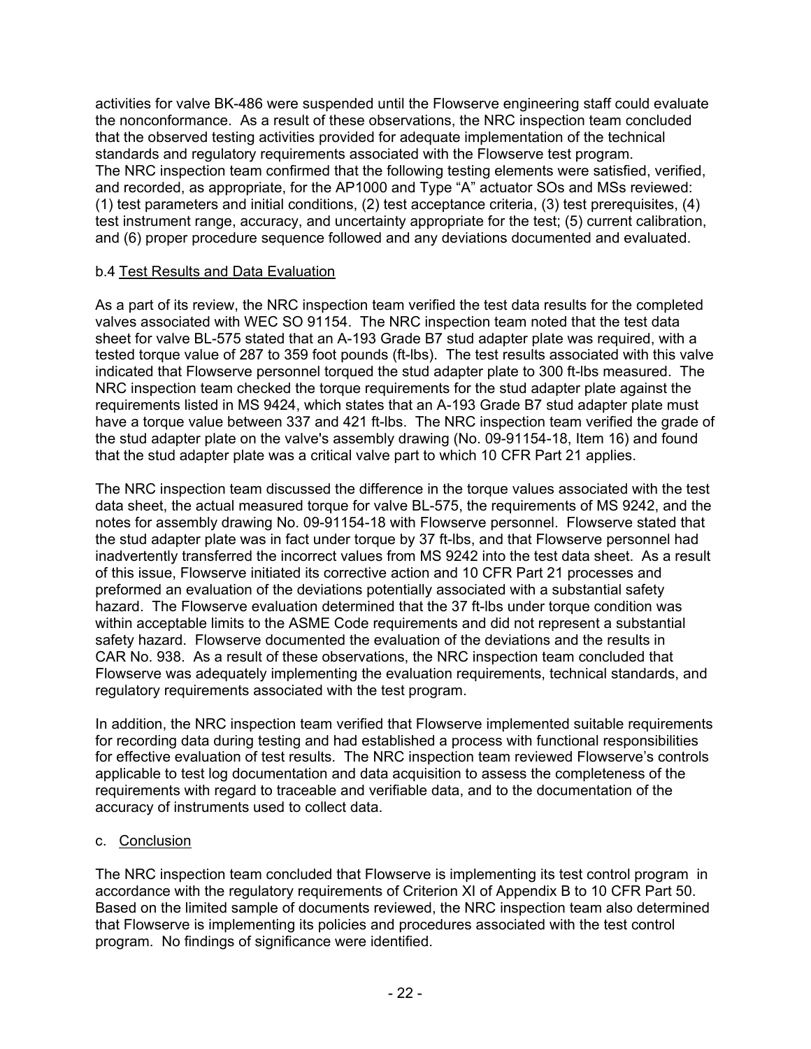activities for valve BK-486 were suspended until the Flowserve engineering staff could evaluate the nonconformance. As a result of these observations, the NRC inspection team concluded that the observed testing activities provided for adequate implementation of the technical standards and regulatory requirements associated with the Flowserve test program.
The NRC inspection team confirmed that the following testing elements were satisfied, verified, and recorded, as appropriate, for the AP1000 and Type "A" actuator SOs and MSs reviewed: (1) test parameters and initial conditions, (2) test acceptance criteria, (3) test prerequisites, (4) test instrument range, accuracy, and uncertainty appropriate for the test; (5) current calibration, and (6) proper procedure sequence followed and any deviations documented and evaluated.

b.4 Test Results and Data Evaluation

As a part of its review, the NRC inspection team verified the test data results for the completed valves associated with WEC SO 91154. The NRC inspection team noted that the test data sheet for valve BL-575 stated that an A-193 Grade B7 stud adapter plate was required, with a tested torque value of 287 to 359 foot pounds (ft-lbs). The test results associated with this valve indicated that Flowserve personnel torqued the stud adapter plate to 300 ft-lbs measured. The NRC inspection team checked the torque requirements for the stud adapter plate against the requirements listed in MS 9424, which states that an A-193 Grade B7 stud adapter plate must have a torque value between 337 and 421 ft-lbs. The NRC inspection team verified the grade of the stud adapter plate on the valve's assembly drawing (No. 09-91154-18, Item 16) and found that the stud adapter plate was a critical valve part to which 10 CFR Part 21 applies.

The NRC inspection team discussed the difference in the torque values associated with the test data sheet, the actual measured torque for valve BL-575, the requirements of MS 9242, and the notes for assembly drawing No. 09-91154-18 with Flowserve personnel. Flowserve stated that the stud adapter plate was in fact under torque by 37 ft-lbs, and that Flowserve personnel had inadvertently transferred the incorrect values from MS 9242 into the test data sheet. As a result of this issue, Flowserve initiated its corrective action and 10 CFR Part 21 processes and preformed an evaluation of the deviations potentially associated with a substantial safety hazard. The Flowserve evaluation determined that the 37 ft-lbs under torque condition was within acceptable limits to the ASME Code requirements and did not represent a substantial safety hazard. Flowserve documented the evaluation of the deviations and the results in CAR No. 938. As a result of these observations, the NRC inspection team concluded that Flowserve was adequately implementing the evaluation requirements, technical standards, and regulatory requirements associated with the test program.

In addition, the NRC inspection team verified that Flowserve implemented suitable requirements for recording data during testing and had established a process with functional responsibilities for effective evaluation of test results. The NRC inspection team reviewed Flowserve's controls applicable to test log documentation and data acquisition to assess the completeness of the requirements with regard to traceable and verifiable data, and to the documentation of the accuracy of instruments used to collect data.

c. Conclusion

The NRC inspection team concluded that Flowserve is implementing its test control program in accordance with the regulatory requirements of Criterion XI of Appendix B to 10 CFR Part 50. Based on the limited sample of documents reviewed, the NRC inspection team also determined that Flowserve is implementing its policies and procedures associated with the test control program. No findings of significance were identified.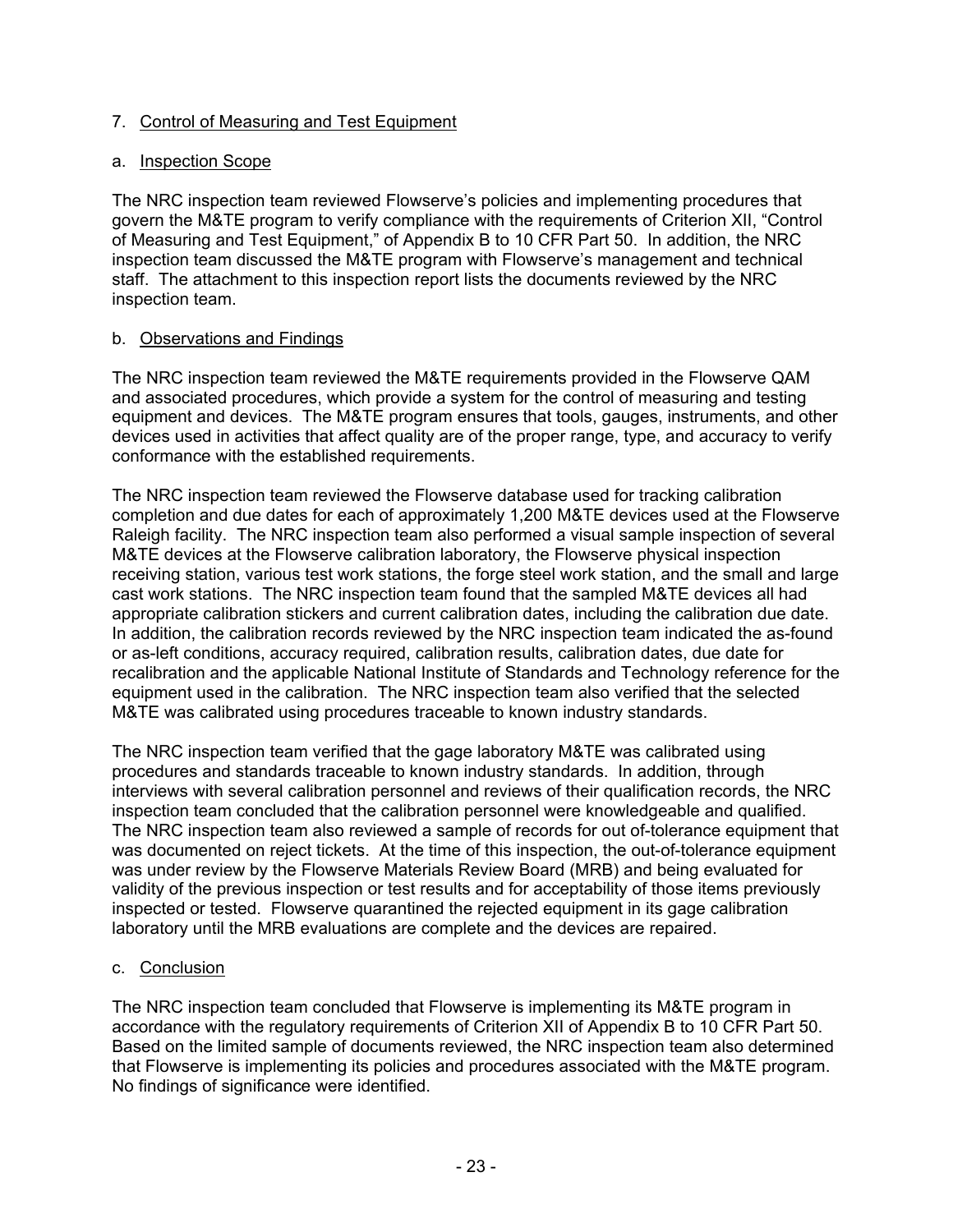## 7. Control of Measuring and Test Equipment

### a. Inspection Scope

The NRC inspection team reviewed Flowserve's policies and implementing procedures that govern the M&TE program to verify compliance with the requirements of Criterion XII, "Control of Measuring and Test Equipment," of Appendix B to 10 CFR Part 50. In addition, the NRC inspection team discussed the M&TE program with Flowserve's management and technical staff. The attachment to this inspection report lists the documents reviewed by the NRC inspection team.

### b. Observations and Findings

The NRC inspection team reviewed the M&TE requirements provided in the Flowserve QAM and associated procedures, which provide a system for the control of measuring and testing equipment and devices. The M&TE program ensures that tools, gauges, instruments, and other devices used in activities that affect quality are of the proper range, type, and accuracy to verify conformance with the established requirements.

The NRC inspection team reviewed the Flowserve database used for tracking calibration completion and due dates for each of approximately 1,200 M&TE devices used at the Flowserve Raleigh facility. The NRC inspection team also performed a visual sample inspection of several M&TE devices at the Flowserve calibration laboratory, the Flowserve physical inspection receiving station, various test work stations, the forge steel work station, and the small and large cast work stations. The NRC inspection team found that the sampled M&TE devices all had appropriate calibration stickers and current calibration dates, including the calibration due date. In addition, the calibration records reviewed by the NRC inspection team indicated the as-found or as-left conditions, accuracy required, calibration results, calibration dates, due date for recalibration and the applicable National Institute of Standards and Technology reference for the equipment used in the calibration. The NRC inspection team also verified that the selected M&TE was calibrated using procedures traceable to known industry standards.

The NRC inspection team verified that the gage laboratory M&TE was calibrated using procedures and standards traceable to known industry standards. In addition, through interviews with several calibration personnel and reviews of their qualification records, the NRC inspection team concluded that the calibration personnel were knowledgeable and qualified. The NRC inspection team also reviewed a sample of records for out of-tolerance equipment that was documented on reject tickets. At the time of this inspection, the out-of-tolerance equipment was under review by the Flowserve Materials Review Board (MRB) and being evaluated for validity of the previous inspection or test results and for acceptability of those items previously inspected or tested. Flowserve quarantined the rejected equipment in its gage calibration laboratory until the MRB evaluations are complete and the devices are repaired.

### c. Conclusion

The NRC inspection team concluded that Flowserve is implementing its M&TE program in accordance with the regulatory requirements of Criterion XII of Appendix B to 10 CFR Part 50. Based on the limited sample of documents reviewed, the NRC inspection team also determined that Flowserve is implementing its policies and procedures associated with the M&TE program. No findings of significance were identified.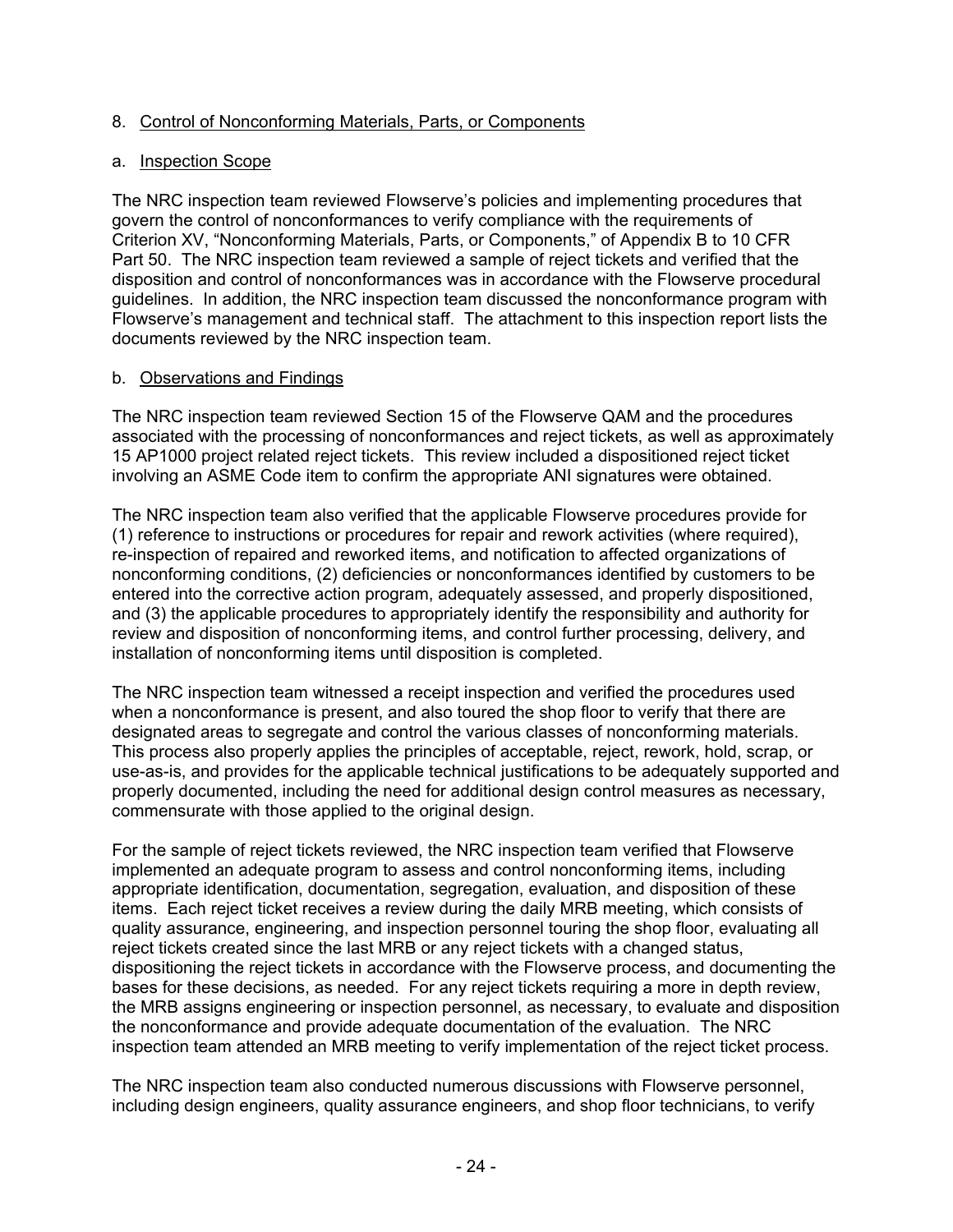8. Control of Nonconforming Materials, Parts, or Components

a. Inspection Scope

The NRC inspection team reviewed Flowserve's policies and implementing procedures that govern the control of nonconformances to verify compliance with the requirements of Criterion XV, "Nonconforming Materials, Parts, or Components," of Appendix B to 10 CFR Part 50. The NRC inspection team reviewed a sample of reject tickets and verified that the disposition and control of nonconformances was in accordance with the Flowserve procedural guidelines. In addition, the NRC inspection team discussed the nonconformance program with Flowserve's management and technical staff. The attachment to this inspection report lists the documents reviewed by the NRC inspection team.

b. Observations and Findings

The NRC inspection team reviewed Section 15 of the Flowserve QAM and the procedures associated with the processing of nonconformances and reject tickets, as well as approximately 15 AP1000 project related reject tickets. This review included a dispositioned reject ticket involving an ASME Code item to confirm the appropriate ANI signatures were obtained.

The NRC inspection team also verified that the applicable Flowserve procedures provide for (1) reference to instructions or procedures for repair and rework activities (where required), re-inspection of repaired and reworked items, and notification to affected organizations of nonconforming conditions, (2) deficiencies or nonconformances identified by customers to be entered into the corrective action program, adequately assessed, and properly dispositioned, and (3) the applicable procedures to appropriately identify the responsibility and authority for review and disposition of nonconforming items, and control further processing, delivery, and installation of nonconforming items until disposition is completed.

The NRC inspection team witnessed a receipt inspection and verified the procedures used when a nonconformance is present, and also toured the shop floor to verify that there are designated areas to segregate and control the various classes of nonconforming materials. This process also properly applies the principles of acceptable, reject, rework, hold, scrap, or use-as-is, and provides for the applicable technical justifications to be adequately supported and properly documented, including the need for additional design control measures as necessary, commensurate with those applied to the original design.

For the sample of reject tickets reviewed, the NRC inspection team verified that Flowserve implemented an adequate program to assess and control nonconforming items, including appropriate identification, documentation, segregation, evaluation, and disposition of these items. Each reject ticket receives a review during the daily MRB meeting, which consists of quality assurance, engineering, and inspection personnel touring the shop floor, evaluating all reject tickets created since the last MRB or any reject tickets with a changed status, dispositioning the reject tickets in accordance with the Flowserve process, and documenting the bases for these decisions, as needed. For any reject tickets requiring a more in depth review, the MRB assigns engineering or inspection personnel, as necessary, to evaluate and disposition the nonconformance and provide adequate documentation of the evaluation. The NRC inspection team attended an MRB meeting to verify implementation of the reject ticket process.

The NRC inspection team also conducted numerous discussions with Flowserve personnel, including design engineers, quality assurance engineers, and shop floor technicians, to verify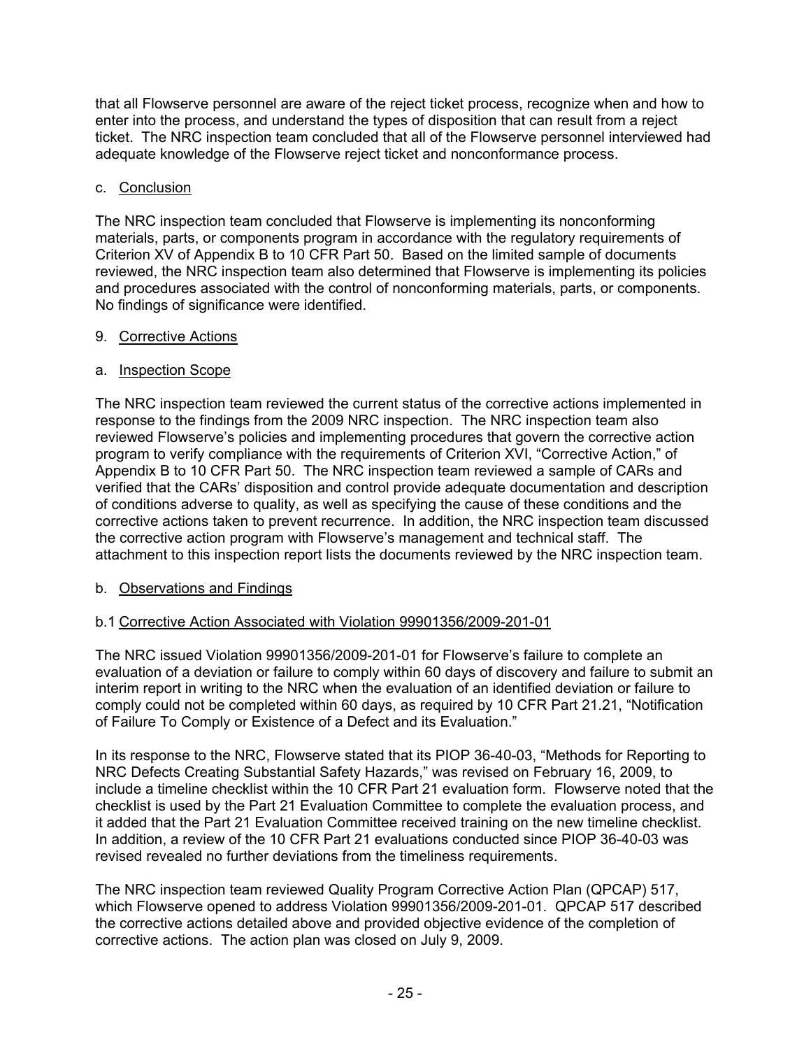that all Flowserve personnel are aware of the reject ticket process, recognize when and how to enter into the process, and understand the types of disposition that can result from a reject ticket. The NRC inspection team concluded that all of the Flowserve personnel interviewed had adequate knowledge of the Flowserve reject ticket and nonconformance process.

c. Conclusion

The NRC inspection team concluded that Flowserve is implementing its nonconforming materials, parts, or components program in accordance with the regulatory requirements of Criterion XV of Appendix B to 10 CFR Part 50. Based on the limited sample of documents reviewed, the NRC inspection team also determined that Flowserve is implementing its policies and procedures associated with the control of nonconforming materials, parts, or components. No findings of significance were identified.

9. Corrective Actions

a. Inspection Scope

The NRC inspection team reviewed the current status of the corrective actions implemented in response to the findings from the 2009 NRC inspection. The NRC inspection team also reviewed Flowserve's policies and implementing procedures that govern the corrective action program to verify compliance with the requirements of Criterion XVI, "Corrective Action," of Appendix B to 10 CFR Part 50. The NRC inspection team reviewed a sample of CARs and verified that the CARs' disposition and control provide adequate documentation and description of conditions adverse to quality, as well as specifying the cause of these conditions and the corrective actions taken to prevent recurrence. In addition, the NRC inspection team discussed the corrective action program with Flowserve's management and technical staff. The attachment to this inspection report lists the documents reviewed by the NRC inspection team.

b. Observations and Findings

b.1 Corrective Action Associated with Violation 99901356/2009-201-01

The NRC issued Violation 99901356/2009-201-01 for Flowserve's failure to complete an evaluation of a deviation or failure to comply within 60 days of discovery and failure to submit an interim report in writing to the NRC when the evaluation of an identified deviation or failure to comply could not be completed within 60 days, as required by 10 CFR Part 21.21, "Notification of Failure To Comply or Existence of a Defect and its Evaluation."

In its response to the NRC, Flowserve stated that its PIOP 36-40-03, "Methods for Reporting to NRC Defects Creating Substantial Safety Hazards," was revised on February 16, 2009, to include a timeline checklist within the 10 CFR Part 21 evaluation form. Flowserve noted that the checklist is used by the Part 21 Evaluation Committee to complete the evaluation process, and it added that the Part 21 Evaluation Committee received training on the new timeline checklist. In addition, a review of the 10 CFR Part 21 evaluations conducted since PIOP 36-40-03 was revised revealed no further deviations from the timeliness requirements.

The NRC inspection team reviewed Quality Program Corrective Action Plan (QPCAP) 517, which Flowserve opened to address Violation 99901356/2009-201-01. QPCAP 517 described the corrective actions detailed above and provided objective evidence of the completion of corrective actions. The action plan was closed on July 9, 2009.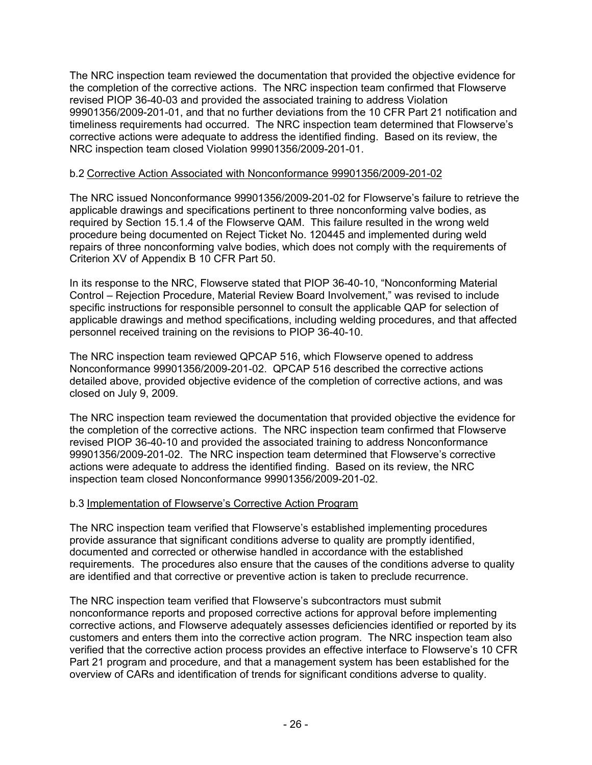The NRC inspection team reviewed the documentation that provided the objective evidence for the completion of the corrective actions. The NRC inspection team confirmed that Flowserve revised PIOP 36-40-03 and provided the associated training to address Violation 99901356/2009-201-01, and that no further deviations from the 10 CFR Part 21 notification and timeliness requirements had occurred. The NRC inspection team determined that Flowserve's corrective actions were adequate to address the identified finding. Based on its review, the NRC inspection team closed Violation 99901356/2009-201-01.

b.2 Corrective Action Associated with Nonconformance 99901356/2009-201-02

The NRC issued Nonconformance 99901356/2009-201-02 for Flowserve's failure to retrieve the applicable drawings and specifications pertinent to three nonconforming valve bodies, as required by Section 15.1.4 of the Flowserve QAM. This failure resulted in the wrong weld procedure being documented on Reject Ticket No. 120445 and implemented during weld repairs of three nonconforming valve bodies, which does not comply with the requirements of Criterion XV of Appendix B 10 CFR Part 50.

In its response to the NRC, Flowserve stated that PIOP 36-40-10, "Nonconforming Material Control – Rejection Procedure, Material Review Board Involvement," was revised to include specific instructions for responsible personnel to consult the applicable QAP for selection of applicable drawings and method specifications, including welding procedures, and that affected personnel received training on the revisions to PIOP 36-40-10.

The NRC inspection team reviewed QPCAP 516, which Flowserve opened to address Nonconformance 99901356/2009-201-02. QPCAP 516 described the corrective actions detailed above, provided objective evidence of the completion of corrective actions, and was closed on July 9, 2009.

The NRC inspection team reviewed the documentation that provided objective the evidence for the completion of the corrective actions. The NRC inspection team confirmed that Flowserve revised PIOP 36-40-10 and provided the associated training to address Nonconformance 99901356/2009-201-02. The NRC inspection team determined that Flowserve's corrective actions were adequate to address the identified finding. Based on its review, the NRC inspection team closed Nonconformance 99901356/2009-201-02.

b.3 Implementation of Flowserve's Corrective Action Program

The NRC inspection team verified that Flowserve's established implementing procedures provide assurance that significant conditions adverse to quality are promptly identified, documented and corrected or otherwise handled in accordance with the established requirements. The procedures also ensure that the causes of the conditions adverse to quality are identified and that corrective or preventive action is taken to preclude recurrence.

The NRC inspection team verified that Flowserve's subcontractors must submit nonconformance reports and proposed corrective actions for approval before implementing corrective actions, and Flowserve adequately assesses deficiencies identified or reported by its customers and enters them into the corrective action program. The NRC inspection team also verified that the corrective action process provides an effective interface to Flowserve's 10 CFR Part 21 program and procedure, and that a management system has been established for the overview of CARs and identification of trends for significant conditions adverse to quality.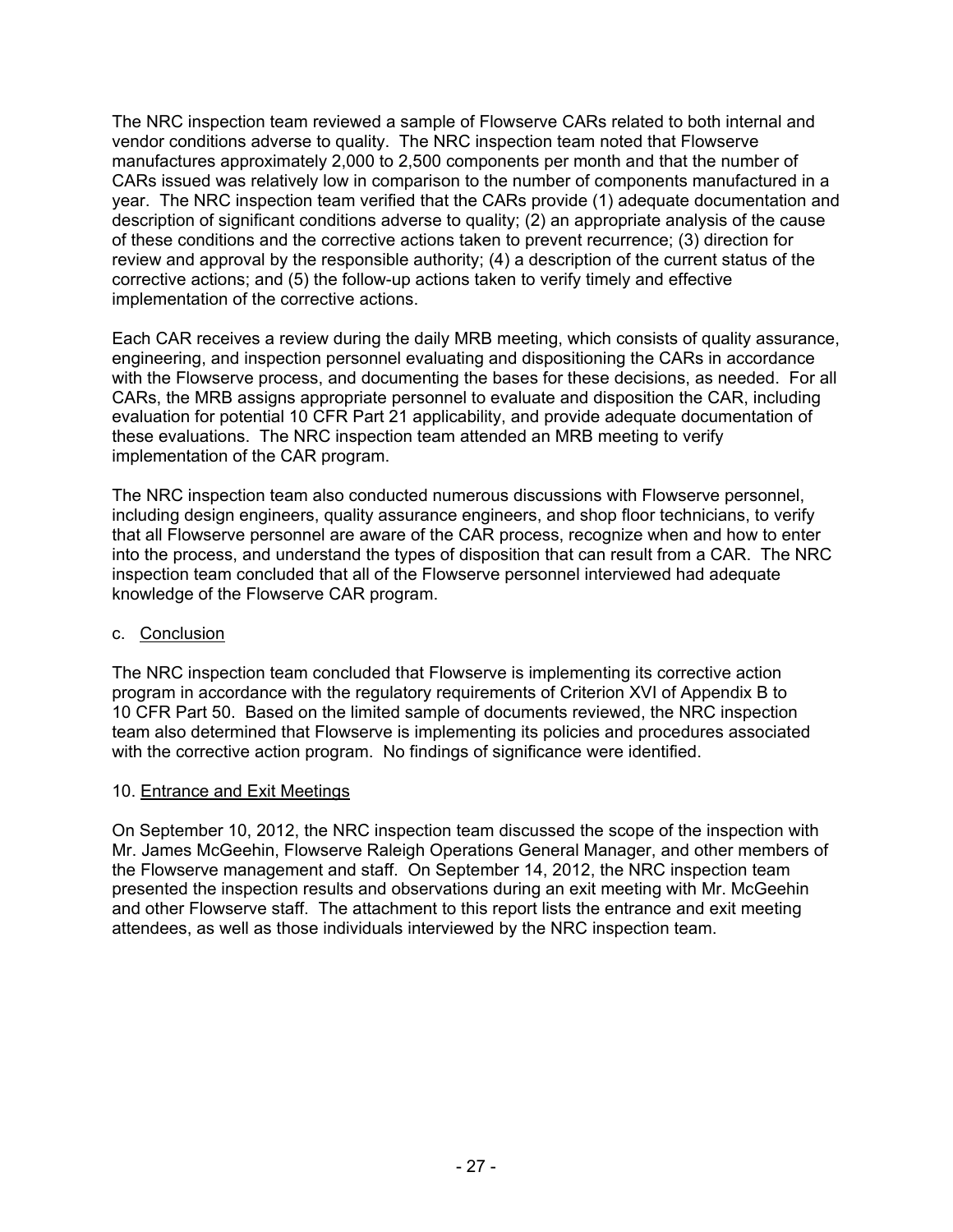The NRC inspection team reviewed a sample of Flowserve CARs related to both internal and vendor conditions adverse to quality. The NRC inspection team noted that Flowserve manufactures approximately 2,000 to 2,500 components per month and that the number of CARs issued was relatively low in comparison to the number of components manufactured in a year. The NRC inspection team verified that the CARs provide (1) adequate documentation and description of significant conditions adverse to quality; (2) an appropriate analysis of the cause of these conditions and the corrective actions taken to prevent recurrence; (3) direction for review and approval by the responsible authority; (4) a description of the current status of the corrective actions; and (5) the follow-up actions taken to verify timely and effective implementation of the corrective actions.

Each CAR receives a review during the daily MRB meeting, which consists of quality assurance, engineering, and inspection personnel evaluating and dispositioning the CARs in accordance with the Flowserve process, and documenting the bases for these decisions, as needed. For all CARs, the MRB assigns appropriate personnel to evaluate and disposition the CAR, including evaluation for potential 10 CFR Part 21 applicability, and provide adequate documentation of these evaluations. The NRC inspection team attended an MRB meeting to verify implementation of the CAR program.

The NRC inspection team also conducted numerous discussions with Flowserve personnel, including design engineers, quality assurance engineers, and shop floor technicians, to verify that all Flowserve personnel are aware of the CAR process, recognize when and how to enter into the process, and understand the types of disposition that can result from a CAR. The NRC inspection team concluded that all of the Flowserve personnel interviewed had adequate knowledge of the Flowserve CAR program.

c. Conclusion

The NRC inspection team concluded that Flowserve is implementing its corrective action program in accordance with the regulatory requirements of Criterion XVI of Appendix B to 10 CFR Part 50. Based on the limited sample of documents reviewed, the NRC inspection team also determined that Flowserve is implementing its policies and procedures associated with the corrective action program. No findings of significance were identified.

## 10. Entrance and Exit Meetings

On September 10, 2012, the NRC inspection team discussed the scope of the inspection with Mr. James McGeehin, Flowserve Raleigh Operations General Manager, and other members of the Flowserve management and staff. On September 14, 2012, the NRC inspection team presented the inspection results and observations during an exit meeting with Mr. McGeehin and other Flowserve staff. The attachment to this report lists the entrance and exit meeting attendees, as well as those individuals interviewed by the NRC inspection team.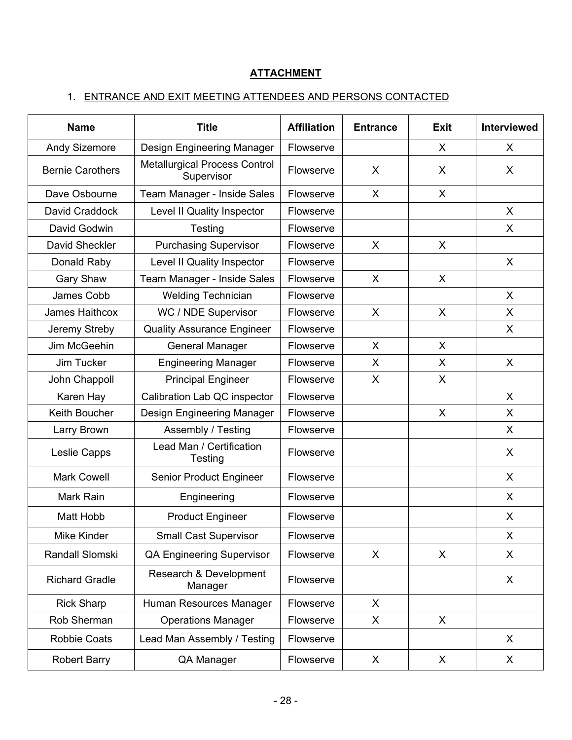## ATTACHMENT

1. ENTRANCE AND EXIT MEETING ATTENDEES AND PERSONS CONTACTED

| Name | Title | Affiliation | Entrance | Exit | Interviewed |
|---|---|---|---|---|---|
| Andy Sizemore | Design Engineering Manager | Flowserve | | X | X |
| Bernie Carothers | Metallurgical Process Control Supervisor | Flowserve | X | X | X |
| Dave Osbourne | Team Manager - Inside Sales | Flowserve | X | X | |
| David Craddock | Level II Quality Inspector | Flowserve | | | X |
| David Godwin | Testing | Flowserve | | | X |
| David Sheckler | Purchasing Supervisor | Flowserve | X | X | |
| Donald Raby | Level II Quality Inspector | Flowserve | | | X |
| Gary Shaw | Team Manager - Inside Sales | Flowserve | X | X | |
| James Cobb | Welding Technician | Flowserve | | | X |
| James Haithcox | WC / NDE Supervisor | Flowserve | X | X | X |
| Jeremy Streby | Quality Assurance Engineer | Flowserve | | | X |
| Jim McGeehin | General Manager | Flowserve | X | X | |
| Jim Tucker | Engineering Manager | Flowserve | X | X | X |
| John Chappoll | Principal Engineer | Flowserve | X | X | |
| Karen Hay | Calibration Lab QC inspector | Flowserve | | | X |
| Keith Boucher | Design Engineering Manager | Flowserve | | X | X |
| Larry Brown | Assembly / Testing | Flowserve | | | X |
| Leslie Capps | Lead Man / Certification Testing | Flowserve | | | X |
| Mark Cowell | Senior Product Engineer | Flowserve | | | X |
| Mark Rain | Engineering | Flowserve | | | X |
| Matt Hobb | Product Engineer | Flowserve | | | X |
| Mike Kinder | Small Cast Supervisor | Flowserve | | | X |
| Randall Slomski | QA Engineering Supervisor | Flowserve | X | X | X |
| Richard Gradle | Research & Development Manager | Flowserve | | | X |
| Rick Sharp | Human Resources Manager | Flowserve | X | | |
| Rob Sherman | Operations Manager | Flowserve | X | X | |
| Robbie Coats | Lead Man Assembly / Testing | Flowserve | | | X |
| Robert Barry | QA Manager | Flowserve | X | X | X |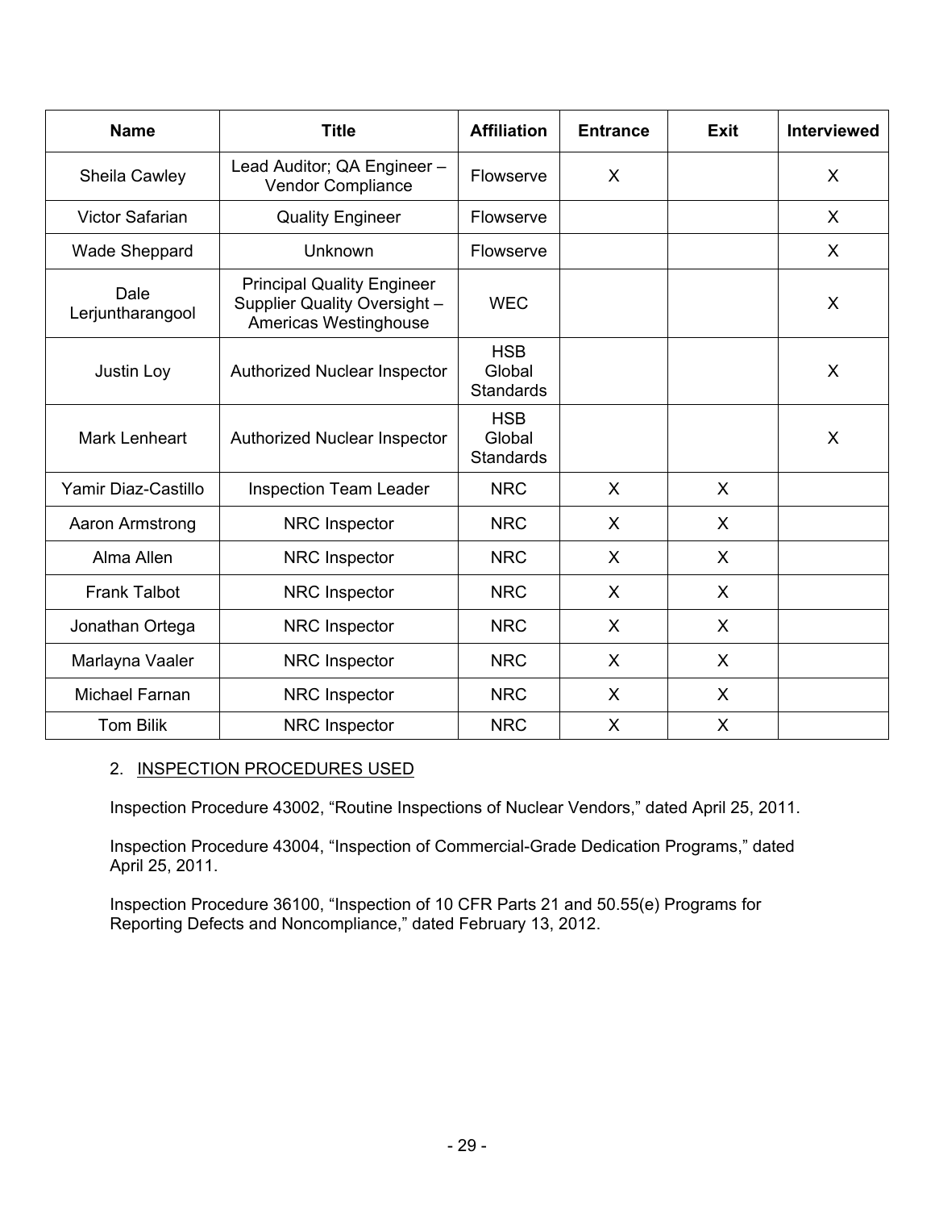| Name | Title | Affiliation | Entrance | Exit | Interviewed |
|---|---|---|---|---|---|
| Sheila Cawley | Lead Auditor; QA Engineer – Vendor Compliance | Flowserve | X | | X |
| Victor Safarian | Quality Engineer | Flowserve | | | X |
| Wade Sheppard | Unknown | Flowserve | | | X |
| Dale Lerjuntharangool | Principal Quality Engineer Supplier Quality Oversight – Americas Westinghouse | WEC | | | X |
| Justin Loy | Authorized Nuclear Inspector | HSB Global Standards | | | X |
| Mark Lenheart | Authorized Nuclear Inspector | HSB Global Standards | | | X |
| Yamir Diaz-Castillo | Inspection Team Leader | NRC | X | X | |
| Aaron Armstrong | NRC Inspector | NRC | X | X | |
| Alma Allen | NRC Inspector | NRC | X | X | |
| Frank Talbot | NRC Inspector | NRC | X | X | |
| Jonathan Ortega | NRC Inspector | NRC | X | X | |
| Marlayna Vaaler | NRC Inspector | NRC | X | X | |
| Michael Farnan | NRC Inspector | NRC | X | X | |
| Tom Bilik | NRC Inspector | NRC | X | X | |

## 2. INSPECTION PROCEDURES USED

Inspection Procedure 43002, "Routine Inspections of Nuclear Vendors," dated April 25, 2011.

Inspection Procedure 43004, "Inspection of Commercial-Grade Dedication Programs," dated April 25, 2011.

Inspection Procedure 36100, "Inspection of 10 CFR Parts 21 and 50.55(e) Programs for Reporting Defects and Noncompliance," dated February 13, 2012.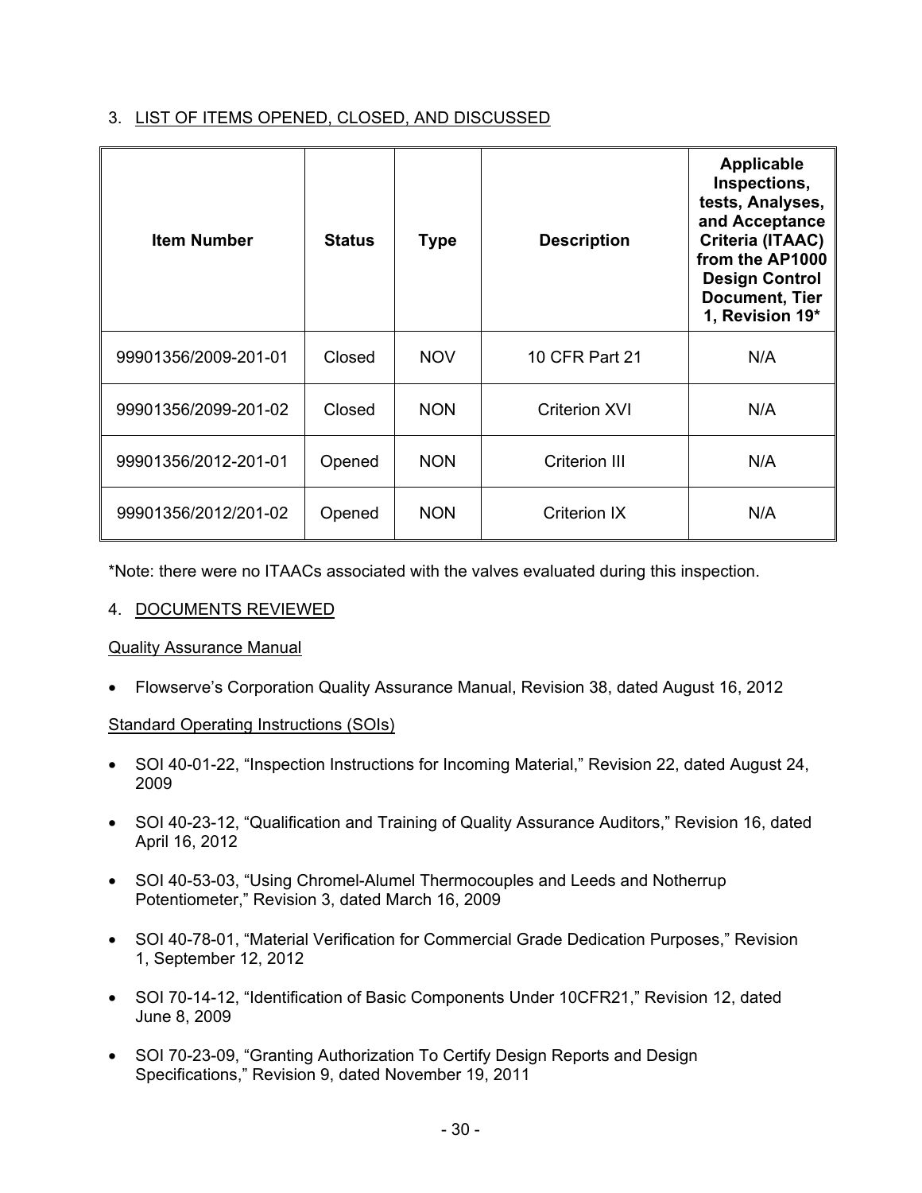3. LIST OF ITEMS OPENED, CLOSED, AND DISCUSSED

| Item Number | Status | Type | Description | Applicable Inspections, tests, Analyses, and Acceptance Criteria (ITAAC) from the AP1000 Design Control Document, Tier 1, Revision 19* |
|---|---|---|---|---|
| 99901356/2009-201-01 | Closed | NOV | 10 CFR Part 21 | N/A |
| 99901356/2099-201-02 | Closed | NON | Criterion XVI | N/A |
| 99901356/2012-201-01 | Opened | NON | Criterion III | N/A |
| 99901356/2012/201-02 | Opened | NON | Criterion IX | N/A |

*Note: there were no ITAACs associated with the valves evaluated during this inspection.

4. DOCUMENTS REVIEWED

Quality Assurance Manual

- Flowserve's Corporation Quality Assurance Manual, Revision 38, dated August 16, 2012

Standard Operating Instructions (SOIs)

- SOI 40-01-22, "Inspection Instructions for Incoming Material," Revision 22, dated August 24, 2009
- SOI 40-23-12, "Qualification and Training of Quality Assurance Auditors," Revision 16, dated April 16, 2012
- SOI 40-53-03, "Using Chromel-Alumel Thermocouples and Leeds and Notherrup Potentiometer," Revision 3, dated March 16, 2009
- SOI 40-78-01, "Material Verification for Commercial Grade Dedication Purposes," Revision 1, September 12, 2012
- SOI 70-14-12, "Identification of Basic Components Under 10CFR21," Revision 12, dated June 8, 2009
- SOI 70-23-09, "Granting Authorization To Certify Design Reports and Design Specifications," Revision 9, dated November 19, 2011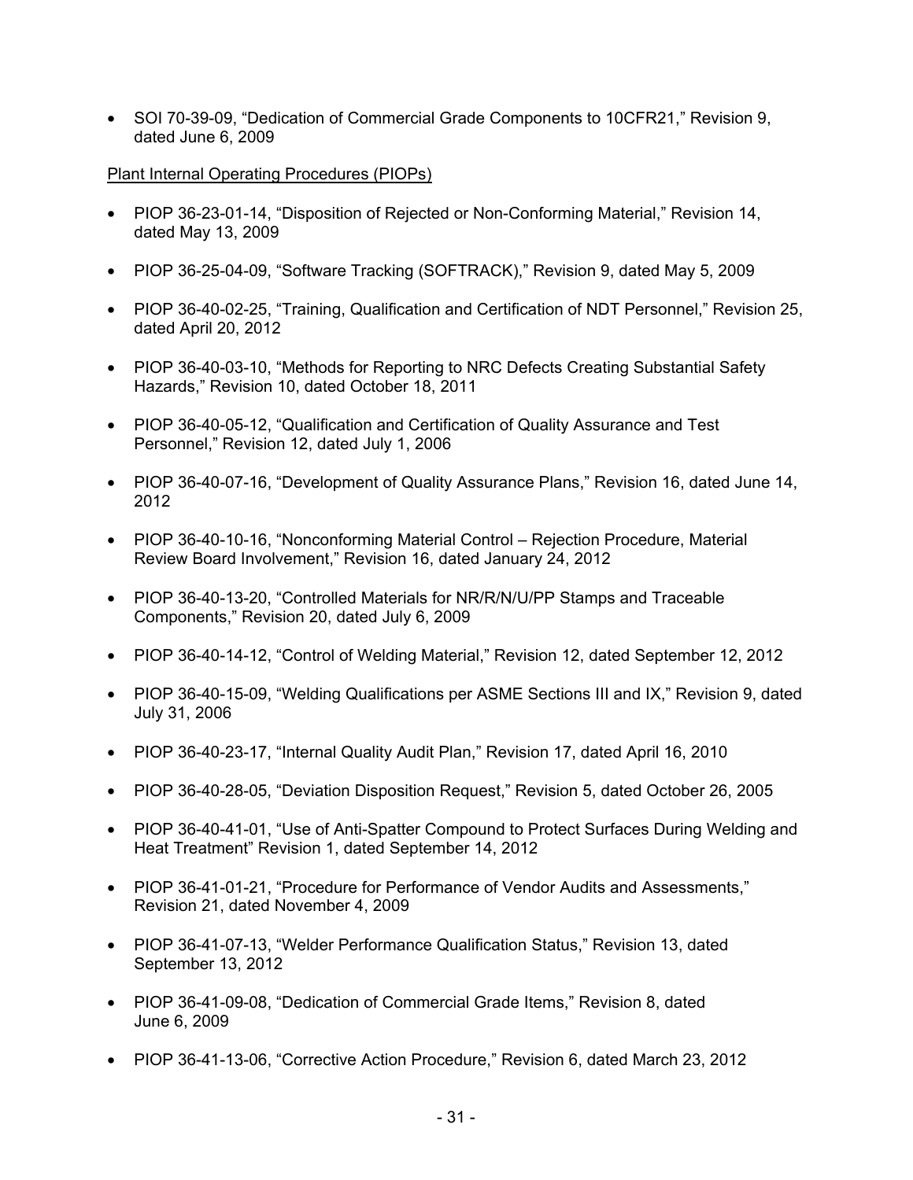- SOI 70-39-09, "Dedication of Commercial Grade Components to 10CFR21," Revision 9, dated June 6, 2009

Plant Internal Operating Procedures (PIOPs)

- PIOP 36-23-01-14, "Disposition of Rejected or Non-Conforming Material," Revision 14, dated May 13, 2009
- PIOP 36-25-04-09, "Software Tracking (SOFTRACK)," Revision 9, dated May 5, 2009
- PIOP 36-40-02-25, "Training, Qualification and Certification of NDT Personnel," Revision 25, dated April 20, 2012
- PIOP 36-40-03-10, "Methods for Reporting to NRC Defects Creating Substantial Safety Hazards," Revision 10, dated October 18, 2011
- PIOP 36-40-05-12, "Qualification and Certification of Quality Assurance and Test Personnel," Revision 12, dated July 1, 2006
- PIOP 36-40-07-16, "Development of Quality Assurance Plans," Revision 16, dated June 14, 2012
- PIOP 36-40-10-16, "Nonconforming Material Control – Rejection Procedure, Material Review Board Involvement," Revision 16, dated January 24, 2012
- PIOP 36-40-13-20, "Controlled Materials for NR/R/N/U/PP Stamps and Traceable Components," Revision 20, dated July 6, 2009
- PIOP 36-40-14-12, "Control of Welding Material," Revision 12, dated September 12, 2012
- PIOP 36-40-15-09, "Welding Qualifications per ASME Sections III and IX," Revision 9, dated July 31, 2006
- PIOP 36-40-23-17, "Internal Quality Audit Plan," Revision 17, dated April 16, 2010
- PIOP 36-40-28-05, "Deviation Disposition Request," Revision 5, dated October 26, 2005
- PIOP 36-40-41-01, "Use of Anti-Spatter Compound to Protect Surfaces During Welding and Heat Treatment" Revision 1, dated September 14, 2012
- PIOP 36-41-01-21, "Procedure for Performance of Vendor Audits and Assessments," Revision 21, dated November 4, 2009
- PIOP 36-41-07-13, "Welder Performance Qualification Status," Revision 13, dated September 13, 2012
- PIOP 36-41-09-08, "Dedication of Commercial Grade Items," Revision 8, dated June 6, 2009
- PIOP 36-41-13-06, "Corrective Action Procedure," Revision 6, dated March 23, 2012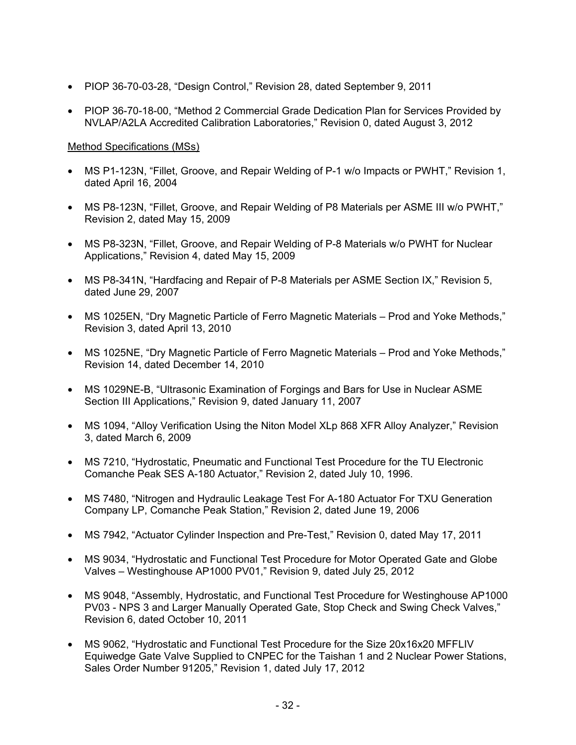- PIOP 36-70-03-28, “Design Control,” Revision 28, dated September 9, 2011
- PIOP 36-70-18-00, “Method 2 Commercial Grade Dedication Plan for Services Provided by NVLAP/A2LA Accredited Calibration Laboratories,” Revision 0, dated August 3, 2012

<u>Method Specifications (MSs)</u>

- MS P1-123N, “Fillet, Groove, and Repair Welding of P-1 w/o Impacts or PWHT,” Revision 1, dated April 16, 2004
- MS P8-123N, “Fillet, Groove, and Repair Welding of P8 Materials per ASME III w/o PWHT,” Revision 2, dated May 15, 2009
- MS P8-323N, “Fillet, Groove, and Repair Welding of P-8 Materials w/o PWHT for Nuclear Applications,” Revision 4, dated May 15, 2009
- MS P8-341N, “Hardfacing and Repair of P-8 Materials per ASME Section IX,” Revision 5, dated June 29, 2007
- MS 1025EN, “Dry Magnetic Particle of Ferro Magnetic Materials – Prod and Yoke Methods,” Revision 3, dated April 13, 2010
- MS 1025NE, “Dry Magnetic Particle of Ferro Magnetic Materials – Prod and Yoke Methods,” Revision 14, dated December 14, 2010
- MS 1029NE-B, “Ultrasonic Examination of Forgings and Bars for Use in Nuclear ASME Section III Applications,” Revision 9, dated January 11, 2007
- MS 1094, “Alloy Verification Using the Niton Model XLp 868 XFR Alloy Analyzer,” Revision 3, dated March 6, 2009
- MS 7210, “Hydrostatic, Pneumatic and Functional Test Procedure for the TU Electronic Comanche Peak SES A-180 Actuator,” Revision 2, dated July 10, 1996.
- MS 7480, “Nitrogen and Hydraulic Leakage Test For A-180 Actuator For TXU Generation Company LP, Comanche Peak Station,” Revision 2, dated June 19, 2006
- MS 7942, “Actuator Cylinder Inspection and Pre-Test,” Revision 0, dated May 17, 2011
- MS 9034, “Hydrostatic and Functional Test Procedure for Motor Operated Gate and Globe Valves – Westinghouse AP1000 PV01,” Revision 9, dated July 25, 2012
- MS 9048, “Assembly, Hydrostatic, and Functional Test Procedure for Westinghouse AP1000 PV03 - NPS 3 and Larger Manually Operated Gate, Stop Check and Swing Check Valves,” Revision 6, dated October 10, 2011
- MS 9062, “Hydrostatic and Functional Test Procedure for the Size 20x16x20 MFFLIV Equiwedge Gate Valve Supplied to CNPEC for the Taishan 1 and 2 Nuclear Power Stations, Sales Order Number 91205,” Revision 1, dated July 17, 2012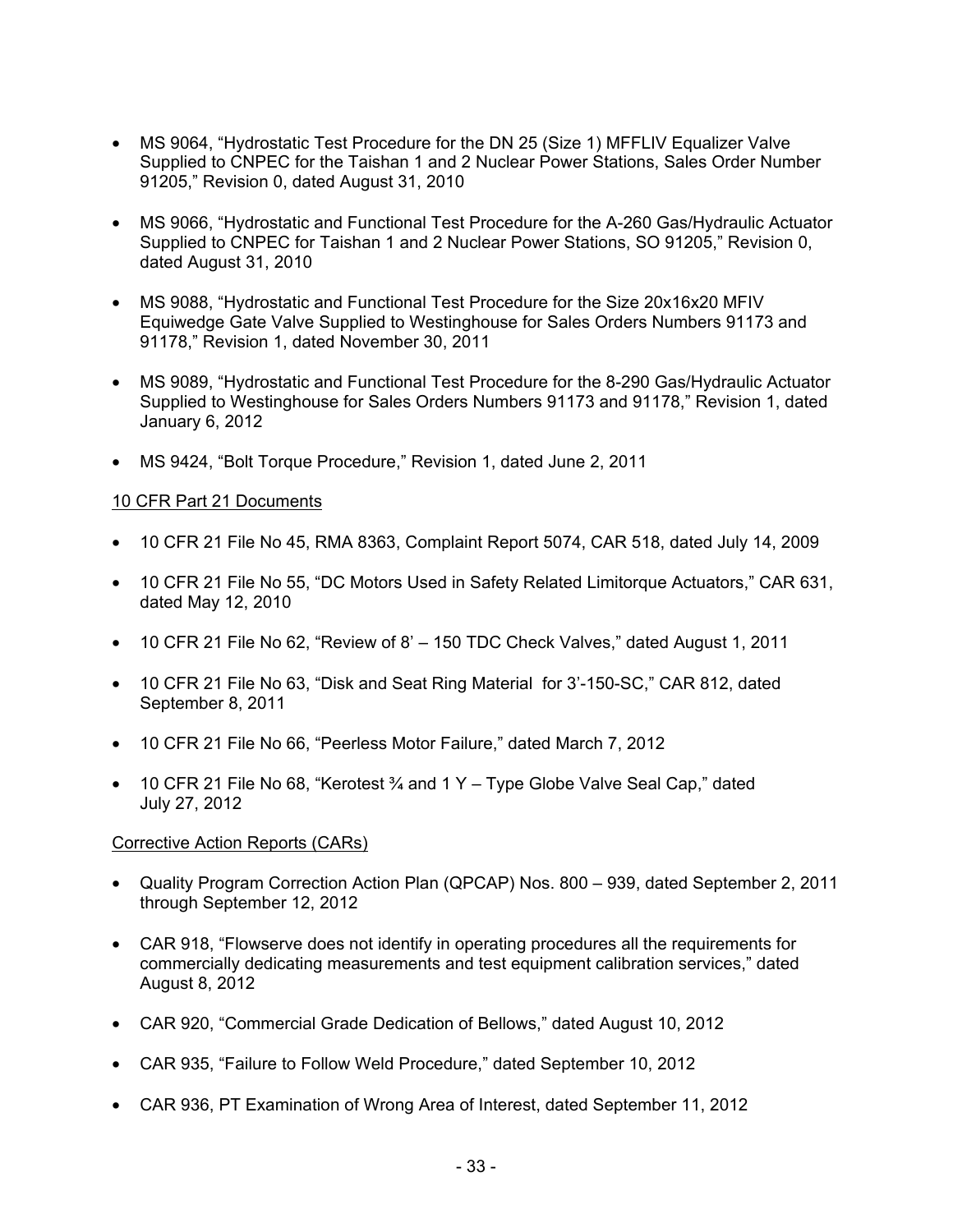- MS 9064, "Hydrostatic Test Procedure for the DN 25 (Size 1) MFFLIV Equalizer Valve Supplied to CNPEC for the Taishan 1 and 2 Nuclear Power Stations, Sales Order Number 91205," Revision 0, dated August 31, 2010

- MS 9066, "Hydrostatic and Functional Test Procedure for the A-260 Gas/Hydraulic Actuator Supplied to CNPEC for Taishan 1 and 2 Nuclear Power Stations, SO 91205," Revision 0, dated August 31, 2010

- MS 9088, "Hydrostatic and Functional Test Procedure for the Size 20x16x20 MFIV Equiwedge Gate Valve Supplied to Westinghouse for Sales Orders Numbers 91173 and 91178," Revision 1, dated November 30, 2011

- MS 9089, "Hydrostatic and Functional Test Procedure for the 8-290 Gas/Hydraulic Actuator Supplied to Westinghouse for Sales Orders Numbers 91173 and 91178," Revision 1, dated January 6, 2012

- MS 9424, "Bolt Torque Procedure," Revision 1, dated June 2, 2011

10 CFR Part 21 Documents

- 10 CFR 21 File No 45, RMA 8363, Complaint Report 5074, CAR 518, dated July 14, 2009

- 10 CFR 21 File No 55, "DC Motors Used in Safety Related Limitorque Actuators," CAR 631, dated May 12, 2010

- 10 CFR 21 File No 62, "Review of 8' – 150 TDC Check Valves," dated August 1, 2011

- 10 CFR 21 File No 63, "Disk and Seat Ring Material for 3'-150-SC," CAR 812, dated September 8, 2011

- 10 CFR 21 File No 66, "Peerless Motor Failure," dated March 7, 2012

- 10 CFR 21 File No 68, "Kerotest ¾ and 1 Y – Type Globe Valve Seal Cap," dated July 27, 2012

Corrective Action Reports (CARs)

- Quality Program Correction Action Plan (QPCAP) Nos. 800 – 939, dated September 2, 2011 through September 12, 2012

- CAR 918, "Flowserve does not identify in operating procedures all the requirements for commercially dedicating measurements and test equipment calibration services," dated August 8, 2012

- CAR 920, "Commercial Grade Dedication of Bellows," dated August 10, 2012

- CAR 935, "Failure to Follow Weld Procedure," dated September 10, 2012

- CAR 936, PT Examination of Wrong Area of Interest, dated September 11, 2012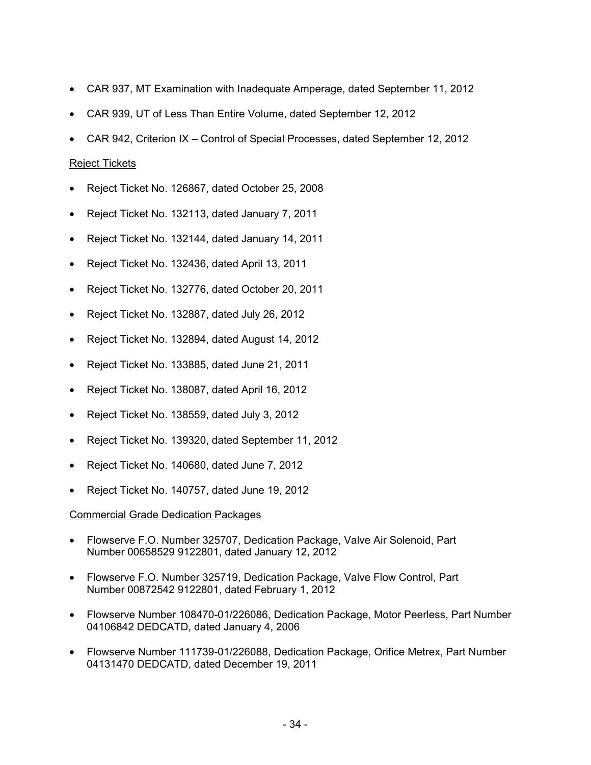- CAR 937, MT Examination with Inadequate Amperage, dated September 11, 2012
- CAR 939, UT of Less Than Entire Volume, dated September 12, 2012
- CAR 942, Criterion IX – Control of Special Processes, dated September 12, 2012

Reject Tickets

- Reject Ticket No. 126867, dated October 25, 2008
- Reject Ticket No. 132113, dated January 7, 2011
- Reject Ticket No. 132144, dated January 14, 2011
- Reject Ticket No. 132436, dated April 13, 2011
- Reject Ticket No. 132776, dated October 20, 2011
- Reject Ticket No. 132887, dated July 26, 2012
- Reject Ticket No. 132894, dated August 14, 2012
- Reject Ticket No. 133885, dated June 21, 2011
- Reject Ticket No. 138087, dated April 16, 2012
- Reject Ticket No. 138559, dated July 3, 2012
- Reject Ticket No. 139320, dated September 11, 2012
- Reject Ticket No. 140680, dated June 7, 2012
- Reject Ticket No. 140757, dated June 19, 2012

Commercial Grade Dedication Packages

- Flowserve F.O. Number 325707, Dedication Package, Valve Air Solenoid, Part Number 00658529 9122801, dated January 12, 2012
- Flowserve F.O. Number 325719, Dedication Package, Valve Flow Control, Part Number 00872542 9122801, dated February 1, 2012
- Flowserve Number 108470-01/226086, Dedication Package, Motor Peerless, Part Number 04106842 DEDCATD, dated January 4, 2006
- Flowserve Number 111739-01/226088, Dedication Package, Orifice Metrex, Part Number 04131470 DEDCATD, dated December 19, 2011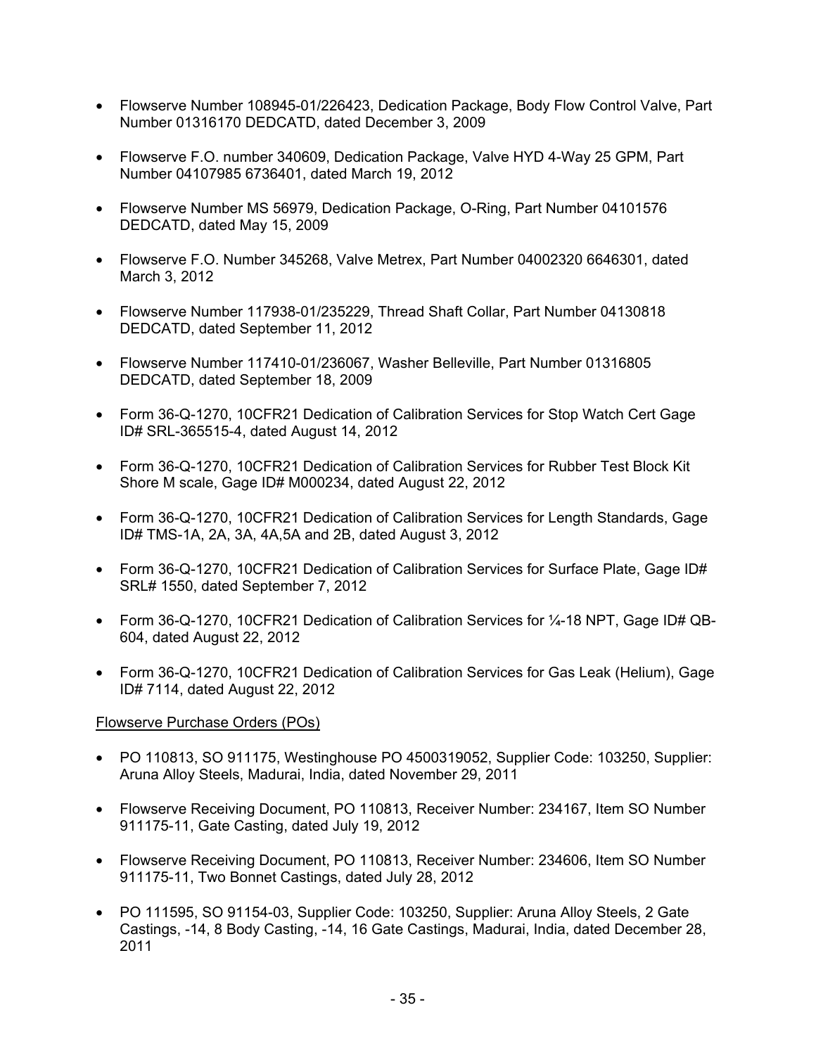- Flowserve Number 108945-01/226423, Dedication Package, Body Flow Control Valve, Part Number 01316170 DEDCATD, dated December 3, 2009

- Flowserve F.O. number 340609, Dedication Package, Valve HYD 4-Way 25 GPM, Part Number 04107985 6736401, dated March 19, 2012

- Flowserve Number MS 56979, Dedication Package, O-Ring, Part Number 04101576 DEDCATD, dated May 15, 2009

- Flowserve F.O. Number 345268, Valve Metrex, Part Number 04002320 6646301, dated March 3, 2012

- Flowserve Number 117938-01/235229, Thread Shaft Collar, Part Number 04130818 DEDCATD, dated September 11, 2012

- Flowserve Number 117410-01/236067, Washer Belleville, Part Number 01316805 DEDCATD, dated September 18, 2009

- Form 36-Q-1270, 10CFR21 Dedication of Calibration Services for Stop Watch Cert Gage ID# SRL-365515-4, dated August 14, 2012

- Form 36-Q-1270, 10CFR21 Dedication of Calibration Services for Rubber Test Block Kit Shore M scale, Gage ID# M000234, dated August 22, 2012

- Form 36-Q-1270, 10CFR21 Dedication of Calibration Services for Length Standards, Gage ID# TMS-1A, 2A, 3A, 4A,5A and 2B, dated August 3, 2012

- Form 36-Q-1270, 10CFR21 Dedication of Calibration Services for Surface Plate, Gage ID# SRL# 1550, dated September 7, 2012

- Form 36-Q-1270, 10CFR21 Dedication of Calibration Services for ¼-18 NPT, Gage ID# QB-604, dated August 22, 2012

- Form 36-Q-1270, 10CFR21 Dedication of Calibration Services for Gas Leak (Helium), Gage ID# 7114, dated August 22, 2012

Flowserve Purchase Orders (POs)

- PO 110813, SO 911175, Westinghouse PO 4500319052, Supplier Code: 103250, Supplier: Aruna Alloy Steels, Madurai, India, dated November 29, 2011

- Flowserve Receiving Document, PO 110813, Receiver Number: 234167, Item SO Number 911175-11, Gate Casting, dated July 19, 2012

- Flowserve Receiving Document, PO 110813, Receiver Number: 234606, Item SO Number 911175-11, Two Bonnet Castings, dated July 28, 2012

- PO 111595, SO 91154-03, Supplier Code: 103250, Supplier: Aruna Alloy Steels, 2 Gate Castings, -14, 8 Body Casting, -14, 16 Gate Castings, Madurai, India, dated December 28, 2011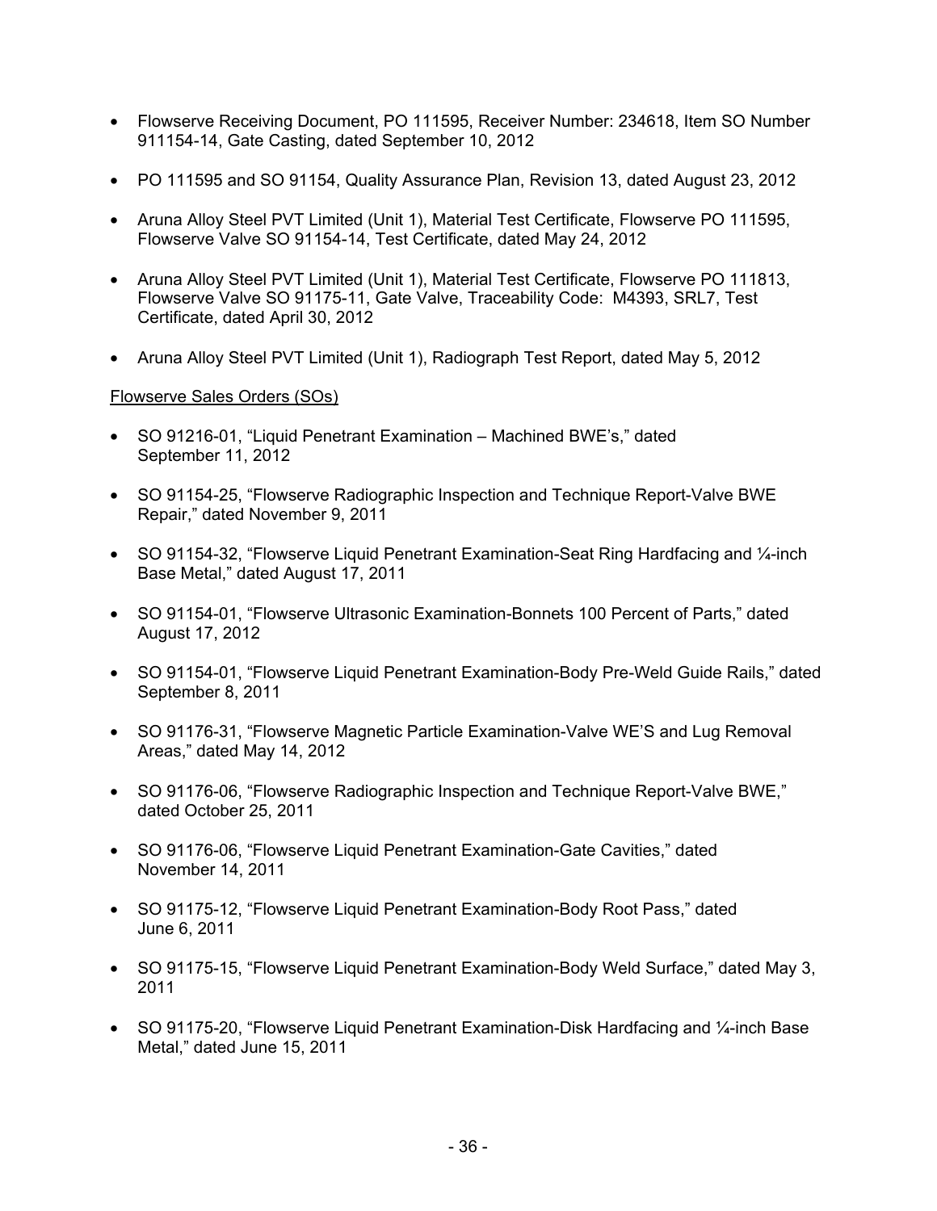- Flowserve Receiving Document, PO 111595, Receiver Number: 234618, Item SO Number 911154-14, Gate Casting, dated September 10, 2012

- PO 111595 and SO 91154, Quality Assurance Plan, Revision 13, dated August 23, 2012

- Aruna Alloy Steel PVT Limited (Unit 1), Material Test Certificate, Flowserve PO 111595, Flowserve Valve SO 91154-14, Test Certificate, dated May 24, 2012

- Aruna Alloy Steel PVT Limited (Unit 1), Material Test Certificate, Flowserve PO 111813, Flowserve Valve SO 91175-11, Gate Valve, Traceability Code: M4393, SRL7, Test Certificate, dated April 30, 2012

- Aruna Alloy Steel PVT Limited (Unit 1), Radiograph Test Report, dated May 5, 2012

Flowserve Sales Orders (SOs)

- SO 91216-01, "Liquid Penetrant Examination – Machined BWE's," dated September 11, 2012

- SO 91154-25, "Flowserve Radiographic Inspection and Technique Report-Valve BWE Repair," dated November 9, 2011

- SO 91154-32, "Flowserve Liquid Penetrant Examination-Seat Ring Hardfacing and ¼-inch Base Metal," dated August 17, 2011

- SO 91154-01, "Flowserve Ultrasonic Examination-Bonnets 100 Percent of Parts," dated August 17, 2012

- SO 91154-01, "Flowserve Liquid Penetrant Examination-Body Pre-Weld Guide Rails," dated September 8, 2011

- SO 91176-31, "Flowserve Magnetic Particle Examination-Valve WE'S and Lug Removal Areas," dated May 14, 2012

- SO 91176-06, "Flowserve Radiographic Inspection and Technique Report-Valve BWE," dated October 25, 2011

- SO 91176-06, "Flowserve Liquid Penetrant Examination-Gate Cavities," dated November 14, 2011

- SO 91175-12, "Flowserve Liquid Penetrant Examination-Body Root Pass," dated June 6, 2011

- SO 91175-15, "Flowserve Liquid Penetrant Examination-Body Weld Surface," dated May 3, 2011

- SO 91175-20, "Flowserve Liquid Penetrant Examination-Disk Hardfacing and ¼-inch Base Metal," dated June 15, 2011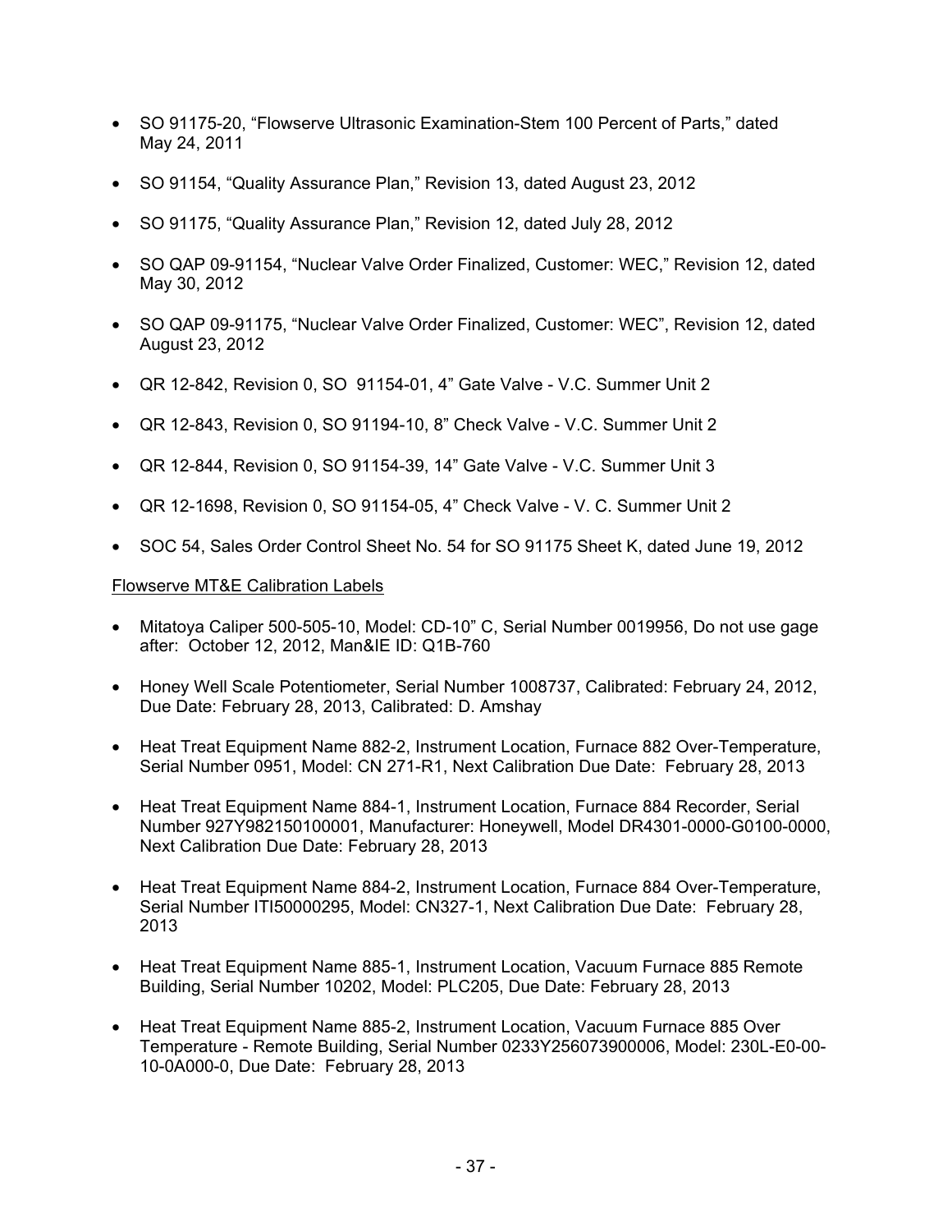- SO 91175-20, "Flowserve Ultrasonic Examination-Stem 100 Percent of Parts," dated May 24, 2011

- SO 91154, "Quality Assurance Plan," Revision 13, dated August 23, 2012

- SO 91175, "Quality Assurance Plan," Revision 12, dated July 28, 2012

- SO QAP 09-91154, "Nuclear Valve Order Finalized, Customer: WEC," Revision 12, dated May 30, 2012

- SO QAP 09-91175, "Nuclear Valve Order Finalized, Customer: WEC", Revision 12, dated August 23, 2012

- QR 12-842, Revision 0, SO 91154-01, 4" Gate Valve - V.C. Summer Unit 2

- QR 12-843, Revision 0, SO 91194-10, 8" Check Valve - V.C. Summer Unit 2

- QR 12-844, Revision 0, SO 91154-39, 14" Gate Valve - V.C. Summer Unit 3

- QR 12-1698, Revision 0, SO 91154-05, 4" Check Valve - V. C. Summer Unit 2

- SOC 54, Sales Order Control Sheet No. 54 for SO 91175 Sheet K, dated June 19, 2012

<u>Flowserve MT&E Calibration Labels</u>

- Mitatoya Caliper 500-505-10, Model: CD-10" C, Serial Number 0019956, Do not use gage after: October 12, 2012, Man&IE ID: Q1B-760

- Honey Well Scale Potentiometer, Serial Number 1008737, Calibrated: February 24, 2012, Due Date: February 28, 2013, Calibrated: D. Amshay

- Heat Treat Equipment Name 882-2, Instrument Location, Furnace 882 Over-Temperature, Serial Number 0951, Model: CN 271-R1, Next Calibration Due Date: February 28, 2013

- Heat Treat Equipment Name 884-1, Instrument Location, Furnace 884 Recorder, Serial Number 927Y982150100001, Manufacturer: Honeywell, Model DR4301-0000-G0100-0000, Next Calibration Due Date: February 28, 2013

- Heat Treat Equipment Name 884-2, Instrument Location, Furnace 884 Over-Temperature, Serial Number ITI50000295, Model: CN327-1, Next Calibration Due Date: February 28, 2013

- Heat Treat Equipment Name 885-1, Instrument Location, Vacuum Furnace 885 Remote Building, Serial Number 10202, Model: PLC205, Due Date: February 28, 2013

- Heat Treat Equipment Name 885-2, Instrument Location, Vacuum Furnace 885 Over Temperature - Remote Building, Serial Number 0233Y256073900006, Model: 230L-E0-00-10-0A000-0, Due Date: February 28, 2013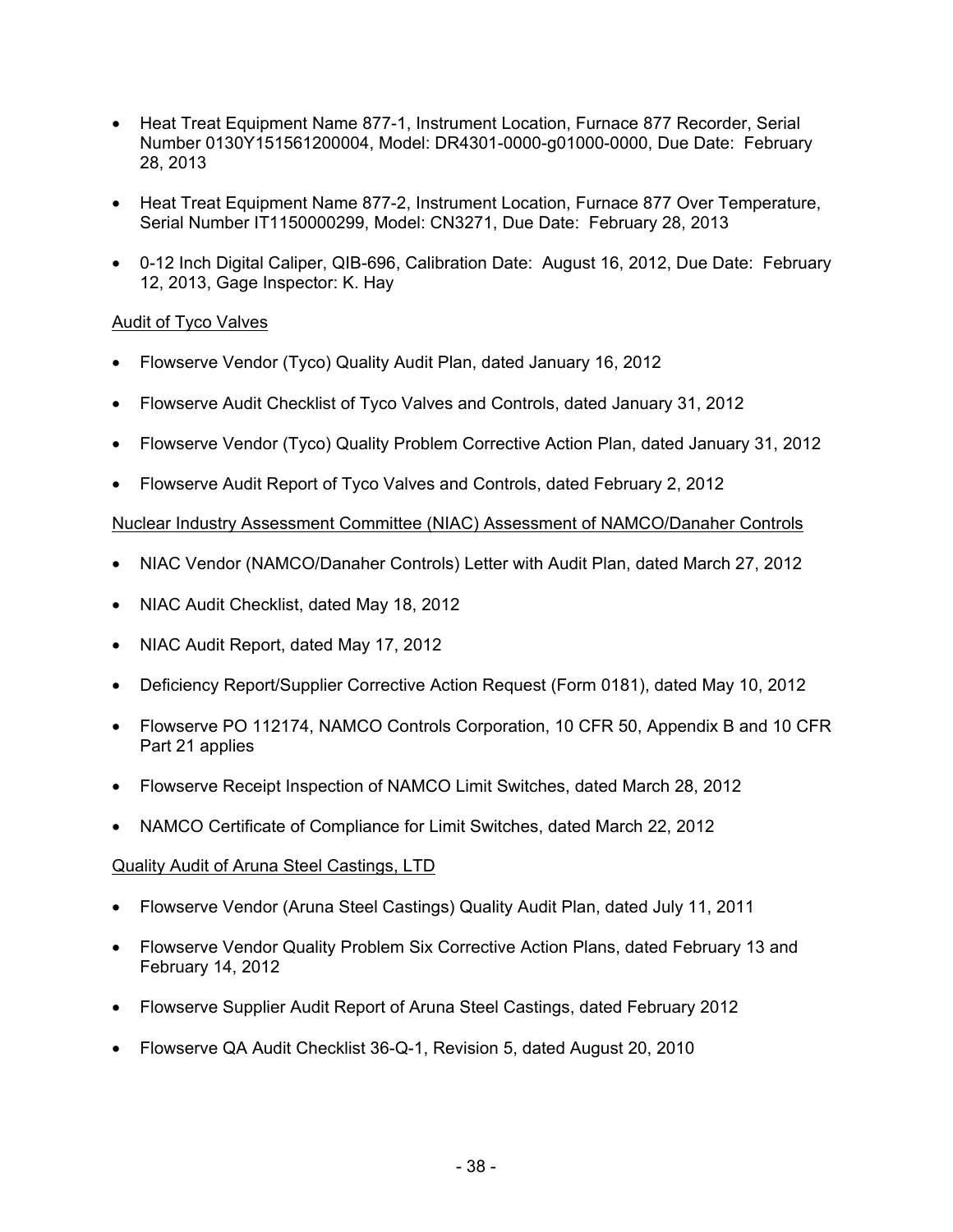- Heat Treat Equipment Name 877-1, Instrument Location, Furnace 877 Recorder, Serial Number 0130Y151561200004, Model: DR4301-0000-g01000-0000, Due Date: February 28, 2013

- Heat Treat Equipment Name 877-2, Instrument Location, Furnace 877 Over Temperature, Serial Number IT1150000299, Model: CN3271, Due Date: February 28, 2013

- 0-12 Inch Digital Caliper, QIB-696, Calibration Date: August 16, 2012, Due Date: February 12, 2013, Gage Inspector: K. Hay

<u>Audit of Tyco Valves</u>

- Flowserve Vendor (Tyco) Quality Audit Plan, dated January 16, 2012

- Flowserve Audit Checklist of Tyco Valves and Controls, dated January 31, 2012

- Flowserve Vendor (Tyco) Quality Problem Corrective Action Plan, dated January 31, 2012

- Flowserve Audit Report of Tyco Valves and Controls, dated February 2, 2012

<u>Nuclear Industry Assessment Committee (NIAC) Assessment of NAMCO/Danaher Controls</u>

- NIAC Vendor (NAMCO/Danaher Controls) Letter with Audit Plan, dated March 27, 2012

- NIAC Audit Checklist, dated May 18, 2012

- NIAC Audit Report, dated May 17, 2012

- Deficiency Report/Supplier Corrective Action Request (Form 0181), dated May 10, 2012

- Flowserve PO 112174, NAMCO Controls Corporation, 10 CFR 50, Appendix B and 10 CFR Part 21 applies

- Flowserve Receipt Inspection of NAMCO Limit Switches, dated March 28, 2012

- NAMCO Certificate of Compliance for Limit Switches, dated March 22, 2012

<u>Quality Audit of Aruna Steel Castings, LTD</u>

- Flowserve Vendor (Aruna Steel Castings) Quality Audit Plan, dated July 11, 2011

- Flowserve Vendor Quality Problem Six Corrective Action Plans, dated February 13 and February 14, 2012

- Flowserve Supplier Audit Report of Aruna Steel Castings, dated February 2012

- Flowserve QA Audit Checklist 36-Q-1, Revision 5, dated August 20, 2010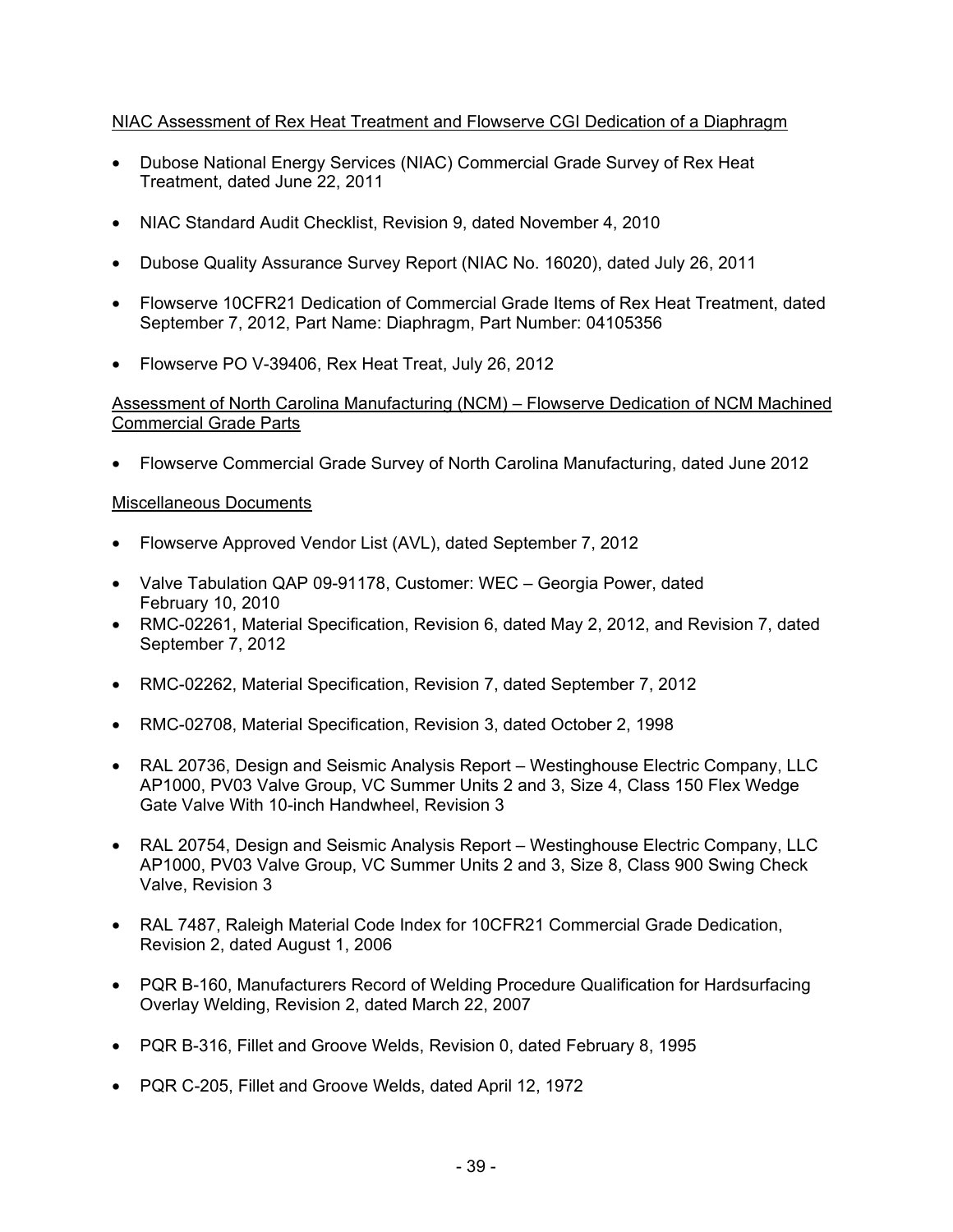NIAC Assessment of Rex Heat Treatment and Flowserve CGI Dedication of a Diaphragm

- Dubose National Energy Services (NIAC) Commercial Grade Survey of Rex Heat Treatment, dated June 22, 2011
- NIAC Standard Audit Checklist, Revision 9, dated November 4, 2010
- Dubose Quality Assurance Survey Report (NIAC No. 16020), dated July 26, 2011
- Flowserve 10CFR21 Dedication of Commercial Grade Items of Rex Heat Treatment, dated September 7, 2012, Part Name: Diaphragm, Part Number: 04105356
- Flowserve PO V-39406, Rex Heat Treat, July 26, 2012

Assessment of North Carolina Manufacturing (NCM) – Flowserve Dedication of NCM Machined Commercial Grade Parts

- Flowserve Commercial Grade Survey of North Carolina Manufacturing, dated June 2012

Miscellaneous Documents

- Flowserve Approved Vendor List (AVL), dated September 7, 2012
- Valve Tabulation QAP 09-91178, Customer: WEC – Georgia Power, dated February 10, 2010
- RMC-02261, Material Specification, Revision 6, dated May 2, 2012, and Revision 7, dated September 7, 2012
- RMC-02262, Material Specification, Revision 7, dated September 7, 2012
- RMC-02708, Material Specification, Revision 3, dated October 2, 1998
- RAL 20736, Design and Seismic Analysis Report – Westinghouse Electric Company, LLC AP1000, PV03 Valve Group, VC Summer Units 2 and 3, Size 4, Class 150 Flex Wedge Gate Valve With 10-inch Handwheel, Revision 3
- RAL 20754, Design and Seismic Analysis Report – Westinghouse Electric Company, LLC AP1000, PV03 Valve Group, VC Summer Units 2 and 3, Size 8, Class 900 Swing Check Valve, Revision 3
- RAL 7487, Raleigh Material Code Index for 10CFR21 Commercial Grade Dedication, Revision 2, dated August 1, 2006
- PQR B-160, Manufacturers Record of Welding Procedure Qualification for Hardsurfacing Overlay Welding, Revision 2, dated March 22, 2007
- PQR B-316, Fillet and Groove Welds, Revision 0, dated February 8, 1995
- PQR C-205, Fillet and Groove Welds, dated April 12, 1972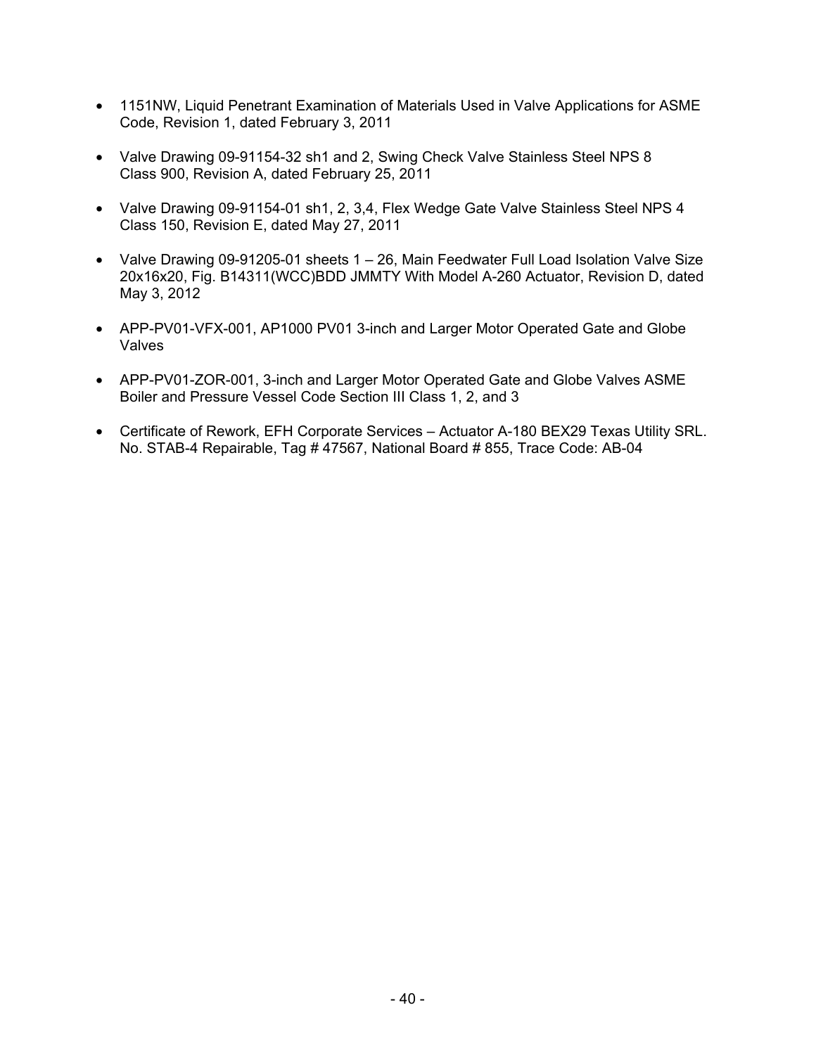- 1151NW, Liquid Penetrant Examination of Materials Used in Valve Applications for ASME Code, Revision 1, dated February 3, 2011

- Valve Drawing 09-91154-32 sh1 and 2, Swing Check Valve Stainless Steel NPS 8 Class 900, Revision A, dated February 25, 2011

- Valve Drawing 09-91154-01 sh1, 2, 3,4, Flex Wedge Gate Valve Stainless Steel NPS 4 Class 150, Revision E, dated May 27, 2011

- Valve Drawing 09-91205-01 sheets 1 – 26, Main Feedwater Full Load Isolation Valve Size 20x16x20, Fig. B14311(WCC)BDD JMMTY With Model A-260 Actuator, Revision D, dated May 3, 2012

- APP-PV01-VFX-001, AP1000 PV01 3-inch and Larger Motor Operated Gate and Globe Valves

- APP-PV01-ZOR-001, 3-inch and Larger Motor Operated Gate and Globe Valves ASME Boiler and Pressure Vessel Code Section III Class 1, 2, and 3

- Certificate of Rework, EFH Corporate Services – Actuator A-180 BEX29 Texas Utility SRL. No. STAB-4 Repairable, Tag # 47567, National Board # 855, Trace Code: AB-04